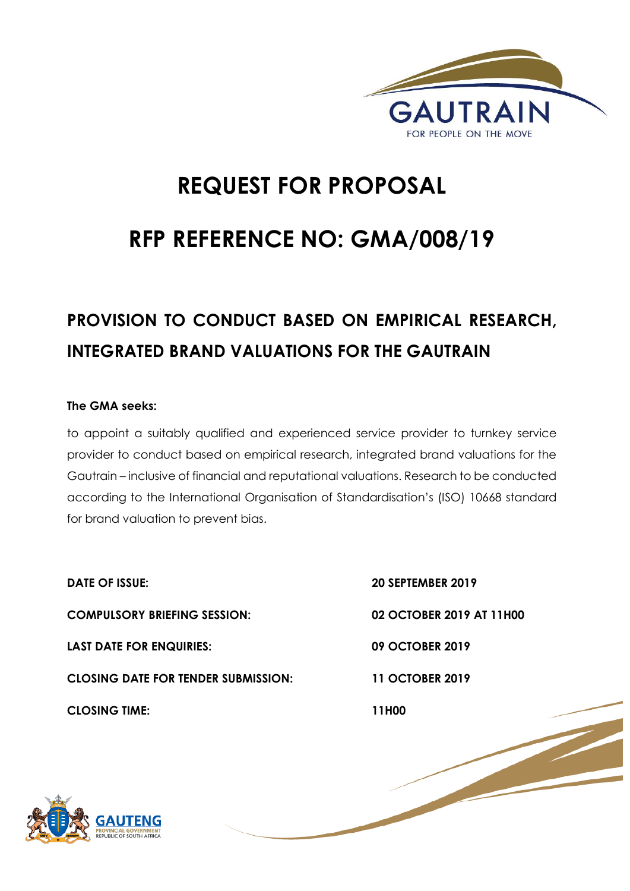GAUTRAIN

FOR PEOPLE ON THE MOVE

# REQUEST FOR PROPOSAL

# RFP REFERENCE NO: GMA/008/19

## PROVISION TO CONDUCT BASED ON EMPIRICAL RESEARCH, INTEGRATED BRAND VALUATIONS FOR THE GAUTRAIN

**The GMA seeks:**

to appoint a suitably qualified and experienced service provider to turnkey service provider to conduct based on empirical research, integrated brand valuations for the Gautrain – inclusive of financial and reputational valuations. Research to be conducted according to the International Organisation of Standardisation's (ISO) 10668 standard for brand valuation to prevent bias.

| | |
|---|---|
| **DATE OF ISSUE:** | **20 SEPTEMBER 2019** |
| **COMPULSORY BRIEFING SESSION:** | **02 OCTOBER 2019 AT 11H00** |
| **LAST DATE FOR ENQUIRIES:** | **09 OCTOBER 2019** |
| **CLOSING DATE FOR TENDER SUBMISSION:** | **11 OCTOBER 2019** |
| **CLOSING TIME:** | **11H00** |

GAUTENG PROVINCIAL GOVERNMENT
REPUBLIC OF SOUTH AFRICA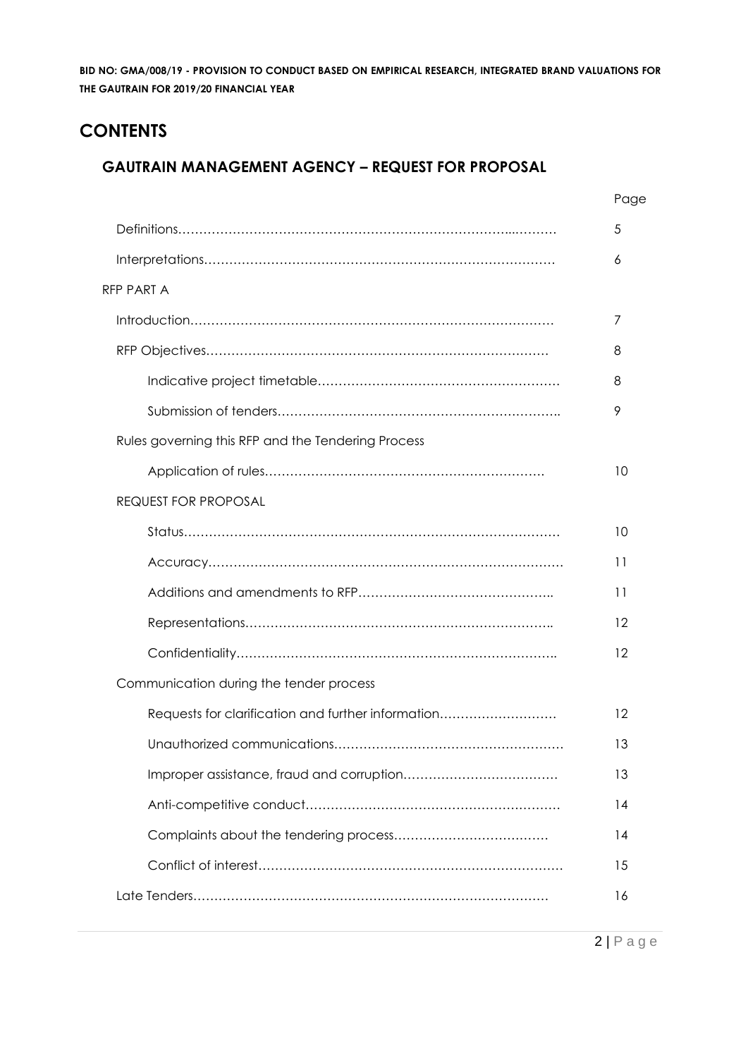# CONTENTS

## GAUTRAIN MANAGEMENT AGENCY – REQUEST FOR PROPOSAL

| | Page |
|---|---|
| Definitions | 5 |
| Interpretations | 6 |
| RFP PART A | |
| Introduction | 7 |
| RFP Objectives | 8 |
| Indicative project timetable | 8 |
| Submission of tenders | 9 |
| Rules governing this RFP and the Tendering Process | |
| Application of rules | 10 |
| REQUEST FOR PROPOSAL | |
| Status | 10 |
| Accuracy | 11 |
| Additions and amendments to RFP | 11 |
| Representations | 12 |
| Confidentiality | 12 |
| Communication during the tender process | |
| Requests for clarification and further information | 12 |
| Unauthorized communications | 13 |
| Improper assistance, fraud and corruption | 13 |
| Anti-competitive conduct | 14 |
| Complaints about the tendering process | 14 |
| Conflict of interest | 15 |
| Late Tenders | 16 |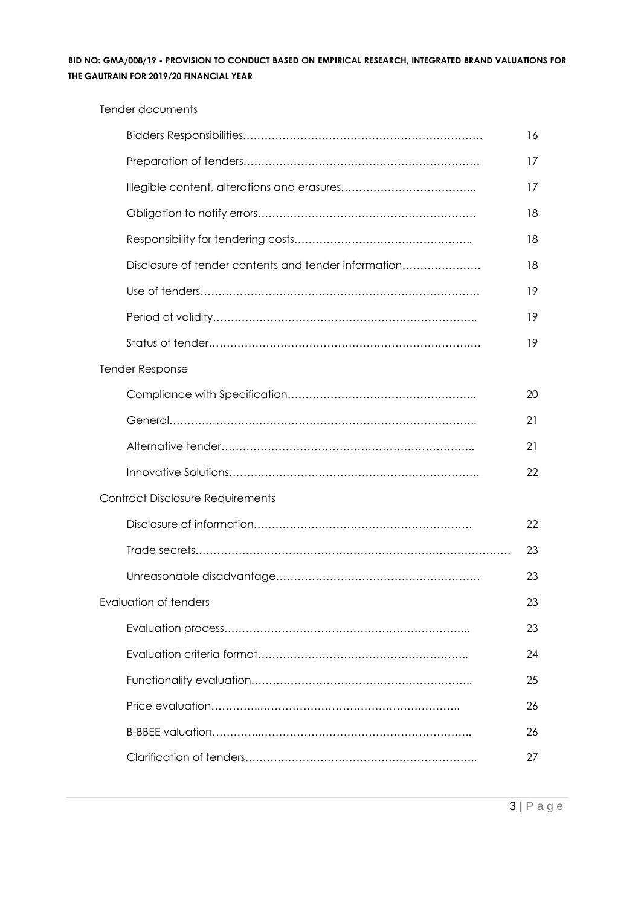Tender documents

| | |
|---|---|
| Bidders Responsibilities | 16 |
| Preparation of tenders | 17 |
| Illegible content, alterations and erasures | 17 |
| Obligation to notify errors | 18 |
| Responsibility for tendering costs | 18 |
| Disclosure of tender contents and tender information | 18 |
| Use of tenders | 19 |
| Period of validity | 19 |
| Status of tender | 19 |

Tender Response

| | |
|---|---|
| Compliance with Specification | 20 |
| General | 21 |
| Alternative tender | 21 |
| Innovative Solutions | 22 |

Contract Disclosure Requirements

| | |
|---|---|
| Disclosure of information | 22 |
| Trade secrets | 23 |
| Unreasonable disadvantage | 23 |

Evaluation of tenders 23

| | |
|---|---|
| Evaluation process | 23 |
| Evaluation criteria format | 24 |
| Functionality evaluation | 25 |
| Price evaluation | 26 |
| B-BBEE valuation | 26 |
| Clarification of tenders | 27 |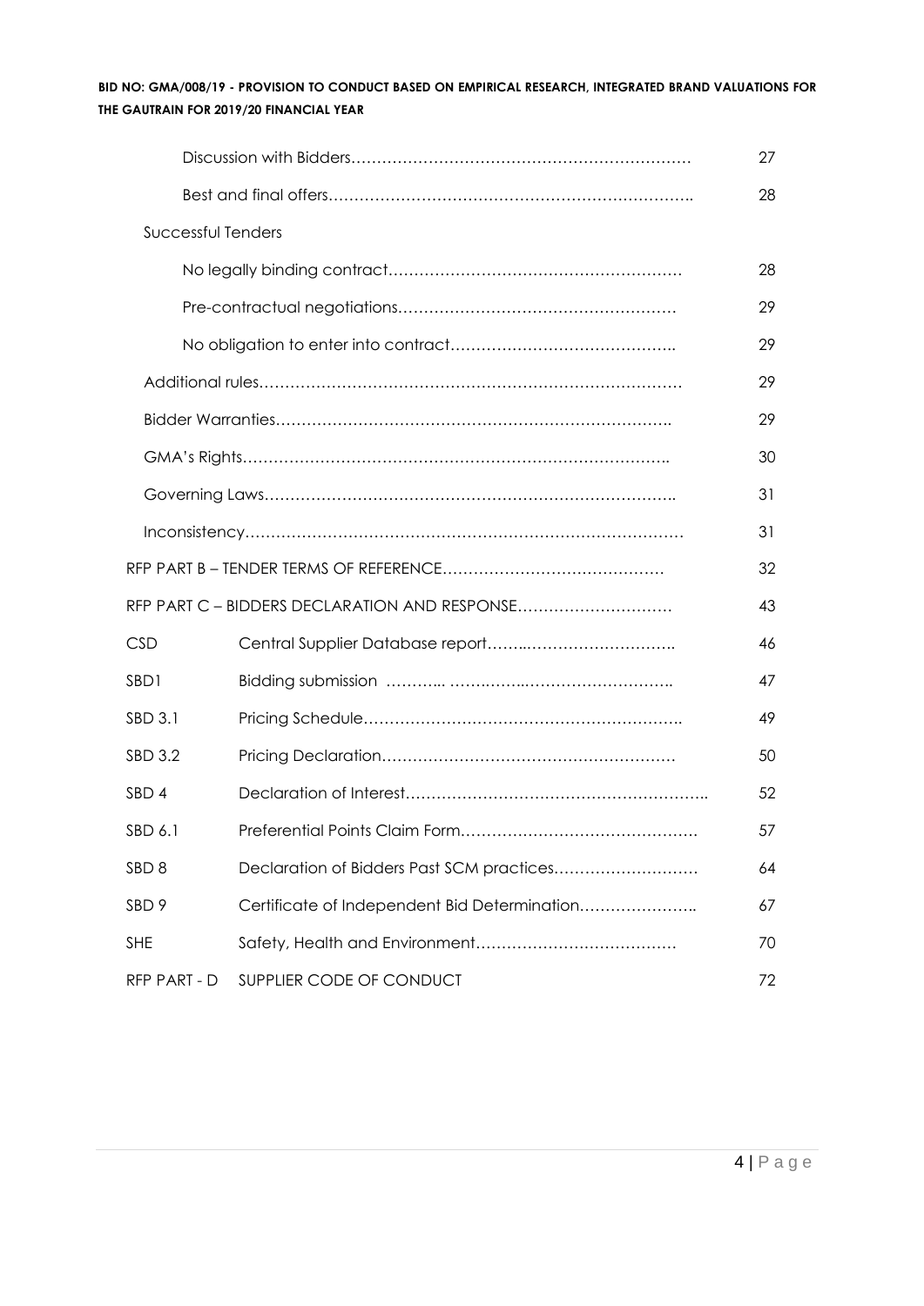| | | |
|---|---|---|
| | Discussion with Bidders…………………………………………………………… | 27 |
| | Best and final offers……………………………………………………………….. | 28 |
| Successful Tenders | | |
| | No legally binding contract………………………………………………… | 28 |
| | Pre-contractual negotiations……………………………………………… | 29 |
| | No obligation to enter into contract…………………………………….. | 29 |
| | Additional rules……………………………………………………………………… | 29 |
| | Bidder Warranties………………………………………………………………….. | 29 |
| | GMA's Rights……………………………………………………………………….. | 30 |
| | Governing Laws…………………………………………………………………….. | 31 |
| | Inconsistency………………………………………………………………………… | 31 |
| RFP PART B – TENDER TERMS OF REFERENCE……………………………………… | | 32 |
| RFP PART C – BIDDERS DECLARATION AND RESPONSE………………………… | | 43 |
| CSD | Central Supplier Database report……..……………………….. | 46 |
| SBD1 | Bidding submission ……….. …….……..…………………….. | 47 |
| SBD 3.1 | Pricing Schedule…………………………………………………….. | 49 |
| SBD 3.2 | Pricing Declaration………………………………………………… | 50 |
| SBD 4 | Declaration of Interest………………………………………………….. | 52 |
| SBD 6.1 | Preferential Points Claim Form……………………………………… | 57 |
| SBD 8 | Declaration of Bidders Past SCM practices……………………… | 64 |
| SBD 9 | Certificate of Independent Bid Determination………………….. | 67 |
| SHE | Safety, Health and Environment………………………………… | 70 |
| RFP PART - D | SUPPLIER CODE OF CONDUCT | 72 |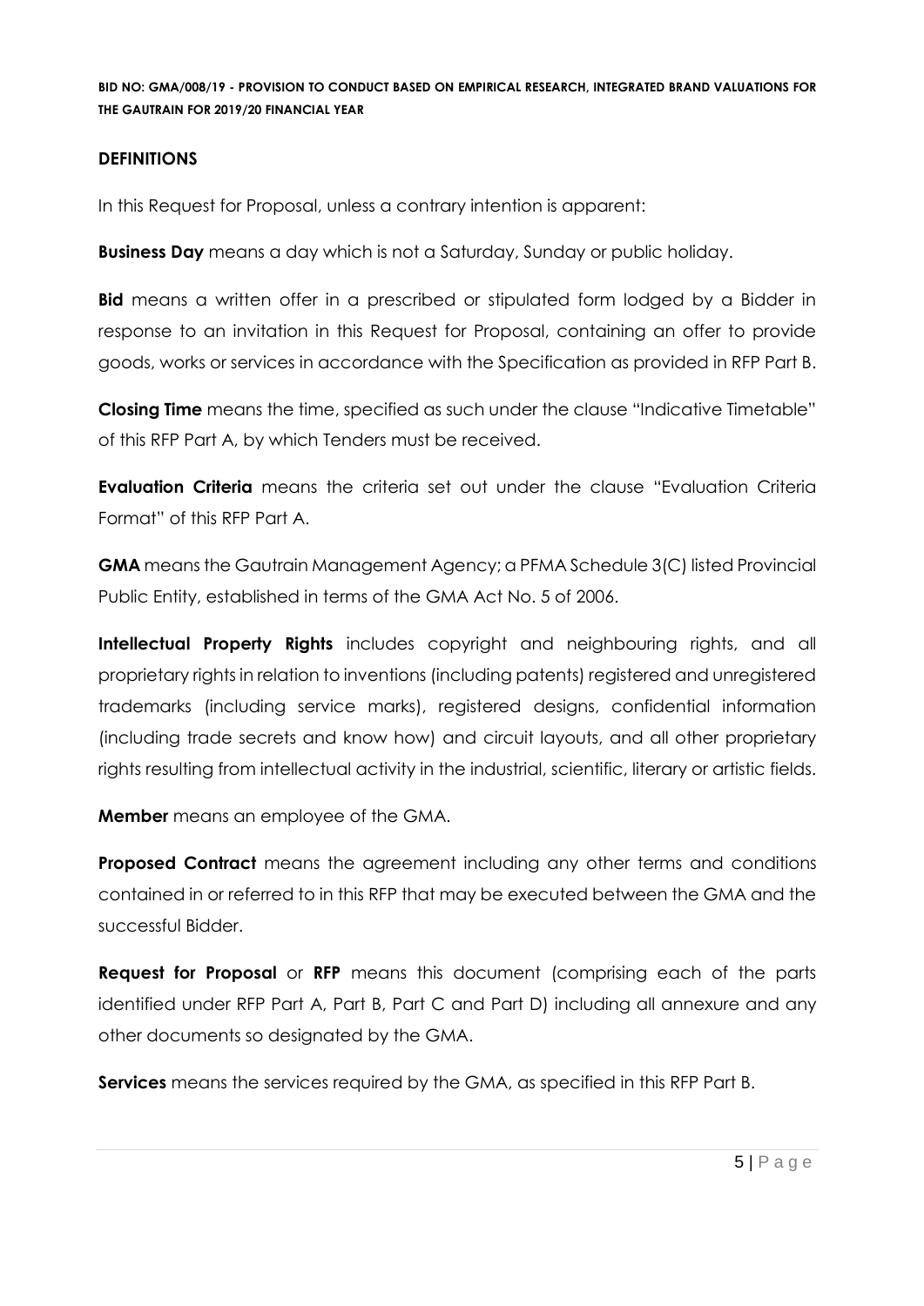## DEFINITIONS

In this Request for Proposal, unless a contrary intention is apparent:

**Business Day** means a day which is not a Saturday, Sunday or public holiday.

**Bid** means a written offer in a prescribed or stipulated form lodged by a Bidder in response to an invitation in this Request for Proposal, containing an offer to provide goods, works or services in accordance with the Specification as provided in RFP Part B.

**Closing Time** means the time, specified as such under the clause "Indicative Timetable" of this RFP Part A, by which Tenders must be received.

**Evaluation Criteria** means the criteria set out under the clause "Evaluation Criteria Format" of this RFP Part A.

**GMA** means the Gautrain Management Agency; a PFMA Schedule 3(C) listed Provincial Public Entity, established in terms of the GMA Act No. 5 of 2006.

**Intellectual Property Rights** includes copyright and neighbouring rights, and all proprietary rights in relation to inventions (including patents) registered and unregistered trademarks (including service marks), registered designs, confidential information (including trade secrets and know how) and circuit layouts, and all other proprietary rights resulting from intellectual activity in the industrial, scientific, literary or artistic fields.

**Member** means an employee of the GMA.

**Proposed Contract** means the agreement including any other terms and conditions contained in or referred to in this RFP that may be executed between the GMA and the successful Bidder.

**Request for Proposal** or **RFP** means this document (comprising each of the parts identified under RFP Part A, Part B, Part C and Part D) including all annexure and any other documents so designated by the GMA.

**Services** means the services required by the GMA, as specified in this RFP Part B.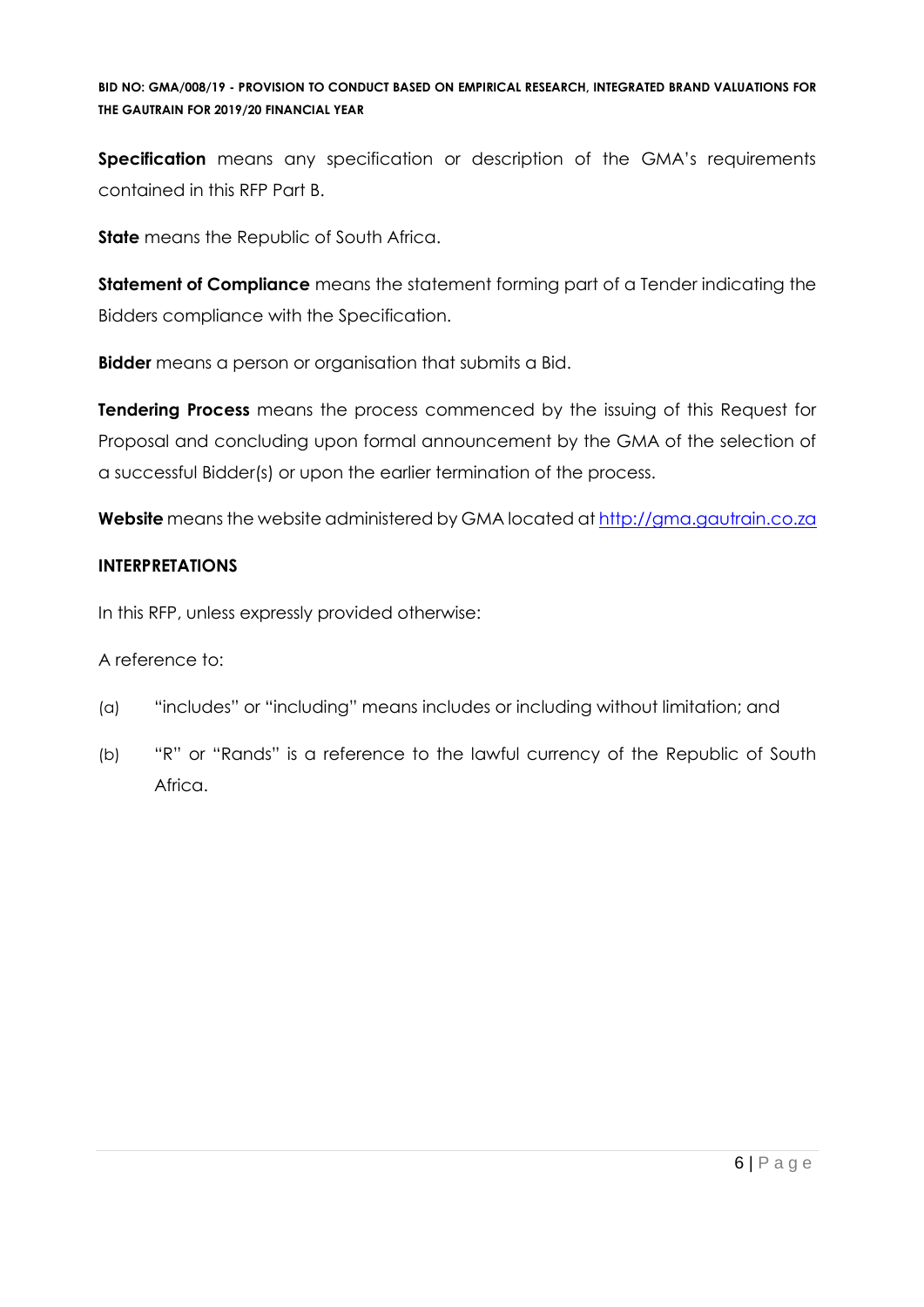**Specification** means any specification or description of the GMA's requirements contained in this RFP Part B.

**State** means the Republic of South Africa.

**Statement of Compliance** means the statement forming part of a Tender indicating the Bidders compliance with the Specification.

**Bidder** means a person or organisation that submits a Bid.

**Tendering Process** means the process commenced by the issuing of this Request for Proposal and concluding upon formal announcement by the GMA of the selection of a successful Bidder(s) or upon the earlier termination of the process.

**Website** means the website administered by GMA located at [http://gma.gautrain.co.za](http://gma.gautrain.co.za)

**INTERPRETATIONS**

In this RFP, unless expressly provided otherwise:

A reference to:

(a) "includes" or "including" means includes or including without limitation; and

(b) "R" or "Rands" is a reference to the lawful currency of the Republic of South Africa.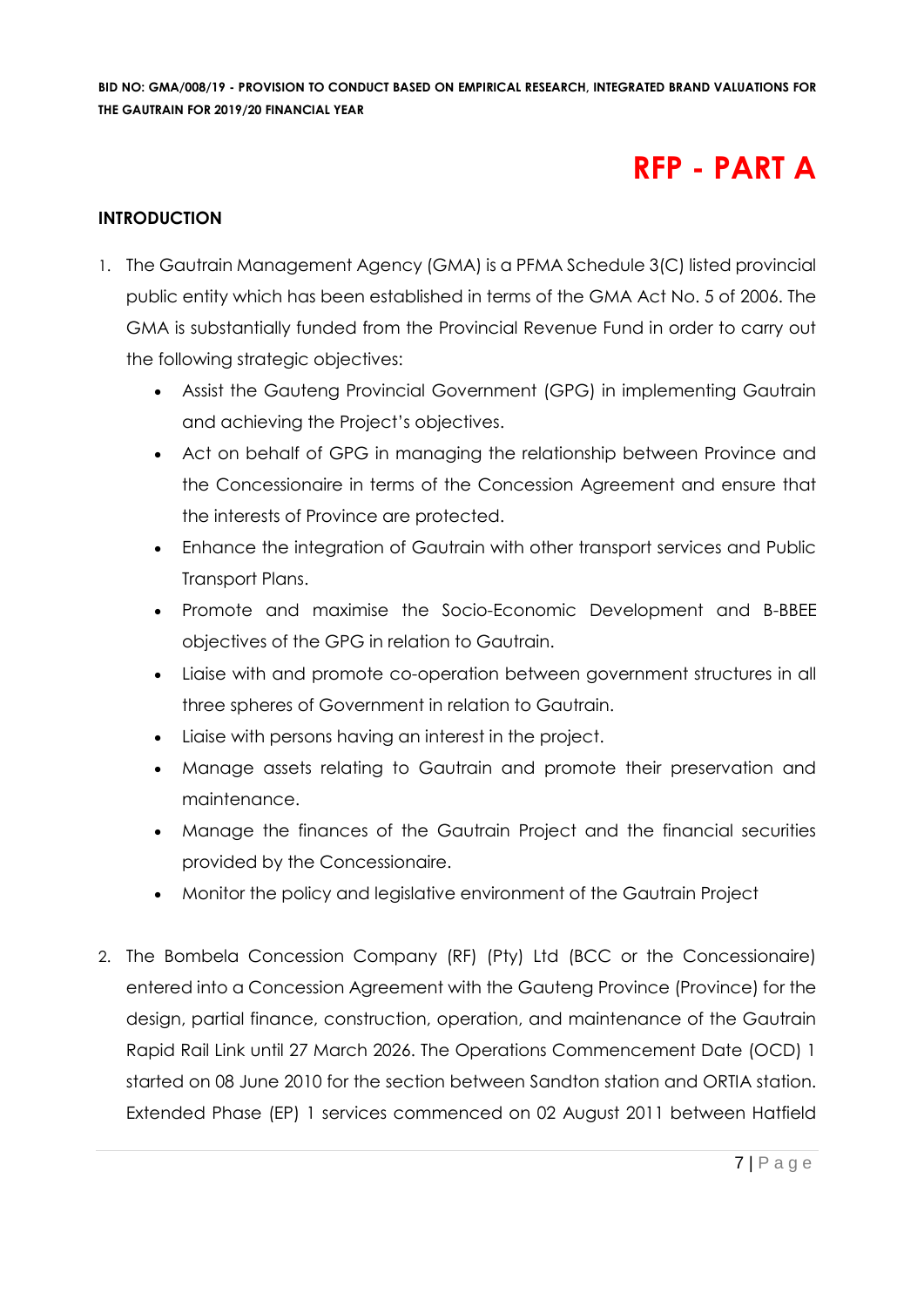# RFP - PART A

## INTRODUCTION

1. The Gautrain Management Agency (GMA) is a PFMA Schedule 3(C) listed provincial public entity which has been established in terms of the GMA Act No. 5 of 2006. The GMA is substantially funded from the Provincial Revenue Fund in order to carry out the following strategic objectives:
   - Assist the Gauteng Provincial Government (GPG) in implementing Gautrain and achieving the Project's objectives.
   - Act on behalf of GPG in managing the relationship between Province and the Concessionaire in terms of the Concession Agreement and ensure that the interests of Province are protected.
   - Enhance the integration of Gautrain with other transport services and Public Transport Plans.
   - Promote and maximise the Socio-Economic Development and B-BBEE objectives of the GPG in relation to Gautrain.
   - Liaise with and promote co-operation between government structures in all three spheres of Government in relation to Gautrain.
   - Liaise with persons having an interest in the project.
   - Manage assets relating to Gautrain and promote their preservation and maintenance.
   - Manage the finances of the Gautrain Project and the financial securities provided by the Concessionaire.
   - Monitor the policy and legislative environment of the Gautrain Project

2. The Bombela Concession Company (RF) (Pty) Ltd (BCC or the Concessionaire) entered into a Concession Agreement with the Gauteng Province (Province) for the design, partial finance, construction, operation, and maintenance of the Gautrain Rapid Rail Link until 27 March 2026. The Operations Commencement Date (OCD) 1 started on 08 June 2010 for the section between Sandton station and ORTIA station. Extended Phase (EP) 1 services commenced on 02 August 2011 between Hatfield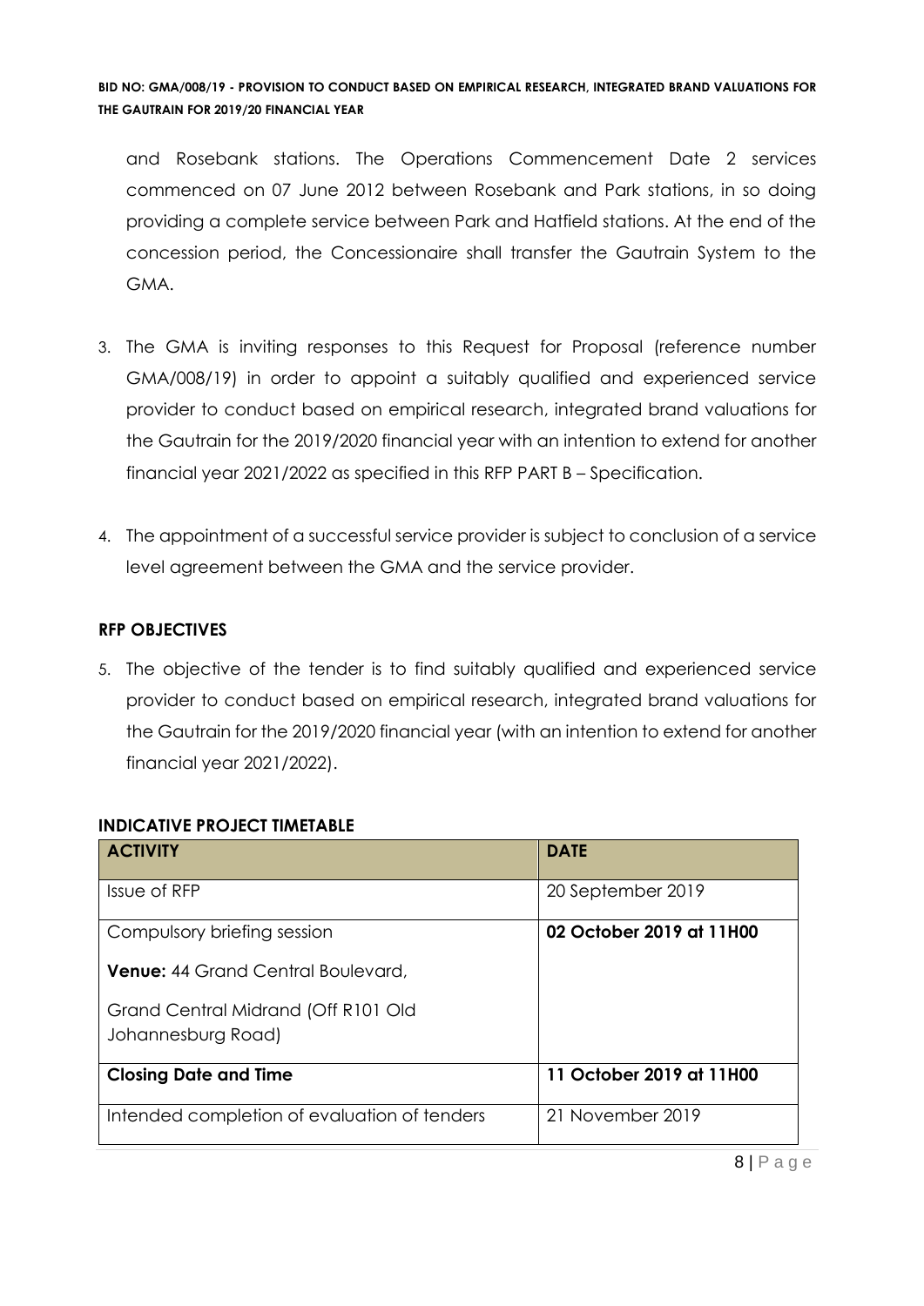and Rosebank stations. The Operations Commencement Date 2 services commenced on 07 June 2012 between Rosebank and Park stations, in so doing providing a complete service between Park and Hatfield stations. At the end of the concession period, the Concessionaire shall transfer the Gautrain System to the GMA.

3. The GMA is inviting responses to this Request for Proposal (reference number GMA/008/19) in order to appoint a suitably qualified and experienced service provider to conduct based on empirical research, integrated brand valuations for the Gautrain for the 2019/2020 financial year with an intention to extend for another financial year 2021/2022 as specified in this RFP PART B – Specification.

4. The appointment of a successful service provider is subject to conclusion of a service level agreement between the GMA and the service provider.

## RFP OBJECTIVES

5. The objective of the tender is to find suitably qualified and experienced service provider to conduct based on empirical research, integrated brand valuations for the Gautrain for the 2019/2020 financial year (with an intention to extend for another financial year 2021/2022).

## INDICATIVE PROJECT TIMETABLE

| ACTIVITY | DATE |
|---|---|
| Issue of RFP | 20 September 2019 |
| Compulsory briefing session<br><br>**Venue:** 44 Grand Central Boulevard,<br><br>Grand Central Midrand (Off R101 Old Johannesburg Road) | **02 October 2019 at 11H00** |
| **Closing Date and Time** | **11 October 2019 at 11H00** |
| Intended completion of evaluation of tenders | 21 November 2019 |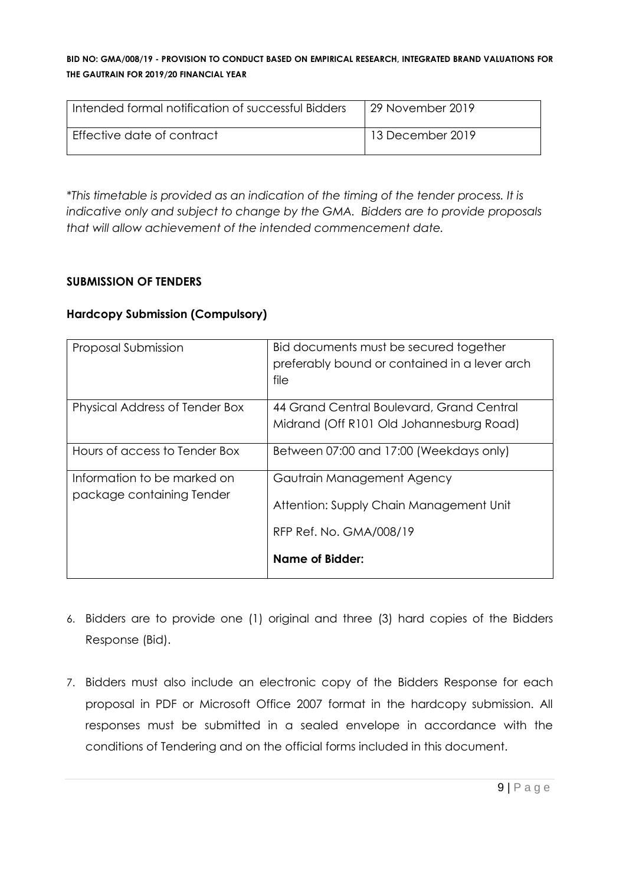| Intended formal notification of successful Bidders | 29 November 2019 |
|---|---|
| Effective date of contract | 13 December 2019 |

*\*This timetable is provided as an indication of the timing of the tender process. It is indicative only and subject to change by the GMA. Bidders are to provide proposals that will allow achievement of the intended commencement date.*

**SUBMISSION OF TENDERS**

**Hardcopy Submission (Compulsory)**

| Proposal Submission | Bid documents must be secured together preferably bound or contained in a lever arch file |
|---|---|
| Physical Address of Tender Box | 44 Grand Central Boulevard, Grand Central Midrand (Off R101 Old Johannesburg Road) |
| Hours of access to Tender Box | Between 07:00 and 17:00 (Weekdays only) |
| Information to be marked on package containing Tender | Gautrain Management Agency<br><br>Attention: Supply Chain Management Unit<br><br>RFP Ref. No. GMA/008/19<br><br>**Name of Bidder:** |

6. Bidders are to provide one (1) original and three (3) hard copies of the Bidders Response (Bid).

7. Bidders must also include an electronic copy of the Bidders Response for each proposal in PDF or Microsoft Office 2007 format in the hardcopy submission. All responses must be submitted in a sealed envelope in accordance with the conditions of Tendering and on the official forms included in this document.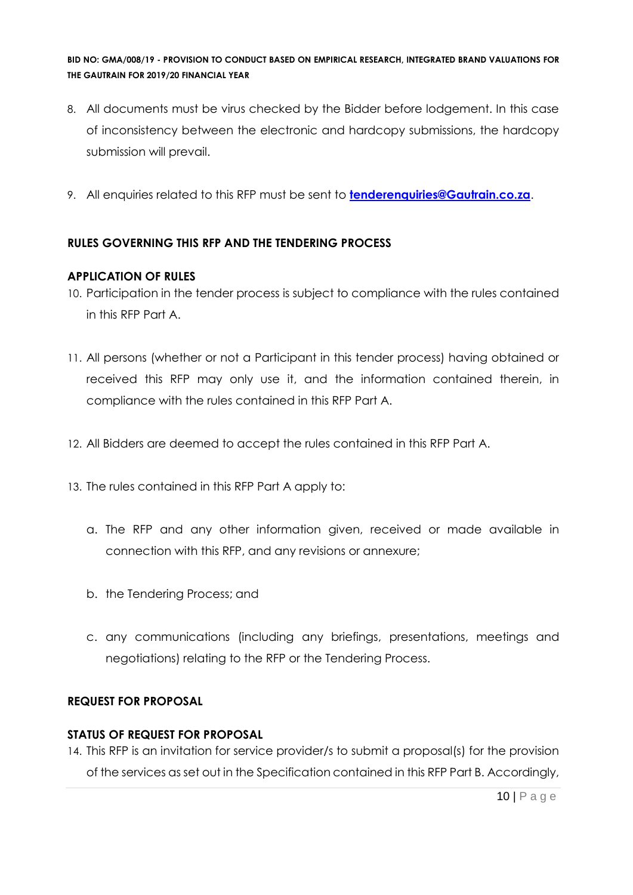8. All documents must be virus checked by the Bidder before lodgement. In this case of inconsistency between the electronic and hardcopy submissions, the hardcopy submission will prevail.

9. All enquiries related to this RFP must be sent to **tenderenquiries@Gautrain.co.za**.

### RULES GOVERNING THIS RFP AND THE TENDERING PROCESS

### APPLICATION OF RULES

10. Participation in the tender process is subject to compliance with the rules contained in this RFP Part A.

11. All persons (whether or not a Participant in this tender process) having obtained or received this RFP may only use it, and the information contained therein, in compliance with the rules contained in this RFP Part A.

12. All Bidders are deemed to accept the rules contained in this RFP Part A.

13. The rules contained in this RFP Part A apply to:

    a. The RFP and any other information given, received or made available in connection with this RFP, and any revisions or annexure;

    b. the Tendering Process; and

    c. any communications (including any briefings, presentations, meetings and negotiations) relating to the RFP or the Tendering Process.

### REQUEST FOR PROPOSAL

### STATUS OF REQUEST FOR PROPOSAL

14. This RFP is an invitation for service provider/s to submit a proposal(s) for the provision of the services as set out in the Specification contained in this RFP Part B. Accordingly,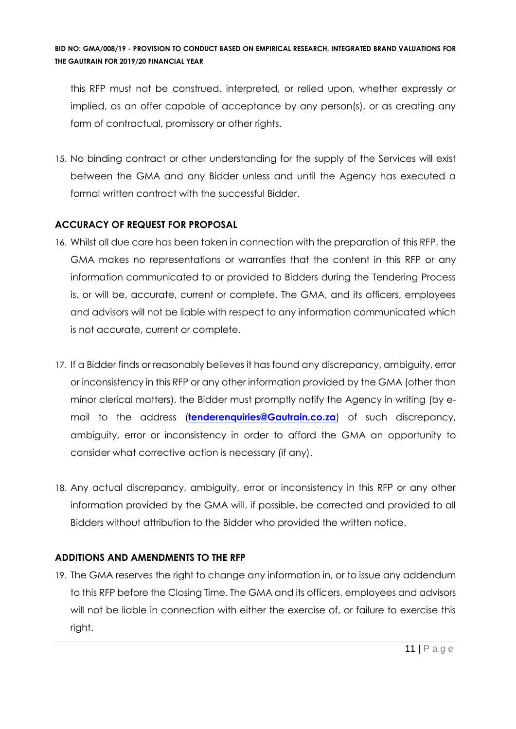this RFP must not be construed, interpreted, or relied upon, whether expressly or implied, as an offer capable of acceptance by any person(s), or as creating any form of contractual, promissory or other rights.

15. No binding contract or other understanding for the supply of the Services will exist between the GMA and any Bidder unless and until the Agency has executed a formal written contract with the successful Bidder.

**ACCURACY OF REQUEST FOR PROPOSAL**

16. Whilst all due care has been taken in connection with the preparation of this RFP, the GMA makes no representations or warranties that the content in this RFP or any information communicated to or provided to Bidders during the Tendering Process is, or will be, accurate, current or complete. The GMA, and its officers, employees and advisors will not be liable with respect to any information communicated which is not accurate, current or complete.

17. If a Bidder finds or reasonably believes it has found any discrepancy, ambiguity, error or inconsistency in this RFP or any other information provided by the GMA (other than minor clerical matters), the Bidder must promptly notify the Agency in writing (by e-mail to the address (**tenderenquiries@Gautrain.co.za**) of such discrepancy, ambiguity, error or inconsistency in order to afford the GMA an opportunity to consider what corrective action is necessary (if any).

18. Any actual discrepancy, ambiguity, error or inconsistency in this RFP or any other information provided by the GMA will, if possible, be corrected and provided to all Bidders without attribution to the Bidder who provided the written notice.

**ADDITIONS AND AMENDMENTS TO THE RFP**

19. The GMA reserves the right to change any information in, or to issue any addendum to this RFP before the Closing Time. The GMA and its officers, employees and advisors will not be liable in connection with either the exercise of, or failure to exercise this right.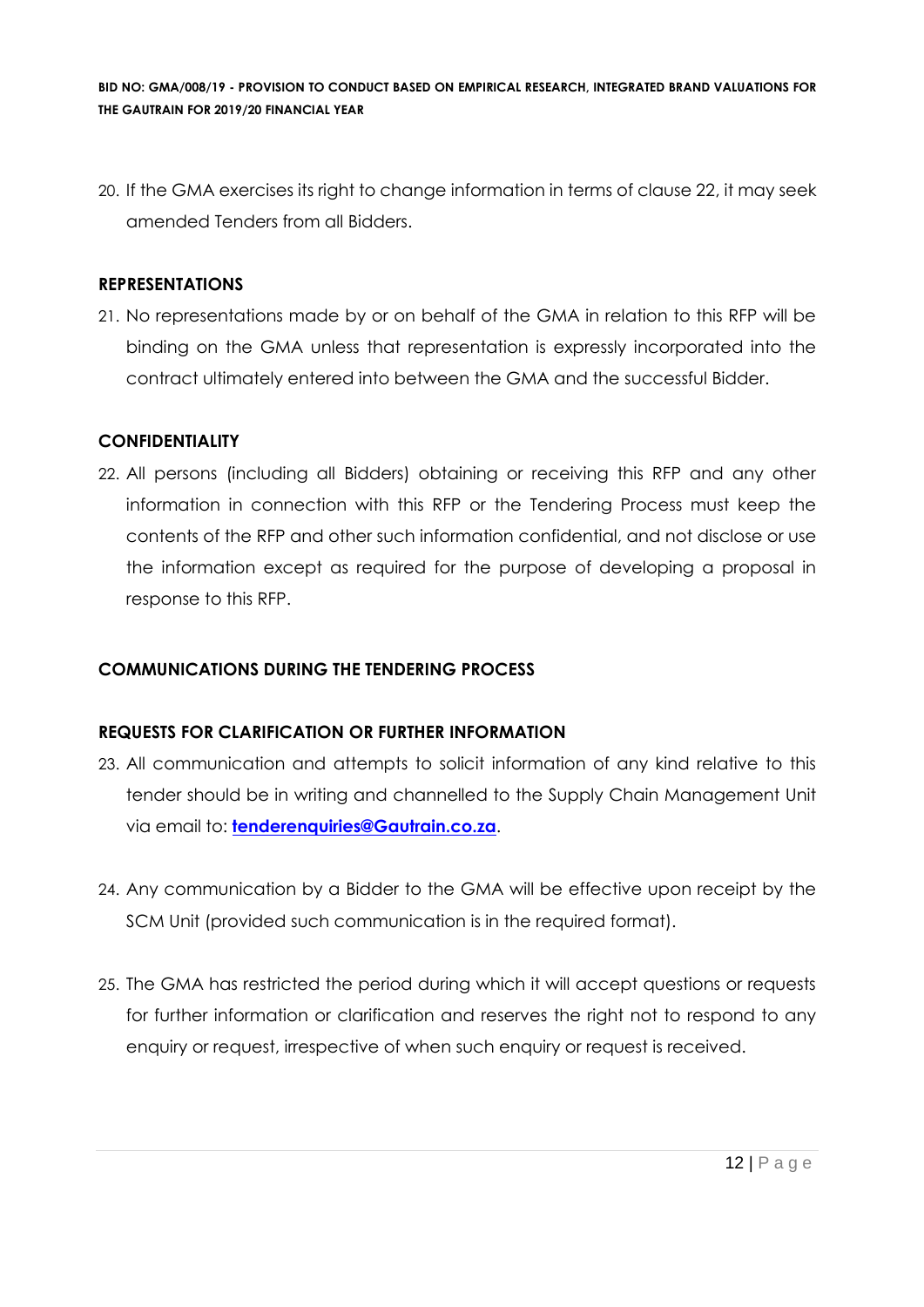20. If the GMA exercises its right to change information in terms of clause 22, it may seek amended Tenders from all Bidders.

**REPRESENTATIONS**

21. No representations made by or on behalf of the GMA in relation to this RFP will be binding on the GMA unless that representation is expressly incorporated into the contract ultimately entered into between the GMA and the successful Bidder.

**CONFIDENTIALITY**

22. All persons (including all Bidders) obtaining or receiving this RFP and any other information in connection with this RFP or the Tendering Process must keep the contents of the RFP and other such information confidential, and not disclose or use the information except as required for the purpose of developing a proposal in response to this RFP.

**COMMUNICATIONS DURING THE TENDERING PROCESS**

**REQUESTS FOR CLARIFICATION OR FURTHER INFORMATION**

23. All communication and attempts to solicit information of any kind relative to this tender should be in writing and channelled to the Supply Chain Management Unit via email to: **tenderenquiries@Gautrain.co.za**.

24. Any communication by a Bidder to the GMA will be effective upon receipt by the SCM Unit (provided such communication is in the required format).

25. The GMA has restricted the period during which it will accept questions or requests for further information or clarification and reserves the right not to respond to any enquiry or request, irrespective of when such enquiry or request is received.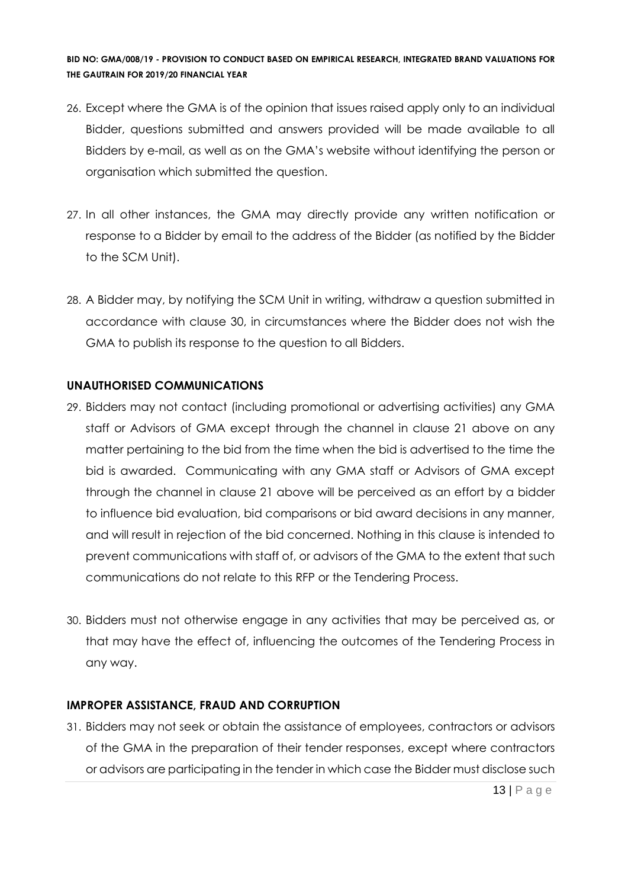26. Except where the GMA is of the opinion that issues raised apply only to an individual Bidder, questions submitted and answers provided will be made available to all Bidders by e-mail, as well as on the GMA's website without identifying the person or organisation which submitted the question.

27. In all other instances, the GMA may directly provide any written notification or response to a Bidder by email to the address of the Bidder (as notified by the Bidder to the SCM Unit).

28. A Bidder may, by notifying the SCM Unit in writing, withdraw a question submitted in accordance with clause 30, in circumstances where the Bidder does not wish the GMA to publish its response to the question to all Bidders.

**UNAUTHORISED COMMUNICATIONS**

29. Bidders may not contact (including promotional or advertising activities) any GMA staff or Advisors of GMA except through the channel in clause 21 above on any matter pertaining to the bid from the time when the bid is advertised to the time the bid is awarded. Communicating with any GMA staff or Advisors of GMA except through the channel in clause 21 above will be perceived as an effort by a bidder to influence bid evaluation, bid comparisons or bid award decisions in any manner, and will result in rejection of the bid concerned. Nothing in this clause is intended to prevent communications with staff of, or advisors of the GMA to the extent that such communications do not relate to this RFP or the Tendering Process.

30. Bidders must not otherwise engage in any activities that may be perceived as, or that may have the effect of, influencing the outcomes of the Tendering Process in any way.

**IMPROPER ASSISTANCE, FRAUD AND CORRUPTION**

31. Bidders may not seek or obtain the assistance of employees, contractors or advisors of the GMA in the preparation of their tender responses, except where contractors or advisors are participating in the tender in which case the Bidder must disclose such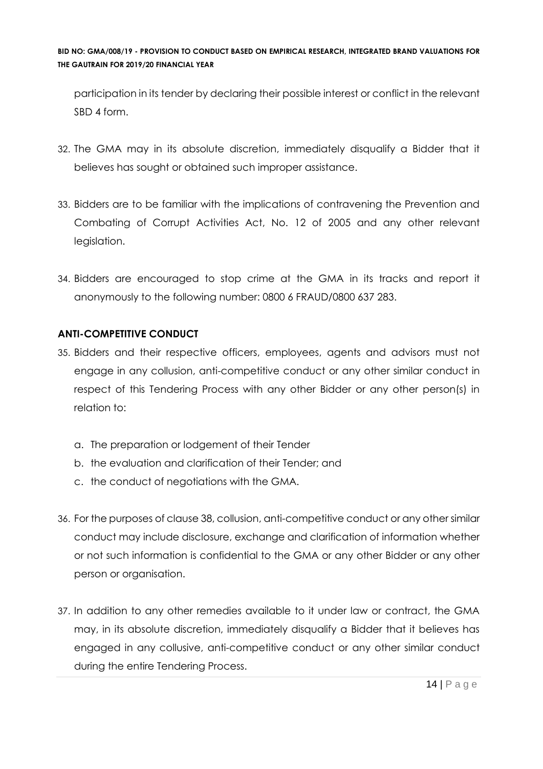participation in its tender by declaring their possible interest or conflict in the relevant SBD 4 form.

32. The GMA may in its absolute discretion, immediately disqualify a Bidder that it believes has sought or obtained such improper assistance.

33. Bidders are to be familiar with the implications of contravening the Prevention and Combating of Corrupt Activities Act, No. 12 of 2005 and any other relevant legislation.

34. Bidders are encouraged to stop crime at the GMA in its tracks and report it anonymously to the following number: 0800 6 FRAUD/0800 637 283.

**ANTI-COMPETITIVE CONDUCT**

35. Bidders and their respective officers, employees, agents and advisors must not engage in any collusion, anti-competitive conduct or any other similar conduct in respect of this Tendering Process with any other Bidder or any other person(s) in relation to:

    a. The preparation or lodgement of their Tender
    b. the evaluation and clarification of their Tender; and
    c. the conduct of negotiations with the GMA.

36. For the purposes of clause 38, collusion, anti-competitive conduct or any other similar conduct may include disclosure, exchange and clarification of information whether or not such information is confidential to the GMA or any other Bidder or any other person or organisation.

37. In addition to any other remedies available to it under law or contract, the GMA may, in its absolute discretion, immediately disqualify a Bidder that it believes has engaged in any collusive, anti-competitive conduct or any other similar conduct during the entire Tendering Process.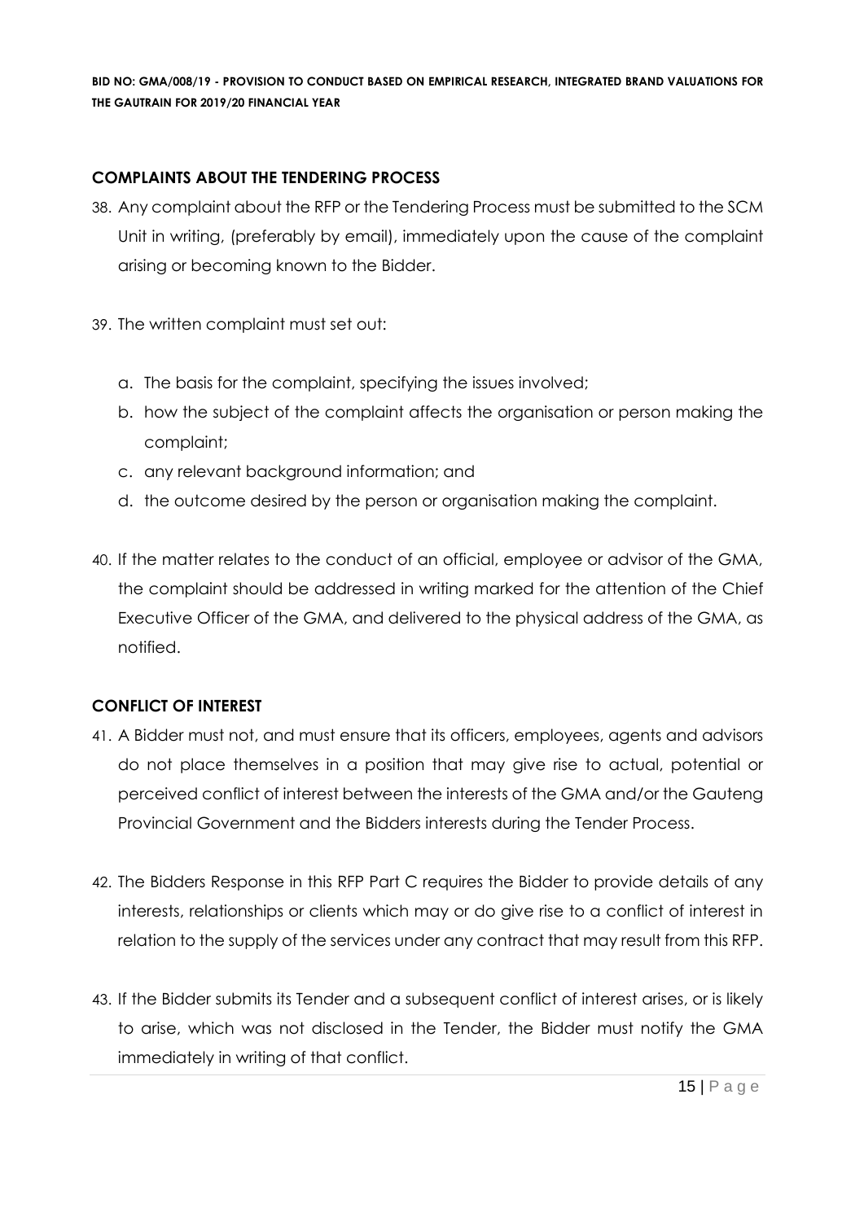## COMPLAINTS ABOUT THE TENDERING PROCESS

38. Any complaint about the RFP or the Tendering Process must be submitted to the SCM Unit in writing, (preferably by email), immediately upon the cause of the complaint arising or becoming known to the Bidder.

39. The written complaint must set out:

    a. The basis for the complaint, specifying the issues involved;
    b. how the subject of the complaint affects the organisation or person making the complaint;
    c. any relevant background information; and
    d. the outcome desired by the person or organisation making the complaint.

40. If the matter relates to the conduct of an official, employee or advisor of the GMA, the complaint should be addressed in writing marked for the attention of the Chief Executive Officer of the GMA, and delivered to the physical address of the GMA, as notified.

## CONFLICT OF INTEREST

41. A Bidder must not, and must ensure that its officers, employees, agents and advisors do not place themselves in a position that may give rise to actual, potential or perceived conflict of interest between the interests of the GMA and/or the Gauteng Provincial Government and the Bidders interests during the Tender Process.

42. The Bidders Response in this RFP Part C requires the Bidder to provide details of any interests, relationships or clients which may or do give rise to a conflict of interest in relation to the supply of the services under any contract that may result from this RFP.

43. If the Bidder submits its Tender and a subsequent conflict of interest arises, or is likely to arise, which was not disclosed in the Tender, the Bidder must notify the GMA immediately in writing of that conflict.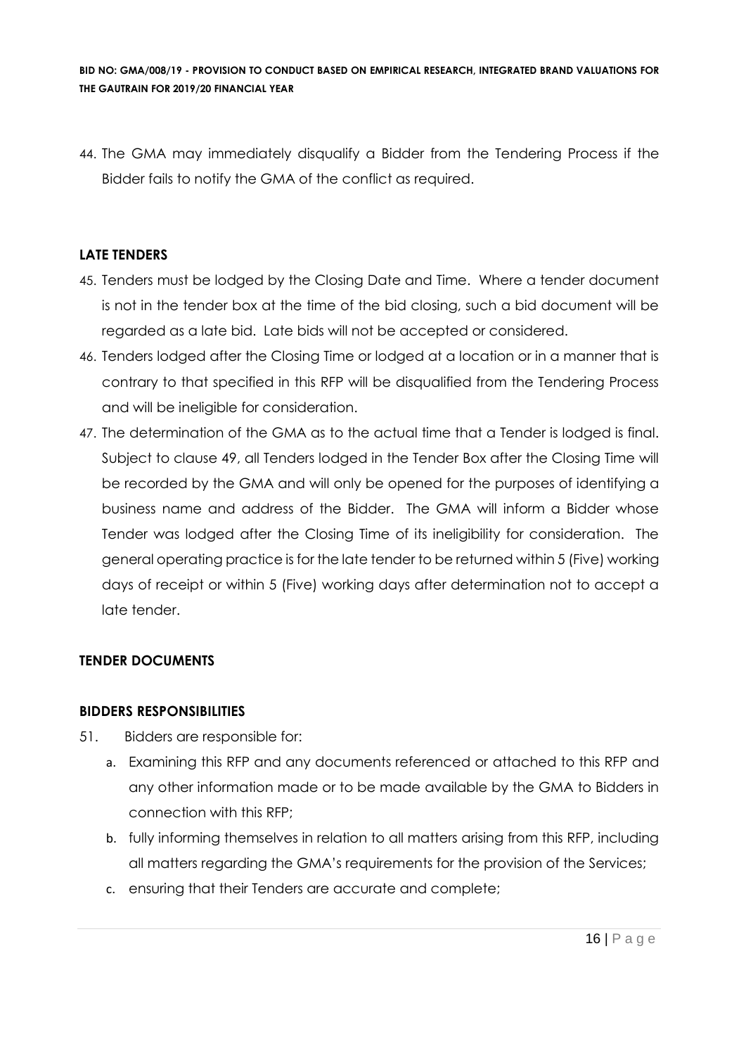44. The GMA may immediately disqualify a Bidder from the Tendering Process if the Bidder fails to notify the GMA of the conflict as required.

## LATE TENDERS

45. Tenders must be lodged by the Closing Date and Time. Where a tender document is not in the tender box at the time of the bid closing, such a bid document will be regarded as a late bid. Late bids will not be accepted or considered.
46. Tenders lodged after the Closing Time or lodged at a location or in a manner that is contrary to that specified in this RFP will be disqualified from the Tendering Process and will be ineligible for consideration.
47. The determination of the GMA as to the actual time that a Tender is lodged is final. Subject to clause 49, all Tenders lodged in the Tender Box after the Closing Time will be recorded by the GMA and will only be opened for the purposes of identifying a business name and address of the Bidder. The GMA will inform a Bidder whose Tender was lodged after the Closing Time of its ineligibility for consideration. The general operating practice is for the late tender to be returned within 5 (Five) working days of receipt or within 5 (Five) working days after determination not to accept a late tender.

## TENDER DOCUMENTS

## BIDDERS RESPONSIBILITIES

51. Bidders are responsible for:
    a. Examining this RFP and any documents referenced or attached to this RFP and any other information made or to be made available by the GMA to Bidders in connection with this RFP;
    b. fully informing themselves in relation to all matters arising from this RFP, including all matters regarding the GMA's requirements for the provision of the Services;
    c. ensuring that their Tenders are accurate and complete;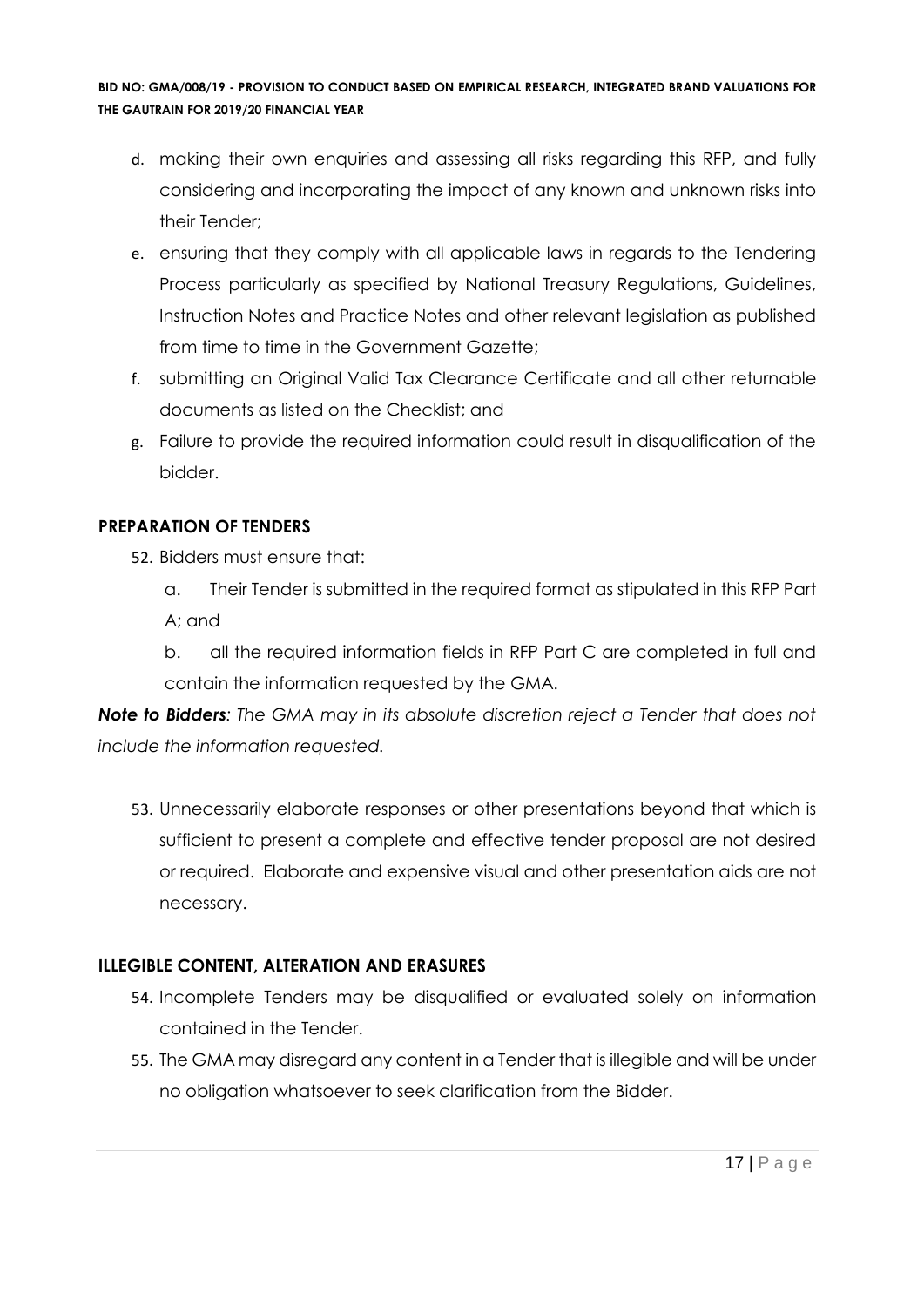d. making their own enquiries and assessing all risks regarding this RFP, and fully considering and incorporating the impact of any known and unknown risks into their Tender;
e. ensuring that they comply with all applicable laws in regards to the Tendering Process particularly as specified by National Treasury Regulations, Guidelines, Instruction Notes and Practice Notes and other relevant legislation as published from time to time in the Government Gazette;
f. submitting an Original Valid Tax Clearance Certificate and all other returnable documents as listed on the Checklist; and
g. Failure to provide the required information could result in disqualification of the bidder.

## PREPARATION OF TENDERS

52. Bidders must ensure that:

    a. Their Tender is submitted in the required format as stipulated in this RFP Part A; and

    b. all the required information fields in RFP Part C are completed in full and contain the information requested by the GMA.

***Note to Bidders**: The GMA may in its absolute discretion reject a Tender that does not include the information requested.*

53. Unnecessarily elaborate responses or other presentations beyond that which is sufficient to present a complete and effective tender proposal are not desired or required. Elaborate and expensive visual and other presentation aids are not necessary.

## ILLEGIBLE CONTENT, ALTERATION AND ERASURES

54. Incomplete Tenders may be disqualified or evaluated solely on information contained in the Tender.
55. The GMA may disregard any content in a Tender that is illegible and will be under no obligation whatsoever to seek clarification from the Bidder.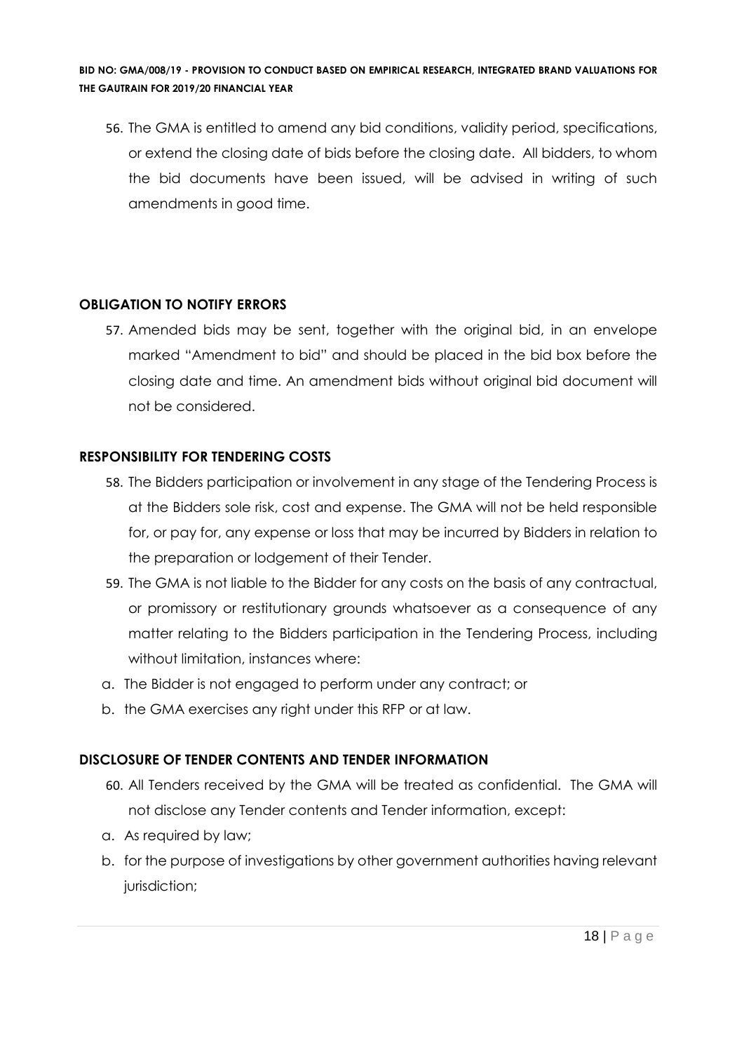56. The GMA is entitled to amend any bid conditions, validity period, specifications, or extend the closing date of bids before the closing date. All bidders, to whom the bid documents have been issued, will be advised in writing of such amendments in good time.

**OBLIGATION TO NOTIFY ERRORS**

57. Amended bids may be sent, together with the original bid, in an envelope marked "Amendment to bid" and should be placed in the bid box before the closing date and time. An amendment bids without original bid document will not be considered.

**RESPONSIBILITY FOR TENDERING COSTS**

58. The Bidders participation or involvement in any stage of the Tendering Process is at the Bidders sole risk, cost and expense. The GMA will not be held responsible for, or pay for, any expense or loss that may be incurred by Bidders in relation to the preparation or lodgement of their Tender.
59. The GMA is not liable to the Bidder for any costs on the basis of any contractual, or promissory or restitutionary grounds whatsoever as a consequence of any matter relating to the Bidders participation in the Tendering Process, including without limitation, instances where:

a. The Bidder is not engaged to perform under any contract; or
b. the GMA exercises any right under this RFP or at law.

**DISCLOSURE OF TENDER CONTENTS AND TENDER INFORMATION**

60. All Tenders received by the GMA will be treated as confidential. The GMA will not disclose any Tender contents and Tender information, except:

a. As required by law;
b. for the purpose of investigations by other government authorities having relevant jurisdiction;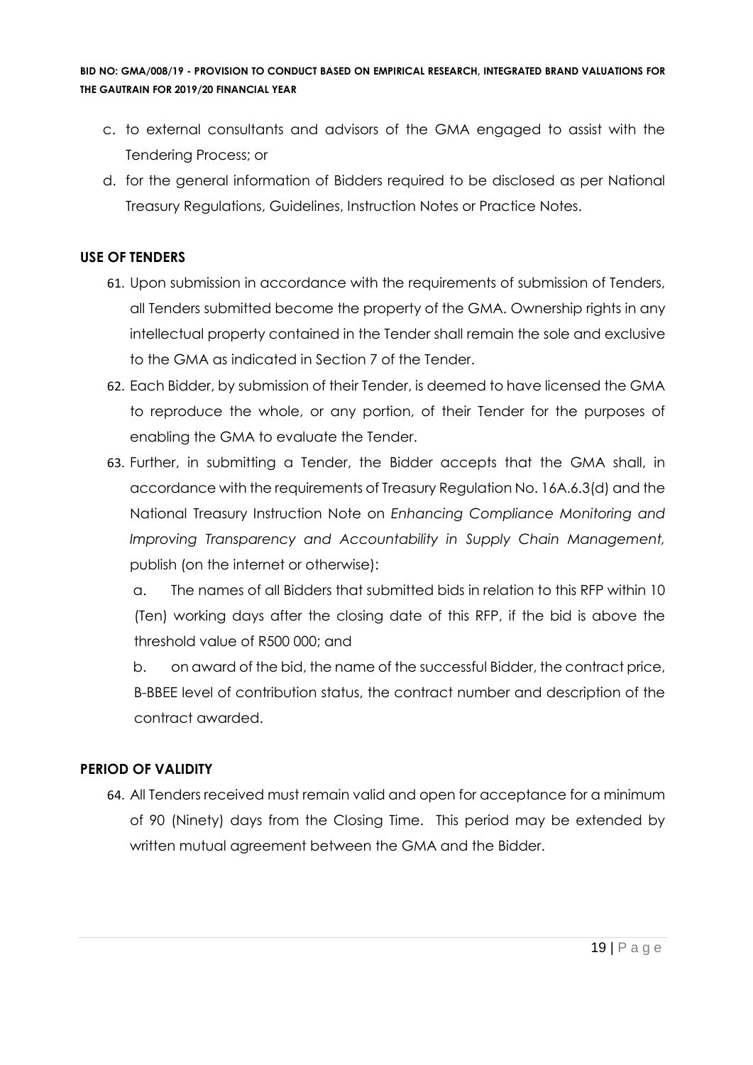c. to external consultants and advisors of the GMA engaged to assist with the Tendering Process; or

d. for the general information of Bidders required to be disclosed as per National Treasury Regulations, Guidelines, Instruction Notes or Practice Notes.

**USE OF TENDERS**

61. Upon submission in accordance with the requirements of submission of Tenders, all Tenders submitted become the property of the GMA. Ownership rights in any intellectual property contained in the Tender shall remain the sole and exclusive to the GMA as indicated in Section 7 of the Tender.

62. Each Bidder, by submission of their Tender, is deemed to have licensed the GMA to reproduce the whole, or any portion, of their Tender for the purposes of enabling the GMA to evaluate the Tender.

63. Further, in submitting a Tender, the Bidder accepts that the GMA shall, in accordance with the requirements of Treasury Regulation No. 16A.6.3(d) and the National Treasury Instruction Note on *Enhancing Compliance Monitoring and Improving Transparency and Accountability in Supply Chain Management,* publish (on the internet or otherwise):

    a. The names of all Bidders that submitted bids in relation to this RFP within 10 (Ten) working days after the closing date of this RFP, if the bid is above the threshold value of R500 000; and

    b. on award of the bid, the name of the successful Bidder, the contract price, B-BBEE level of contribution status, the contract number and description of the contract awarded.

**PERIOD OF VALIDITY**

64. All Tenders received must remain valid and open for acceptance for a minimum of 90 (Ninety) days from the Closing Time. This period may be extended by written mutual agreement between the GMA and the Bidder.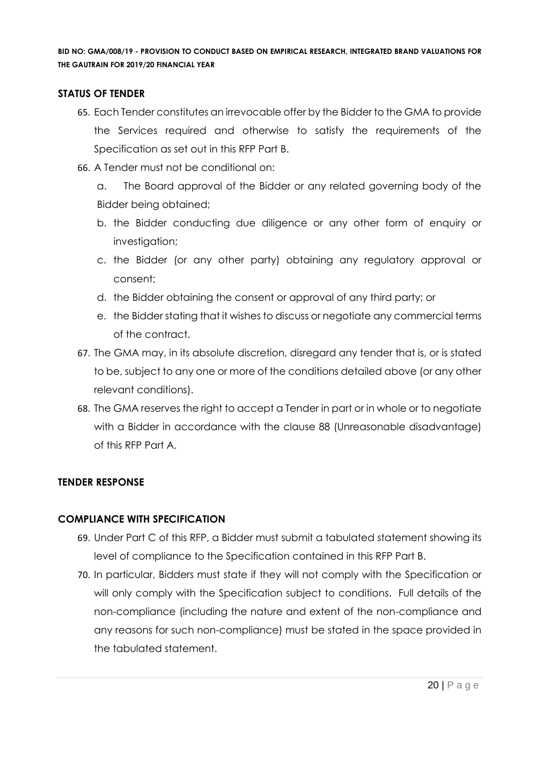## STATUS OF TENDER

65. Each Tender constitutes an irrevocable offer by the Bidder to the GMA to provide the Services required and otherwise to satisfy the requirements of the Specification as set out in this RFP Part B.
66. A Tender must not be conditional on:
    a. The Board approval of the Bidder or any related governing body of the Bidder being obtained;
    b. the Bidder conducting due diligence or any other form of enquiry or investigation;
    c. the Bidder (or any other party) obtaining any regulatory approval or consent;
    d. the Bidder obtaining the consent or approval of any third party; or
    e. the Bidder stating that it wishes to discuss or negotiate any commercial terms of the contract.
67. The GMA may, in its absolute discretion, disregard any tender that is, or is stated to be, subject to any one or more of the conditions detailed above (or any other relevant conditions).
68. The GMA reserves the right to accept a Tender in part or in whole or to negotiate with a Bidder in accordance with the clause 88 (Unreasonable disadvantage) of this RFP Part A.

## TENDER RESPONSE

## COMPLIANCE WITH SPECIFICATION

69. Under Part C of this RFP, a Bidder must submit a tabulated statement showing its level of compliance to the Specification contained in this RFP Part B.
70. In particular, Bidders must state if they will not comply with the Specification or will only comply with the Specification subject to conditions. Full details of the non-compliance (including the nature and extent of the non-compliance and any reasons for such non-compliance) must be stated in the space provided in the tabulated statement.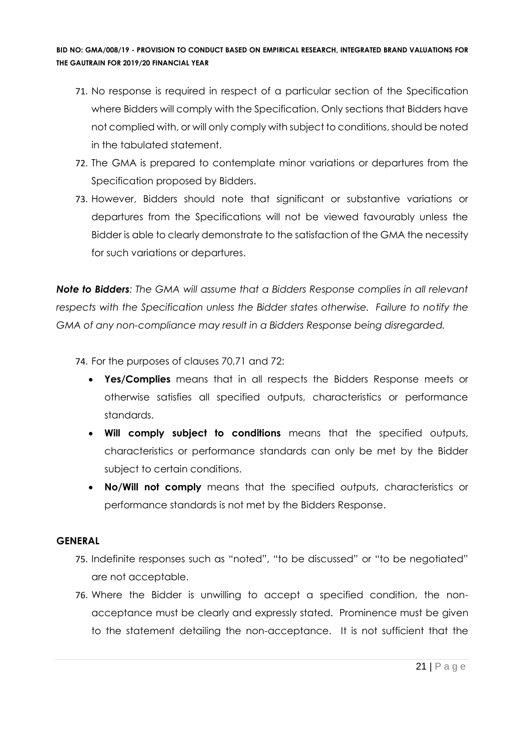71. No response is required in respect of a particular section of the Specification where Bidders will comply with the Specification. Only sections that Bidders have not complied with, or will only comply with subject to conditions, should be noted in the tabulated statement.
72. The GMA is prepared to contemplate minor variations or departures from the Specification proposed by Bidders.
73. However, Bidders should note that significant or substantive variations or departures from the Specifications will not be viewed favourably unless the Bidder is able to clearly demonstrate to the satisfaction of the GMA the necessity for such variations or departures.

***Note to Bidders****: The GMA will assume that a Bidders Response complies in all relevant respects with the Specification unless the Bidder states otherwise. Failure to notify the GMA of any non-compliance may result in a Bidders Response being disregarded.*

74. For the purposes of clauses 70,71 and 72:
    - **Yes/Complies** means that in all respects the Bidders Response meets or otherwise satisfies all specified outputs, characteristics or performance standards.
    - **Will comply subject to conditions** means that the specified outputs, characteristics or performance standards can only be met by the Bidder subject to certain conditions.
    - **No/Will not comply** means that the specified outputs, characteristics or performance standards is not met by the Bidders Response.

**GENERAL**

75. Indefinite responses such as "noted", "to be discussed" or "to be negotiated" are not acceptable.
76. Where the Bidder is unwilling to accept a specified condition, the non-acceptance must be clearly and expressly stated. Prominence must be given to the statement detailing the non-acceptance. It is not sufficient that the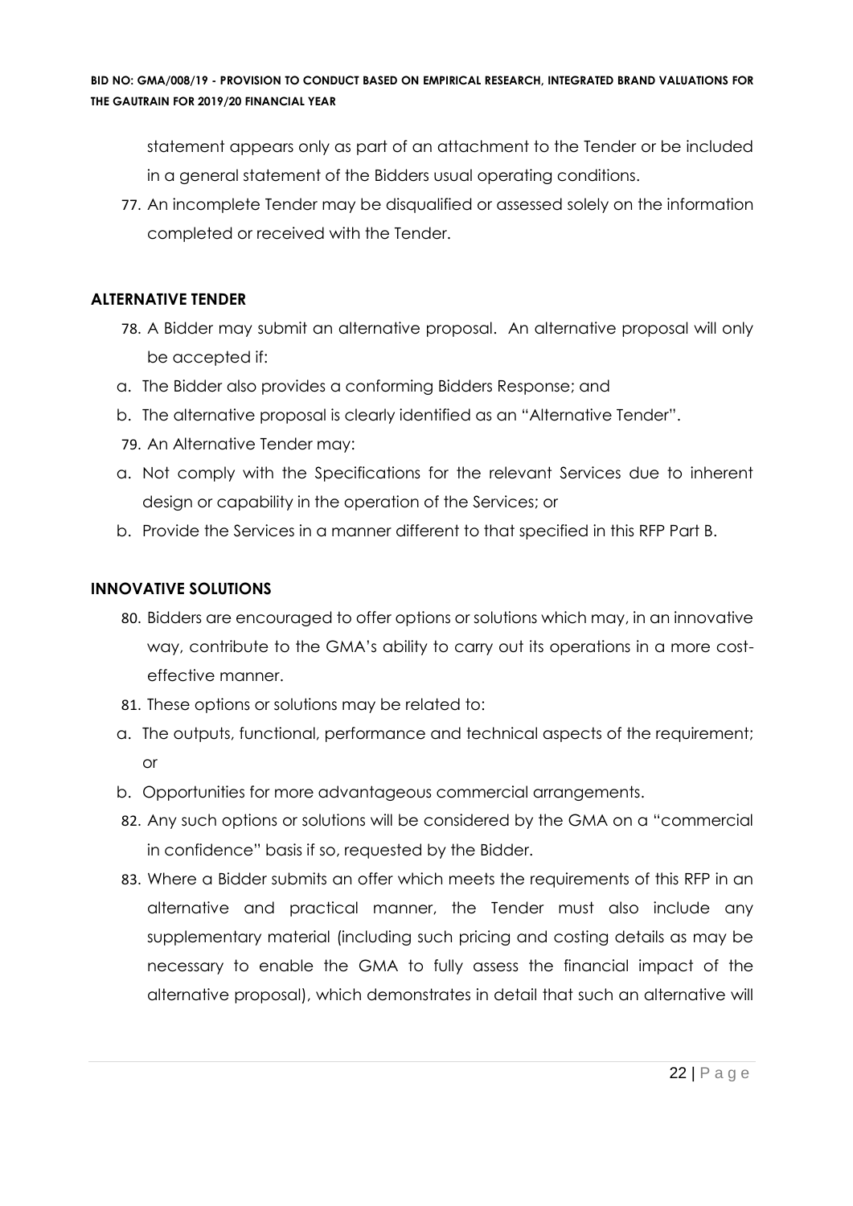statement appears only as part of an attachment to the Tender or be included in a general statement of the Bidders usual operating conditions.

77. An incomplete Tender may be disqualified or assessed solely on the information completed or received with the Tender.

**ALTERNATIVE TENDER**

78. A Bidder may submit an alternative proposal. An alternative proposal will only be accepted if:

a. The Bidder also provides a conforming Bidders Response; and

b. The alternative proposal is clearly identified as an "Alternative Tender".

79. An Alternative Tender may:

a. Not comply with the Specifications for the relevant Services due to inherent design or capability in the operation of the Services; or

b. Provide the Services in a manner different to that specified in this RFP Part B.

**INNOVATIVE SOLUTIONS**

80. Bidders are encouraged to offer options or solutions which may, in an innovative way, contribute to the GMA's ability to carry out its operations in a more cost-effective manner.

81. These options or solutions may be related to:

a. The outputs, functional, performance and technical aspects of the requirement; or

b. Opportunities for more advantageous commercial arrangements.

82. Any such options or solutions will be considered by the GMA on a "commercial in confidence" basis if so, requested by the Bidder.

83. Where a Bidder submits an offer which meets the requirements of this RFP in an alternative and practical manner, the Tender must also include any supplementary material (including such pricing and costing details as may be necessary to enable the GMA to fully assess the financial impact of the alternative proposal), which demonstrates in detail that such an alternative will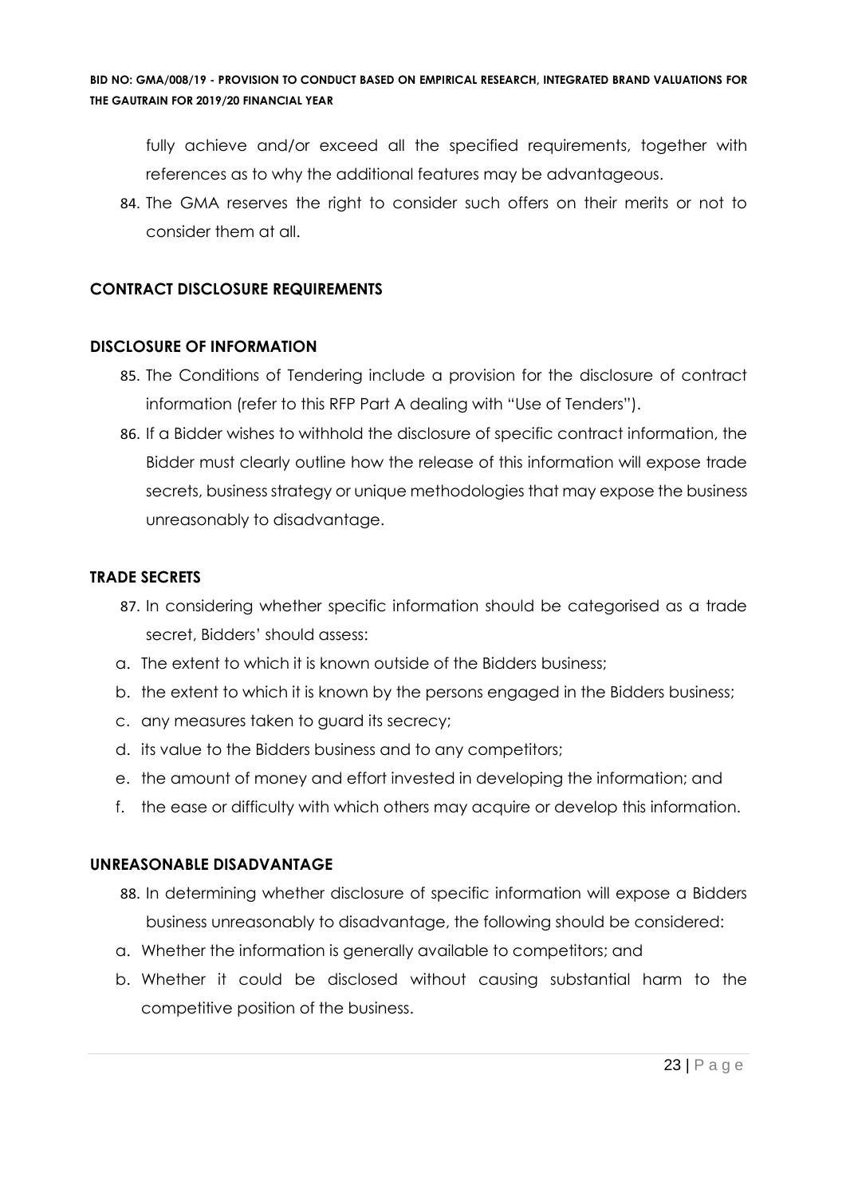fully achieve and/or exceed all the specified requirements, together with references as to why the additional features may be advantageous.

84. The GMA reserves the right to consider such offers on their merits or not to consider them at all.

**CONTRACT DISCLOSURE REQUIREMENTS**

**DISCLOSURE OF INFORMATION**

85. The Conditions of Tendering include a provision for the disclosure of contract information (refer to this RFP Part A dealing with "Use of Tenders").
86. If a Bidder wishes to withhold the disclosure of specific contract information, the Bidder must clearly outline how the release of this information will expose trade secrets, business strategy or unique methodologies that may expose the business unreasonably to disadvantage.

**TRADE SECRETS**

87. In considering whether specific information should be categorised as a trade secret, Bidders' should assess:

a. The extent to which it is known outside of the Bidders business;
b. the extent to which it is known by the persons engaged in the Bidders business;
c. any measures taken to guard its secrecy;
d. its value to the Bidders business and to any competitors;
e. the amount of money and effort invested in developing the information; and
f. the ease or difficulty with which others may acquire or develop this information.

**UNREASONABLE DISADVANTAGE**

88. In determining whether disclosure of specific information will expose a Bidders business unreasonably to disadvantage, the following should be considered:

a. Whether the information is generally available to competitors; and
b. Whether it could be disclosed without causing substantial harm to the competitive position of the business.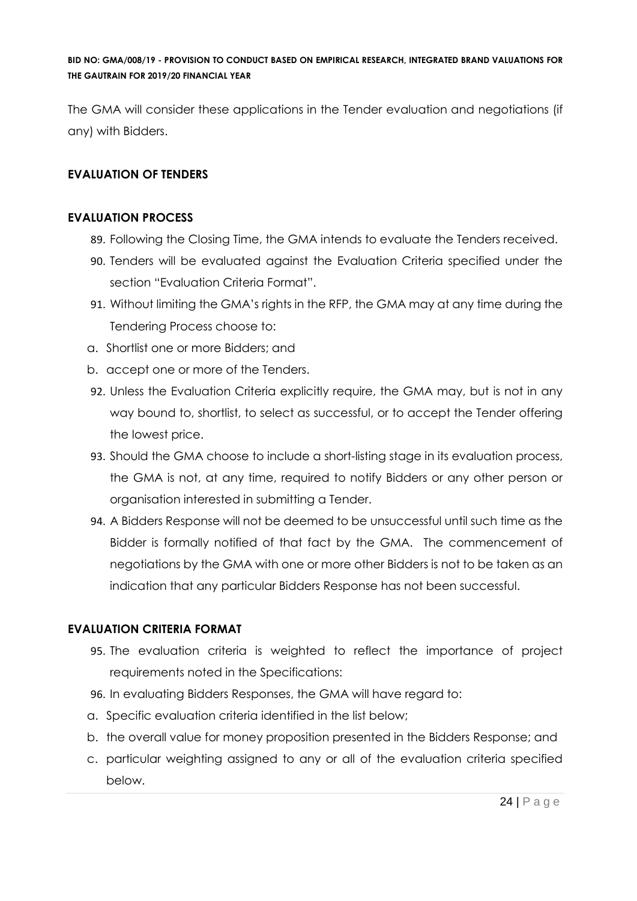The GMA will consider these applications in the Tender evaluation and negotiations (if any) with Bidders.

## EVALUATION OF TENDERS

### EVALUATION PROCESS

89. Following the Closing Time, the GMA intends to evaluate the Tenders received.
90. Tenders will be evaluated against the Evaluation Criteria specified under the section "Evaluation Criteria Format".
91. Without limiting the GMA's rights in the RFP, the GMA may at any time during the Tendering Process choose to:

   a. Shortlist one or more Bidders; and

   b. accept one or more of the Tenders.

92. Unless the Evaluation Criteria explicitly require, the GMA may, but is not in any way bound to, shortlist, to select as successful, or to accept the Tender offering the lowest price.
93. Should the GMA choose to include a short-listing stage in its evaluation process, the GMA is not, at any time, required to notify Bidders or any other person or organisation interested in submitting a Tender.
94. A Bidders Response will not be deemed to be unsuccessful until such time as the Bidder is formally notified of that fact by the GMA. The commencement of negotiations by the GMA with one or more other Bidders is not to be taken as an indication that any particular Bidders Response has not been successful.

### EVALUATION CRITERIA FORMAT

95. The evaluation criteria is weighted to reflect the importance of project requirements noted in the Specifications:
96. In evaluating Bidders Responses, the GMA will have regard to:

   a. Specific evaluation criteria identified in the list below;

   b. the overall value for money proposition presented in the Bidders Response; and

   c. particular weighting assigned to any or all of the evaluation criteria specified below.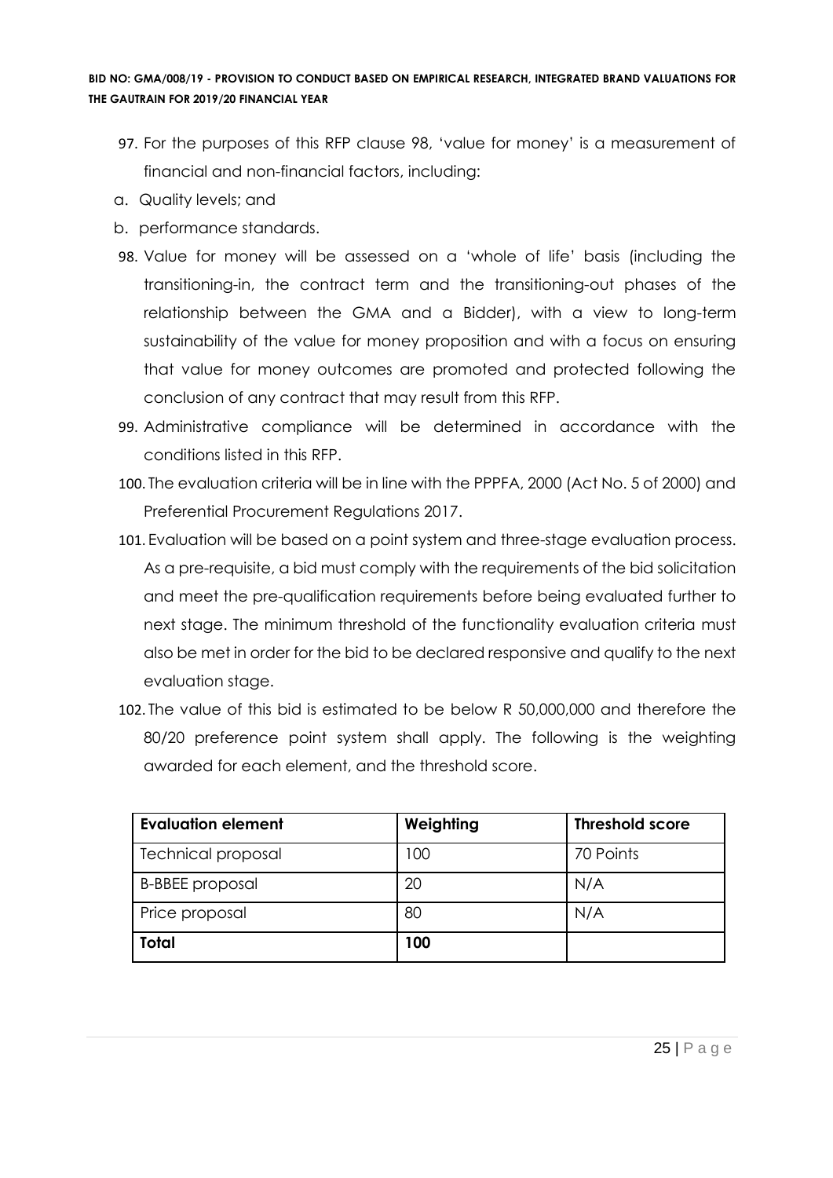97. For the purposes of this RFP clause 98, 'value for money' is a measurement of financial and non-financial factors, including:

a. Quality levels; and

b. performance standards.

98. Value for money will be assessed on a 'whole of life' basis (including the transitioning-in, the contract term and the transitioning-out phases of the relationship between the GMA and a Bidder), with a view to long-term sustainability of the value for money proposition and with a focus on ensuring that value for money outcomes are promoted and protected following the conclusion of any contract that may result from this RFP.

99. Administrative compliance will be determined in accordance with the conditions listed in this RFP.

100. The evaluation criteria will be in line with the PPPFA, 2000 (Act No. 5 of 2000) and Preferential Procurement Regulations 2017.

101. Evaluation will be based on a point system and three-stage evaluation process. As a pre-requisite, a bid must comply with the requirements of the bid solicitation and meet the pre-qualification requirements before being evaluated further to next stage. The minimum threshold of the functionality evaluation criteria must also be met in order for the bid to be declared responsive and qualify to the next evaluation stage.

102. The value of this bid is estimated to be below R 50,000,000 and therefore the 80/20 preference point system shall apply. The following is the weighting awarded for each element, and the threshold score.

| Evaluation element | Weighting | Threshold score |
|---|---|---|
| Technical proposal | 100 | 70 Points |
| B-BBEE proposal | 20 | N/A |
| Price proposal | 80 | N/A |
| **Total** | **100** | |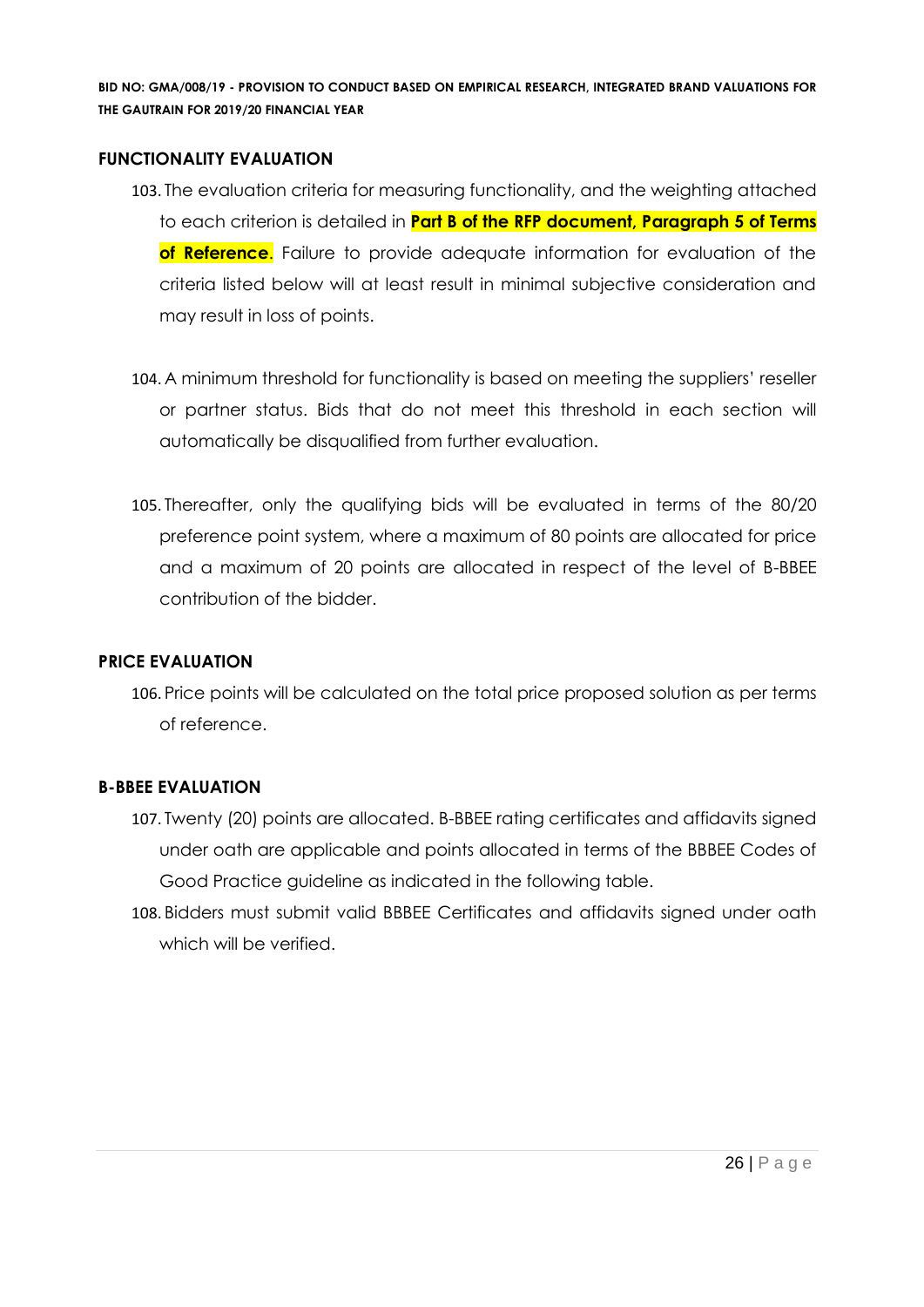## FUNCTIONALITY EVALUATION

103. The evaluation criteria for measuring functionality, and the weighting attached to each criterion is detailed in **Part B of the RFP document, Paragraph 5 of Terms of Reference**. Failure to provide adequate information for evaluation of the criteria listed below will at least result in minimal subjective consideration and may result in loss of points.

104. A minimum threshold for functionality is based on meeting the suppliers' reseller or partner status. Bids that do not meet this threshold in each section will automatically be disqualified from further evaluation.

105. Thereafter, only the qualifying bids will be evaluated in terms of the 80/20 preference point system, where a maximum of 80 points are allocated for price and a maximum of 20 points are allocated in respect of the level of B-BBEE contribution of the bidder.

## PRICE EVALUATION

106. Price points will be calculated on the total price proposed solution as per terms of reference.

## B-BBEE EVALUATION

107. Twenty (20) points are allocated. B-BBEE rating certificates and affidavits signed under oath are applicable and points allocated in terms of the BBBEE Codes of Good Practice guideline as indicated in the following table.
108. Bidders must submit valid BBBEE Certificates and affidavits signed under oath which will be verified.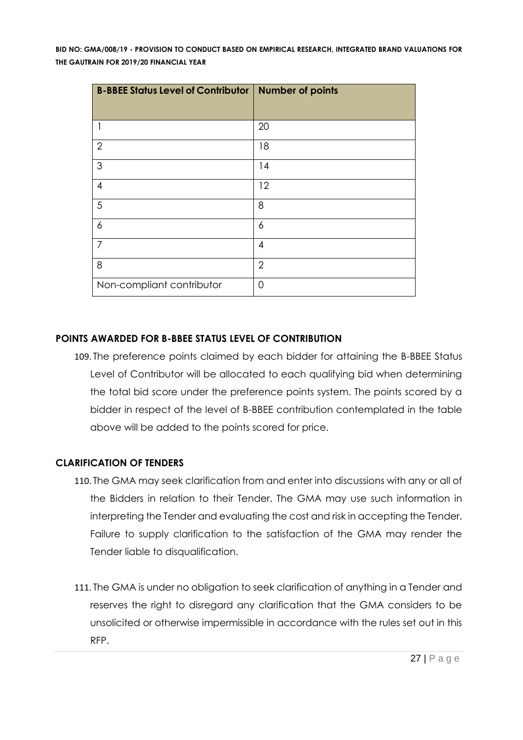| B-BBEE Status Level of Contributor | Number of points |
|---|---|
| 1 | 20 |
| 2 | 18 |
| 3 | 14 |
| 4 | 12 |
| 5 | 8 |
| 6 | 6 |
| 7 | 4 |
| 8 | 2 |
| Non-compliant contributor | 0 |

**POINTS AWARDED FOR B-BBEE STATUS LEVEL OF CONTRIBUTION**

109. The preference points claimed by each bidder for attaining the B-BBEE Status Level of Contributor will be allocated to each qualifying bid when determining the total bid score under the preference points system. The points scored by a bidder in respect of the level of B-BBEE contribution contemplated in the table above will be added to the points scored for price.

**CLARIFICATION OF TENDERS**

110. The GMA may seek clarification from and enter into discussions with any or all of the Bidders in relation to their Tender. The GMA may use such information in interpreting the Tender and evaluating the cost and risk in accepting the Tender. Failure to supply clarification to the satisfaction of the GMA may render the Tender liable to disqualification.

111. The GMA is under no obligation to seek clarification of anything in a Tender and reserves the right to disregard any clarification that the GMA considers to be unsolicited or otherwise impermissible in accordance with the rules set out in this RFP.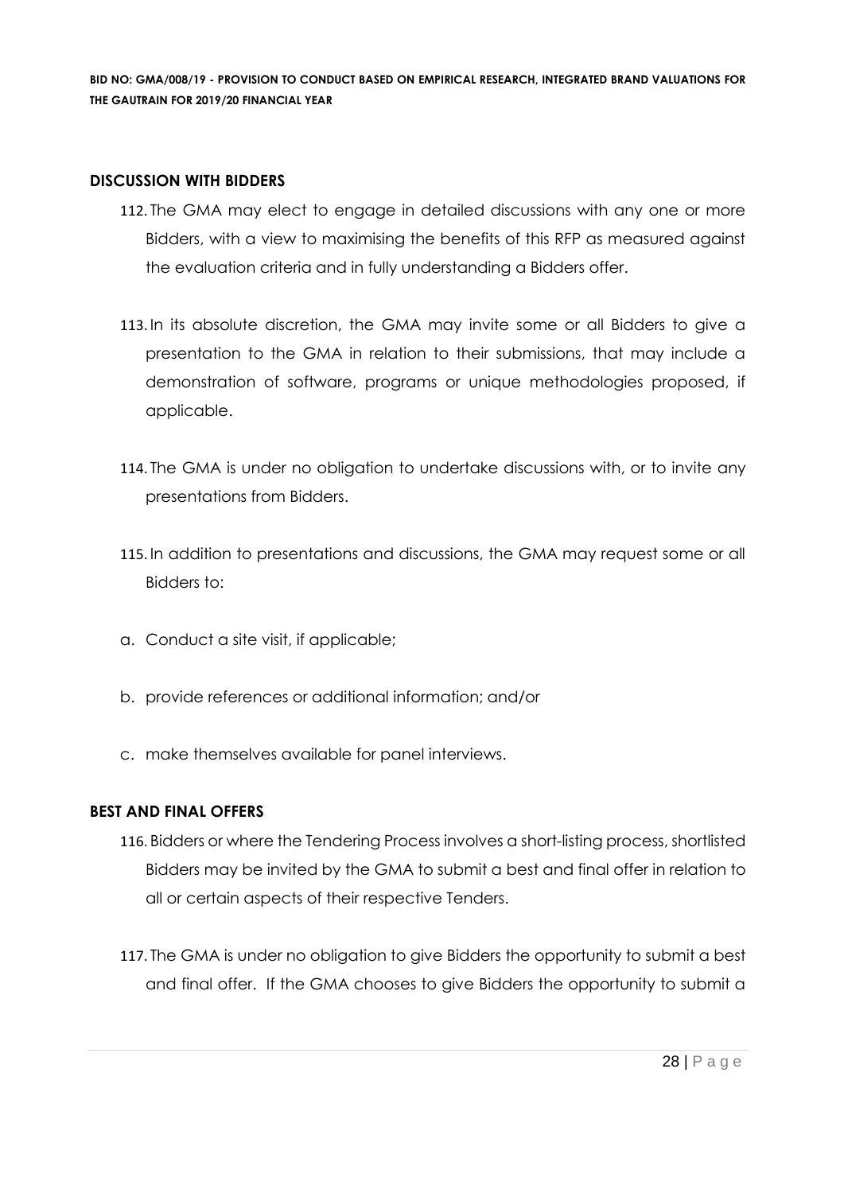## DISCUSSION WITH BIDDERS

112. The GMA may elect to engage in detailed discussions with any one or more Bidders, with a view to maximising the benefits of this RFP as measured against the evaluation criteria and in fully understanding a Bidders offer.

113. In its absolute discretion, the GMA may invite some or all Bidders to give a presentation to the GMA in relation to their submissions, that may include a demonstration of software, programs or unique methodologies proposed, if applicable.

114. The GMA is under no obligation to undertake discussions with, or to invite any presentations from Bidders.

115. In addition to presentations and discussions, the GMA may request some or all Bidders to:

a. Conduct a site visit, if applicable;

b. provide references or additional information; and/or

c. make themselves available for panel interviews.

## BEST AND FINAL OFFERS

116. Bidders or where the Tendering Process involves a short-listing process, shortlisted Bidders may be invited by the GMA to submit a best and final offer in relation to all or certain aspects of their respective Tenders.

117. The GMA is under no obligation to give Bidders the opportunity to submit a best and final offer. If the GMA chooses to give Bidders the opportunity to submit a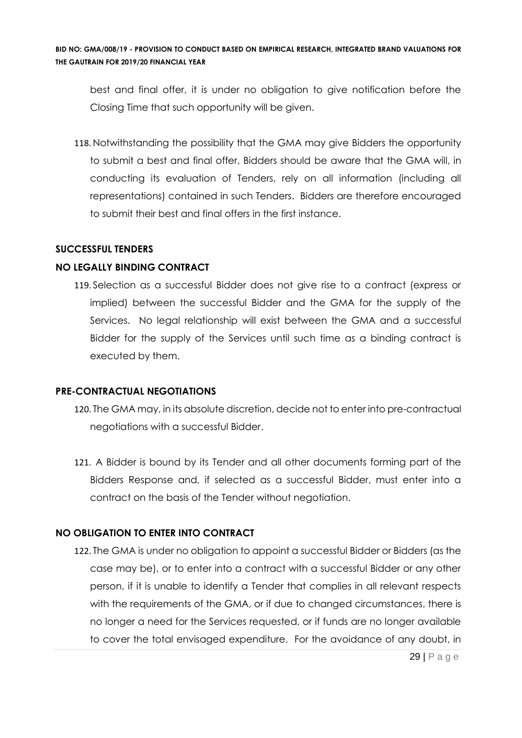best and final offer, it is under no obligation to give notification before the Closing Time that such opportunity will be given.

118. Notwithstanding the possibility that the GMA may give Bidders the opportunity to submit a best and final offer, Bidders should be aware that the GMA will, in conducting its evaluation of Tenders, rely on all information (including all representations) contained in such Tenders. Bidders are therefore encouraged to submit their best and final offers in the first instance.

**SUCCESSFUL TENDERS**

**NO LEGALLY BINDING CONTRACT**

119. Selection as a successful Bidder does not give rise to a contract (express or implied) between the successful Bidder and the GMA for the supply of the Services. No legal relationship will exist between the GMA and a successful Bidder for the supply of the Services until such time as a binding contract is executed by them.

**PRE-CONTRACTUAL NEGOTIATIONS**

120. The GMA may, in its absolute discretion, decide not to enter into pre-contractual negotiations with a successful Bidder.

121. A Bidder is bound by its Tender and all other documents forming part of the Bidders Response and, if selected as a successful Bidder, must enter into a contract on the basis of the Tender without negotiation.

**NO OBLIGATION TO ENTER INTO CONTRACT**

122. The GMA is under no obligation to appoint a successful Bidder or Bidders (as the case may be), or to enter into a contract with a successful Bidder or any other person, if it is unable to identify a Tender that complies in all relevant respects with the requirements of the GMA, or if due to changed circumstances, there is no longer a need for the Services requested, or if funds are no longer available to cover the total envisaged expenditure. For the avoidance of any doubt, in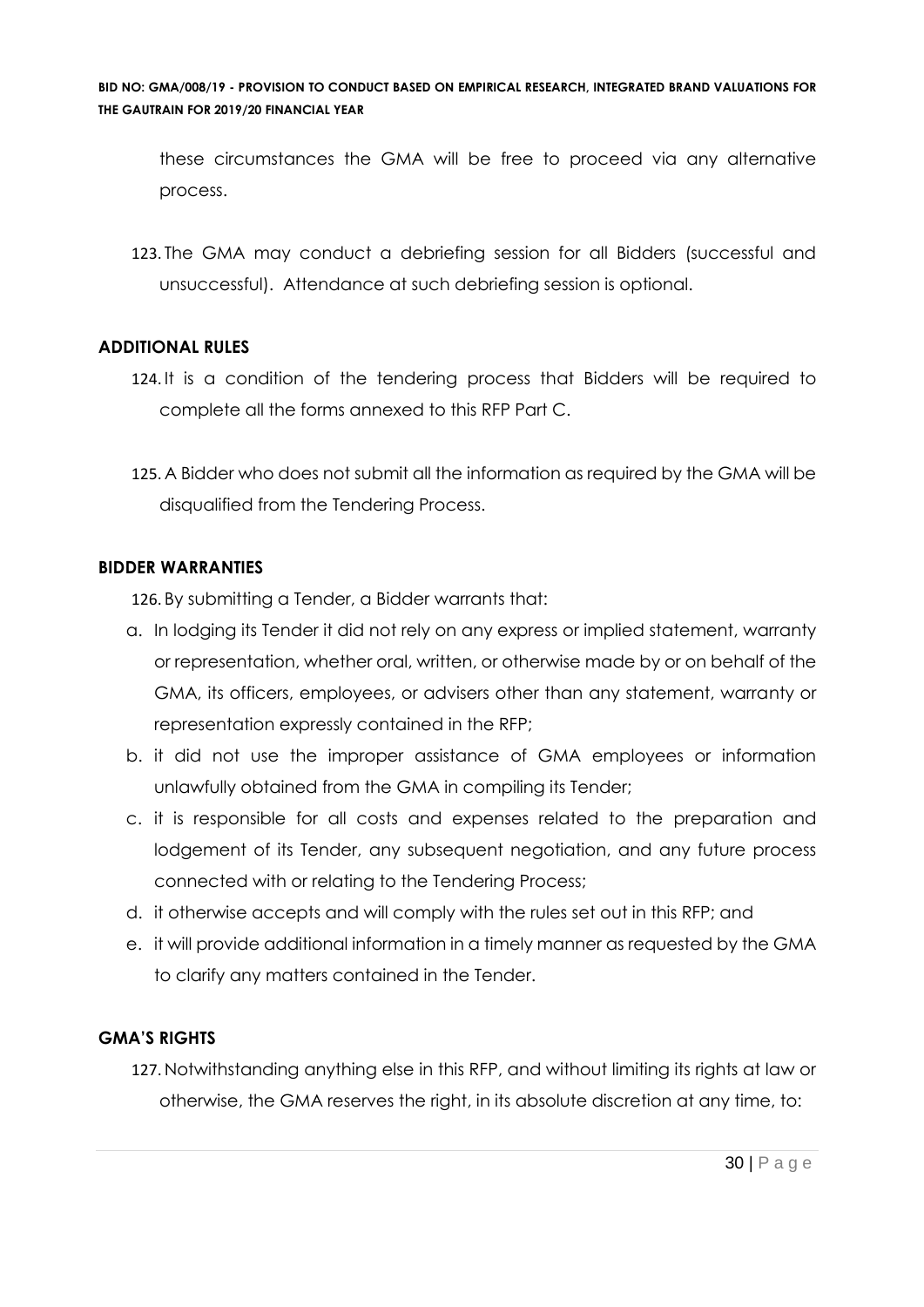these circumstances the GMA will be free to proceed via any alternative process.

123. The GMA may conduct a debriefing session for all Bidders (successful and unsuccessful). Attendance at such debriefing session is optional.

**ADDITIONAL RULES**

124. It is a condition of the tendering process that Bidders will be required to complete all the forms annexed to this RFP Part C.

125. A Bidder who does not submit all the information as required by the GMA will be disqualified from the Tendering Process.

**BIDDER WARRANTIES**

126. By submitting a Tender, a Bidder warrants that:

a. In lodging its Tender it did not rely on any express or implied statement, warranty or representation, whether oral, written, or otherwise made by or on behalf of the GMA, its officers, employees, or advisers other than any statement, warranty or representation expressly contained in the RFP;
b. it did not use the improper assistance of GMA employees or information unlawfully obtained from the GMA in compiling its Tender;
c. it is responsible for all costs and expenses related to the preparation and lodgement of its Tender, any subsequent negotiation, and any future process connected with or relating to the Tendering Process;
d. it otherwise accepts and will comply with the rules set out in this RFP; and
e. it will provide additional information in a timely manner as requested by the GMA to clarify any matters contained in the Tender.

**GMA'S RIGHTS**

127. Notwithstanding anything else in this RFP, and without limiting its rights at law or otherwise, the GMA reserves the right, in its absolute discretion at any time, to: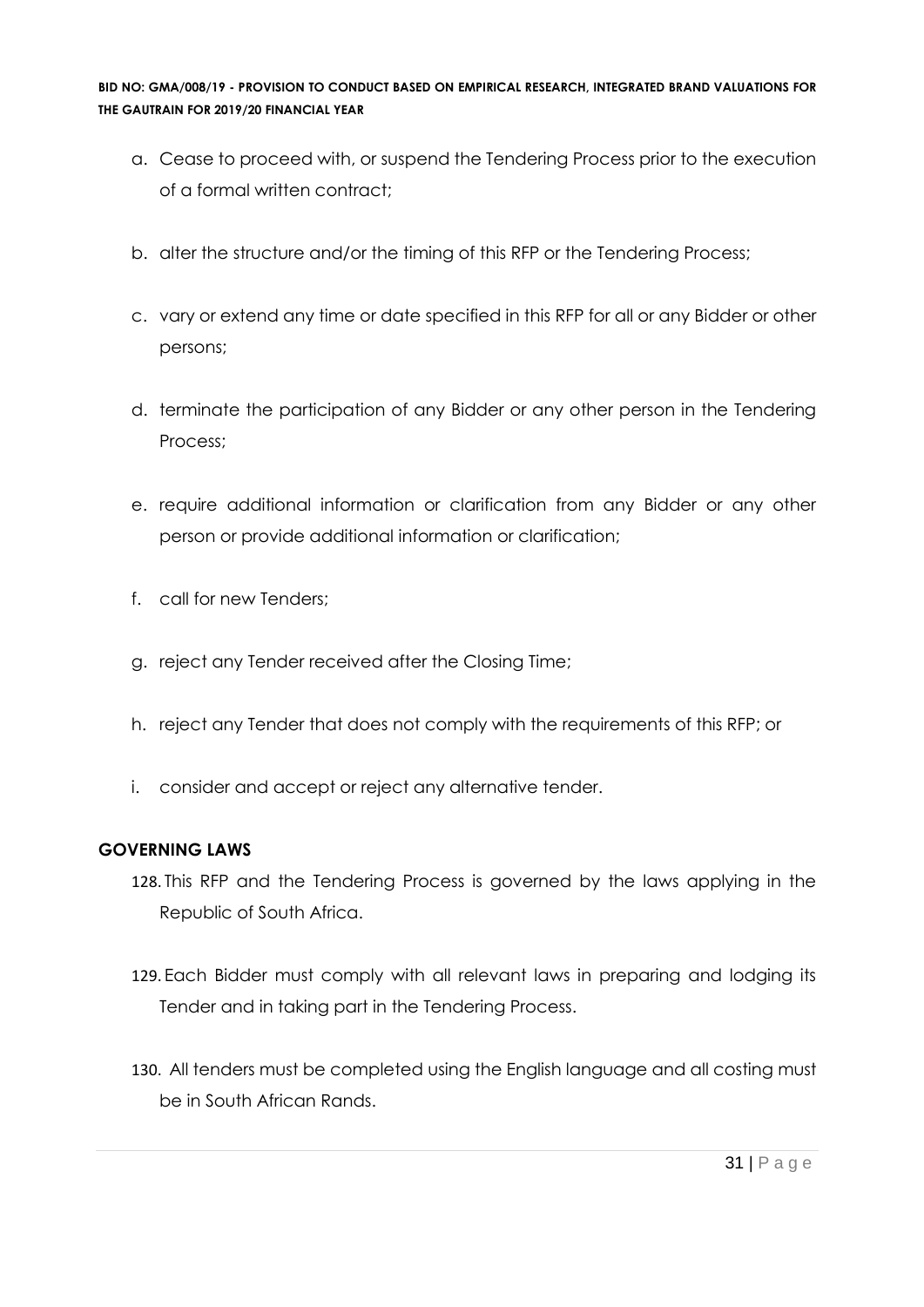a. Cease to proceed with, or suspend the Tendering Process prior to the execution of a formal written contract;

b. alter the structure and/or the timing of this RFP or the Tendering Process;

c. vary or extend any time or date specified in this RFP for all or any Bidder or other persons;

d. terminate the participation of any Bidder or any other person in the Tendering Process;

e. require additional information or clarification from any Bidder or any other person or provide additional information or clarification;

f. call for new Tenders;

g. reject any Tender received after the Closing Time;

h. reject any Tender that does not comply with the requirements of this RFP; or

i. consider and accept or reject any alternative tender.

**GOVERNING LAWS**

128. This RFP and the Tendering Process is governed by the laws applying in the Republic of South Africa.

129. Each Bidder must comply with all relevant laws in preparing and lodging its Tender and in taking part in the Tendering Process.

130. All tenders must be completed using the English language and all costing must be in South African Rands.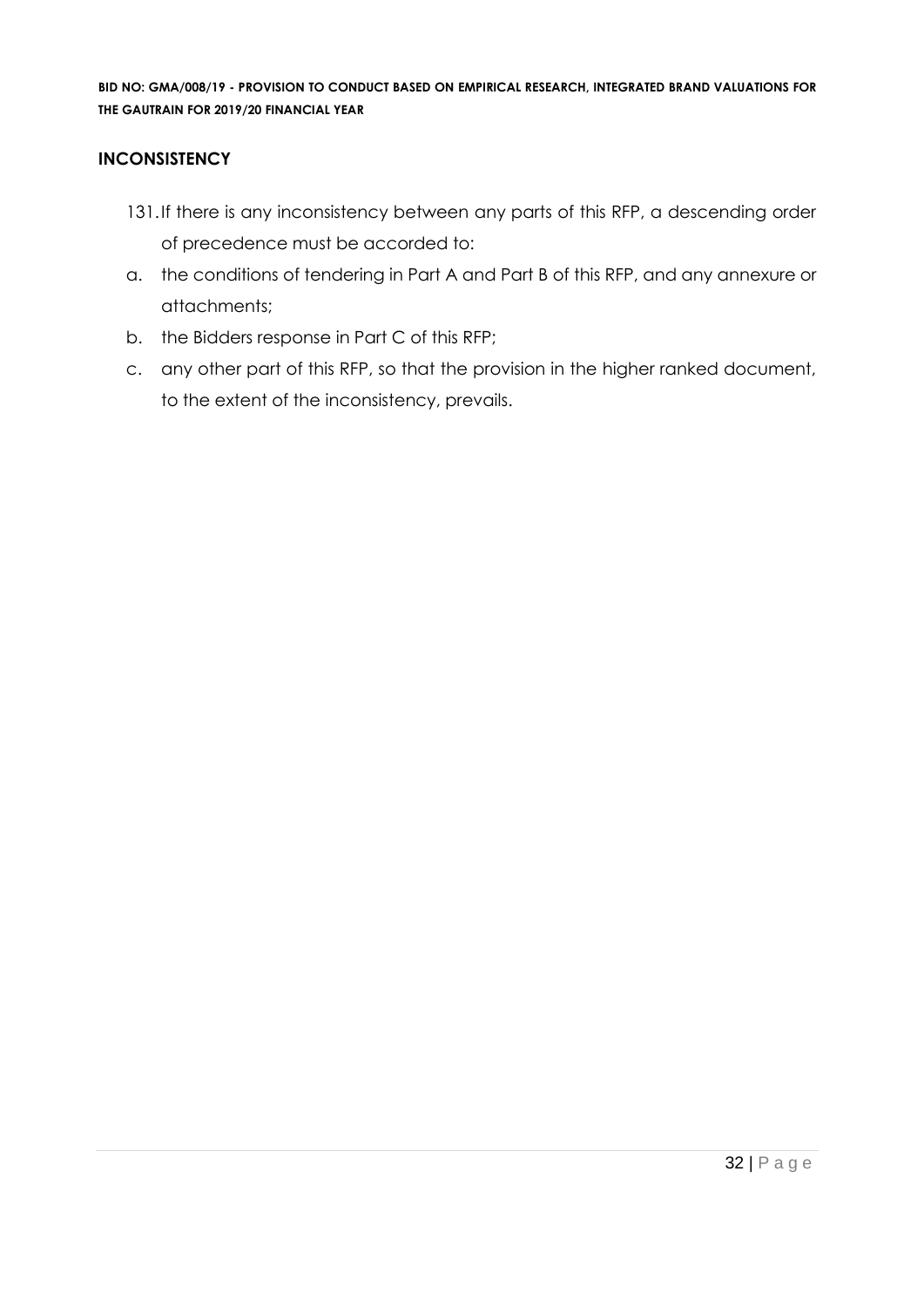## INCONSISTENCY

131. If there is any inconsistency between any parts of this RFP, a descending order of precedence must be accorded to:

a. the conditions of tendering in Part A and Part B of this RFP, and any annexure or attachments;

b. the Bidders response in Part C of this RFP;

c. any other part of this RFP, so that the provision in the higher ranked document, to the extent of the inconsistency, prevails.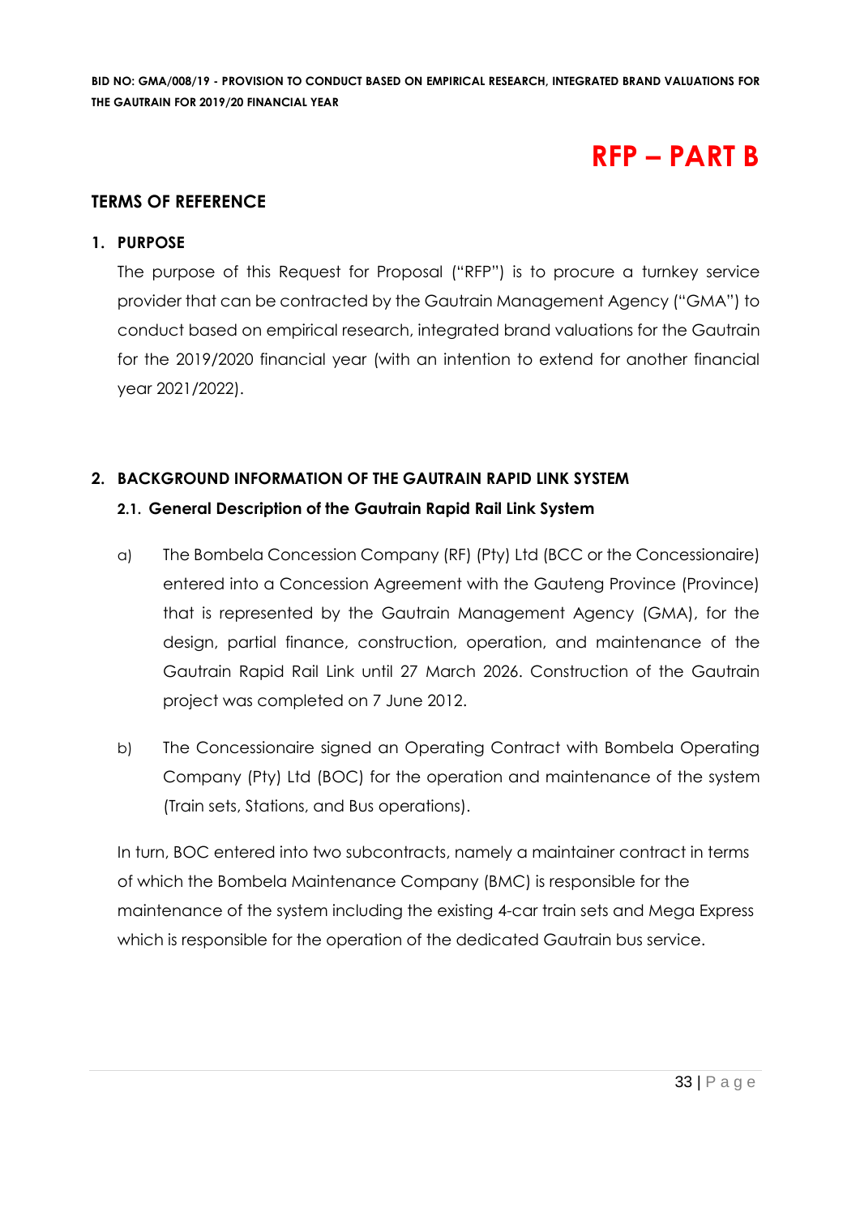# RFP – PART B

## TERMS OF REFERENCE

### 1. PURPOSE

The purpose of this Request for Proposal ("RFP") is to procure a turnkey service provider that can be contracted by the Gautrain Management Agency ("GMA") to conduct based on empirical research, integrated brand valuations for the Gautrain for the 2019/2020 financial year (with an intention to extend for another financial year 2021/2022).

### 2. BACKGROUND INFORMATION OF THE GAUTRAIN RAPID LINK SYSTEM

#### 2.1. General Description of the Gautrain Rapid Rail Link System

a) The Bombela Concession Company (RF) (Pty) Ltd (BCC or the Concessionaire) entered into a Concession Agreement with the Gauteng Province (Province) that is represented by the Gautrain Management Agency (GMA), for the design, partial finance, construction, operation, and maintenance of the Gautrain Rapid Rail Link until 27 March 2026. Construction of the Gautrain project was completed on 7 June 2012.

b) The Concessionaire signed an Operating Contract with Bombela Operating Company (Pty) Ltd (BOC) for the operation and maintenance of the system (Train sets, Stations, and Bus operations).

In turn, BOC entered into two subcontracts, namely a maintainer contract in terms of which the Bombela Maintenance Company (BMC) is responsible for the maintenance of the system including the existing 4-car train sets and Mega Express which is responsible for the operation of the dedicated Gautrain bus service.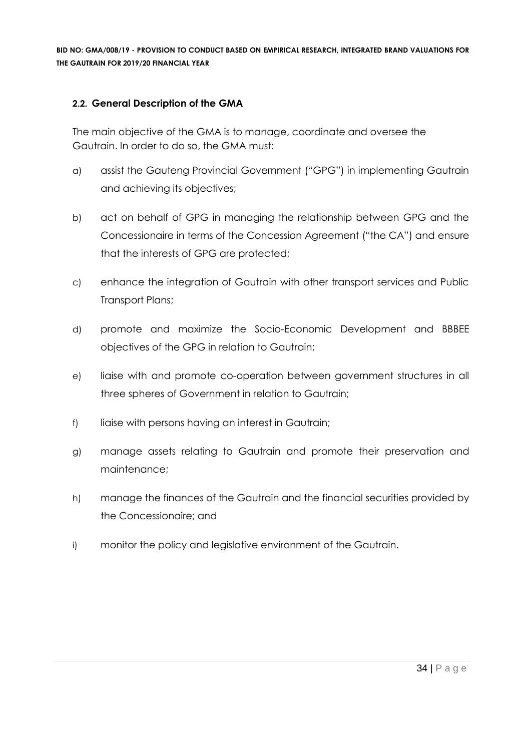### 2.2. General Description of the GMA

The main objective of the GMA is to manage, coordinate and oversee the Gautrain. In order to do so, the GMA must:

a) assist the Gauteng Provincial Government ("GPG") in implementing Gautrain and achieving its objectives;

b) act on behalf of GPG in managing the relationship between GPG and the Concessionaire in terms of the Concession Agreement ("the CA") and ensure that the interests of GPG are protected;

c) enhance the integration of Gautrain with other transport services and Public Transport Plans;

d) promote and maximize the Socio-Economic Development and BBBEE objectives of the GPG in relation to Gautrain;

e) liaise with and promote co-operation between government structures in all three spheres of Government in relation to Gautrain;

f) liaise with persons having an interest in Gautrain;

g) manage assets relating to Gautrain and promote their preservation and maintenance;

h) manage the finances of the Gautrain and the financial securities provided by the Concessionaire; and

i) monitor the policy and legislative environment of the Gautrain.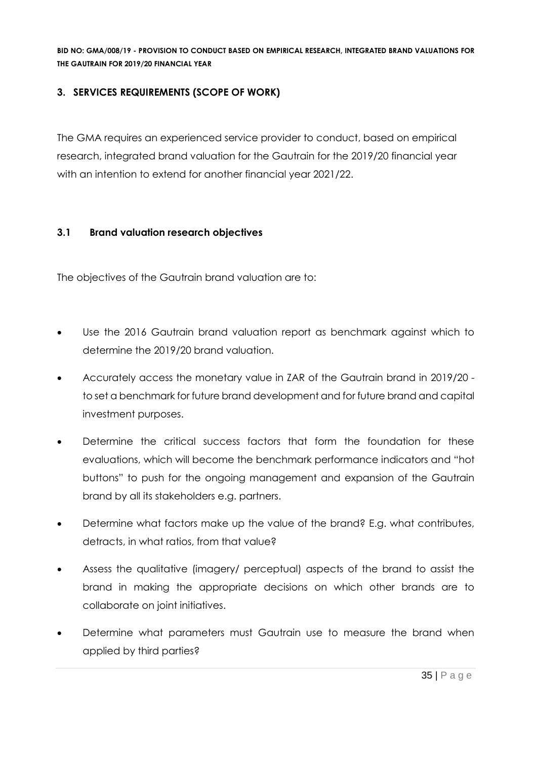## 3. SERVICES REQUIREMENTS (SCOPE OF WORK)

The GMA requires an experienced service provider to conduct, based on empirical research, integrated brand valuation for the Gautrain for the 2019/20 financial year with an intention to extend for another financial year 2021/22.

### 3.1 Brand valuation research objectives

The objectives of the Gautrain brand valuation are to:

- Use the 2016 Gautrain brand valuation report as benchmark against which to determine the 2019/20 brand valuation.
- Accurately access the monetary value in ZAR of the Gautrain brand in 2019/20 - to set a benchmark for future brand development and for future brand and capital investment purposes.
- Determine the critical success factors that form the foundation for these evaluations, which will become the benchmark performance indicators and "hot buttons" to push for the ongoing management and expansion of the Gautrain brand by all its stakeholders e.g. partners.
- Determine what factors make up the value of the brand? E.g. what contributes, detracts, in what ratios, from that value?
- Assess the qualitative (imagery/ perceptual) aspects of the brand to assist the brand in making the appropriate decisions on which other brands are to collaborate on joint initiatives.
- Determine what parameters must Gautrain use to measure the brand when applied by third parties?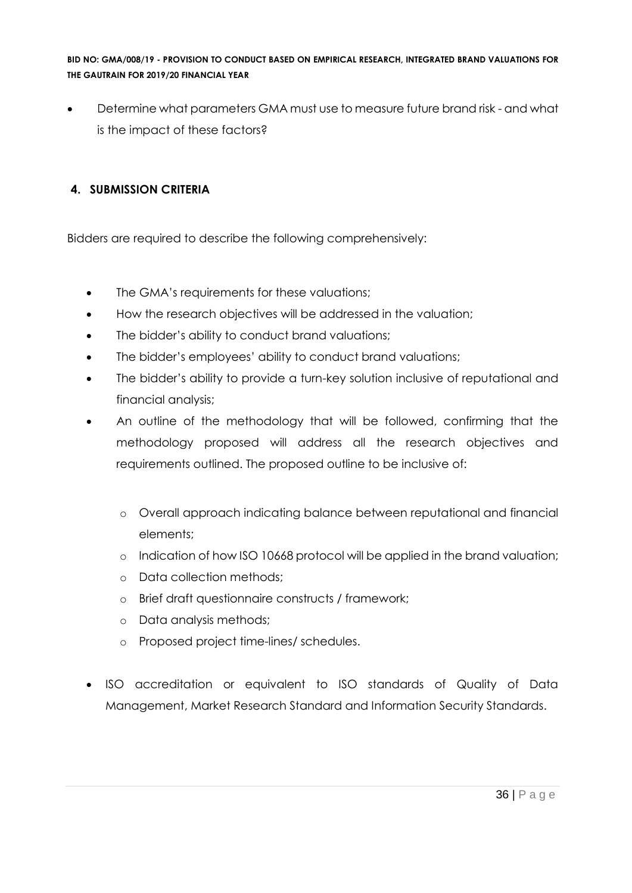- Determine what parameters GMA must use to measure future brand risk - and what is the impact of these factors?

## 4. SUBMISSION CRITERIA

Bidders are required to describe the following comprehensively:

- The GMA's requirements for these valuations;
- How the research objectives will be addressed in the valuation;
- The bidder's ability to conduct brand valuations;
- The bidder's employees' ability to conduct brand valuations;
- The bidder's ability to provide a turn-key solution inclusive of reputational and financial analysis;
- An outline of the methodology that will be followed, confirming that the methodology proposed will address all the research objectives and requirements outlined. The proposed outline to be inclusive of:
  - Overall approach indicating balance between reputational and financial elements;
  - Indication of how ISO 10668 protocol will be applied in the brand valuation;
  - Data collection methods;
  - Brief draft questionnaire constructs / framework;
  - Data analysis methods;
  - Proposed project time-lines/ schedules.
- ISO accreditation or equivalent to ISO standards of Quality of Data Management, Market Research Standard and Information Security Standards.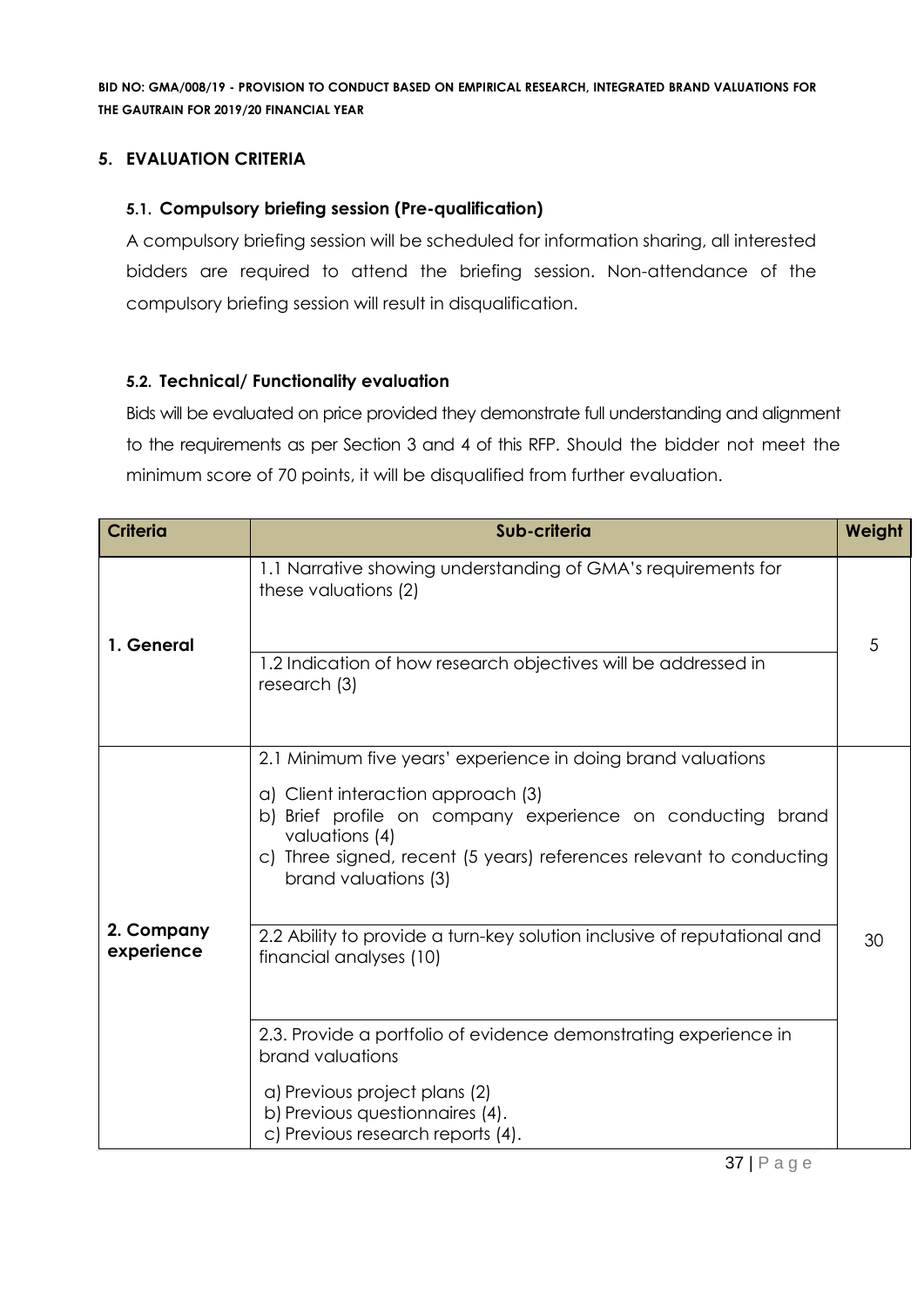## 5. EVALUATION CRITERIA

### 5.1. Compulsory briefing session (Pre-qualification)

A compulsory briefing session will be scheduled for information sharing, all interested bidders are required to attend the briefing session. Non-attendance of the compulsory briefing session will result in disqualification.

### 5.2. Technical/ Functionality evaluation

Bids will be evaluated on price provided they demonstrate full understanding and alignment to the requirements as per Section 3 and 4 of this RFP. Should the bidder not meet the minimum score of 70 points, it will be disqualified from further evaluation.

| Criteria | Sub-criteria | Weight |
|---|---|---|
| **1. General** | 1.1 Narrative showing understanding of GMA's requirements for these valuations (2) | 5 |
| | 1.2 Indication of how research objectives will be addressed in research (3) | |
| **2. Company experience** | 2.1 Minimum five years' experience in doing brand valuations<br>a) Client interaction approach (3)<br>b) Brief profile on company experience on conducting brand valuations (4)<br>c) Three signed, recent (5 years) references relevant to conducting brand valuations (3) | 30 |
| | 2.2 Ability to provide a turn-key solution inclusive of reputational and financial analyses (10) | |
| | 2.3. Provide a portfolio of evidence demonstrating experience in brand valuations<br>a) Previous project plans (2)<br>b) Previous questionnaires (4).<br>c) Previous research reports (4). | |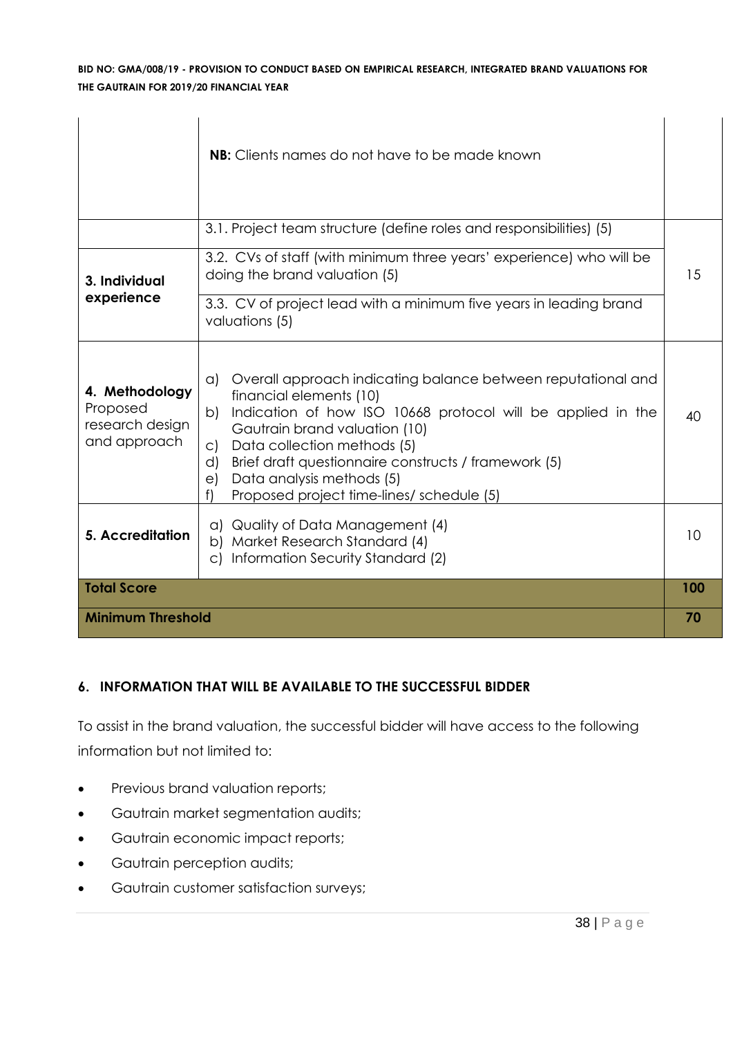| | | |
|---|---|---|
| | **NB:** Clients names do not have to be made known | |
| **3. Individual experience** | 3.1. Project team structure (define roles and responsibilities) (5) | 15 |
| | 3.2. CVs of staff (with minimum three years' experience) who will be doing the brand valuation (5) | |
| | 3.3. CV of project lead with a minimum five years in leading brand valuations (5) | |
| **4. Methodology** Proposed research design and approach | a) Overall approach indicating balance between reputational and financial elements (10)<br>b) Indication of how ISO 10668 protocol will be applied in the Gautrain brand valuation (10)<br>c) Data collection methods (5)<br>d) Brief draft questionnaire constructs / framework (5)<br>e) Data analysis methods (5)<br>f) Proposed project time-lines/ schedule (5) | 40 |
| **5. Accreditation** | a) Quality of Data Management (4)<br>b) Market Research Standard (4)<br>c) Information Security Standard (2) | 10 |
| **Total Score** | | **100** |
| **Minimum Threshold** | | **70** |

## 6. INFORMATION THAT WILL BE AVAILABLE TO THE SUCCESSFUL BIDDER

To assist in the brand valuation, the successful bidder will have access to the following information but not limited to:

- Previous brand valuation reports;
- Gautrain market segmentation audits;
- Gautrain economic impact reports;
- Gautrain perception audits;
- Gautrain customer satisfaction surveys;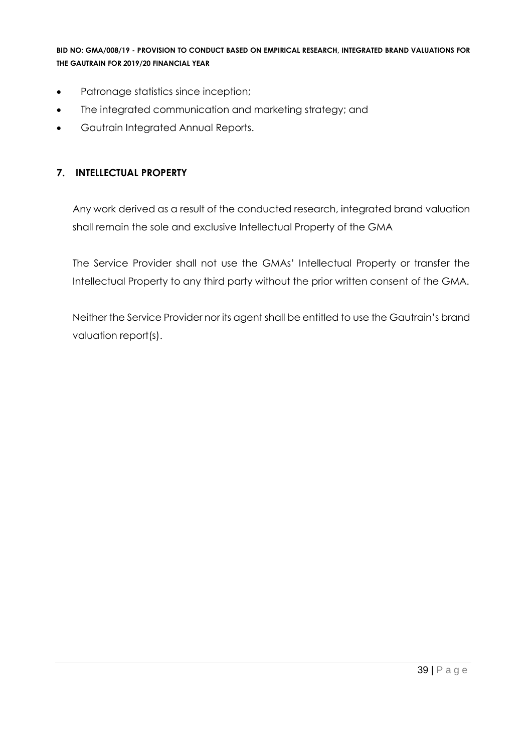- Patronage statistics since inception;
- The integrated communication and marketing strategy; and
- Gautrain Integrated Annual Reports.

## 7. INTELLECTUAL PROPERTY

Any work derived as a result of the conducted research, integrated brand valuation shall remain the sole and exclusive Intellectual Property of the GMA

The Service Provider shall not use the GMAs' Intellectual Property or transfer the Intellectual Property to any third party without the prior written consent of the GMA.

Neither the Service Provider nor its agent shall be entitled to use the Gautrain's brand valuation report(s).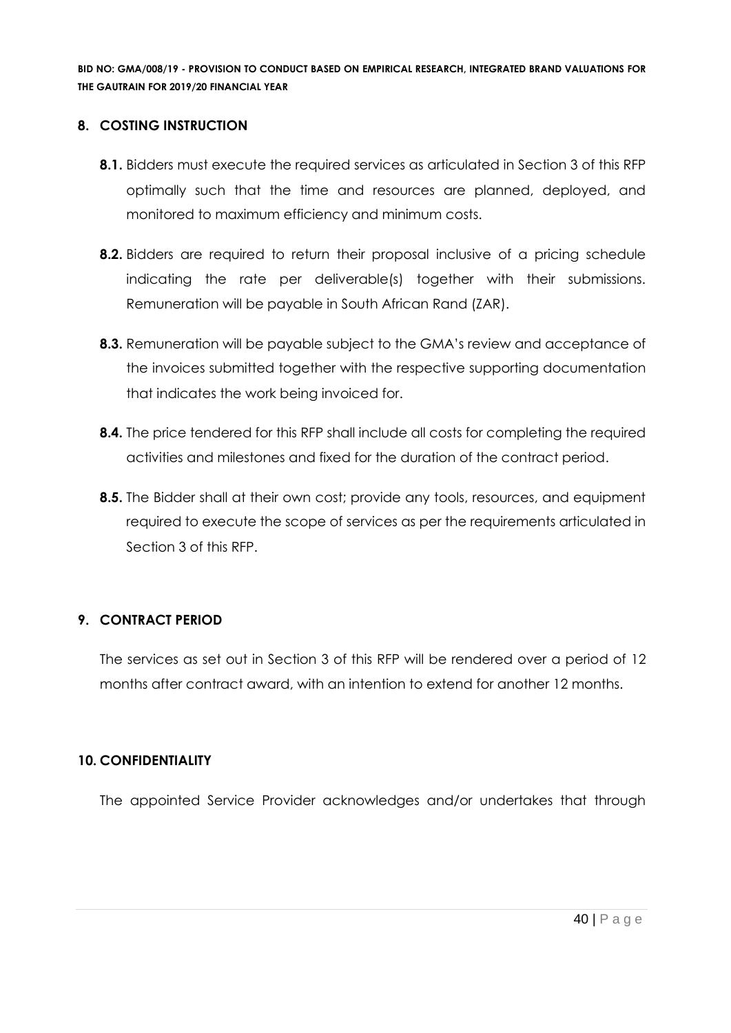## 8. COSTING INSTRUCTION

**8.1.** Bidders must execute the required services as articulated in Section 3 of this RFP optimally such that the time and resources are planned, deployed, and monitored to maximum efficiency and minimum costs.

**8.2.** Bidders are required to return their proposal inclusive of a pricing schedule indicating the rate per deliverable(s) together with their submissions. Remuneration will be payable in South African Rand (ZAR).

**8.3.** Remuneration will be payable subject to the GMA's review and acceptance of the invoices submitted together with the respective supporting documentation that indicates the work being invoiced for.

**8.4.** The price tendered for this RFP shall include all costs for completing the required activities and milestones and fixed for the duration of the contract period.

**8.5.** The Bidder shall at their own cost; provide any tools, resources, and equipment required to execute the scope of services as per the requirements articulated in Section 3 of this RFP.

## 9. CONTRACT PERIOD

The services as set out in Section 3 of this RFP will be rendered over a period of 12 months after contract award, with an intention to extend for another 12 months.

## 10. CONFIDENTIALITY

The appointed Service Provider acknowledges and/or undertakes that through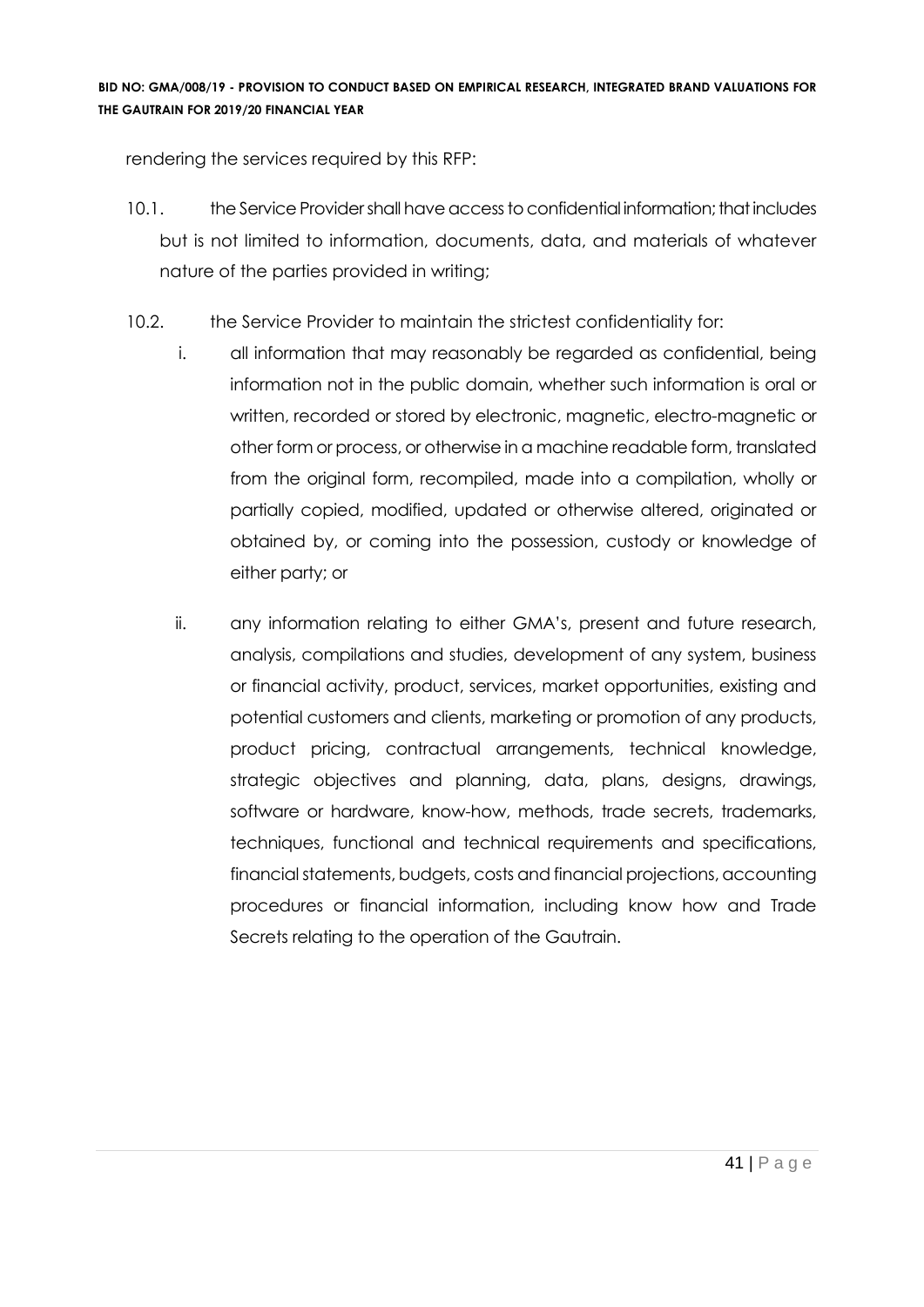rendering the services required by this RFP:

10.1. the Service Provider shall have access to confidential information; that includes but is not limited to information, documents, data, and materials of whatever nature of the parties provided in writing;

10.2. the Service Provider to maintain the strictest confidentiality for:

i. all information that may reasonably be regarded as confidential, being information not in the public domain, whether such information is oral or written, recorded or stored by electronic, magnetic, electro-magnetic or other form or process, or otherwise in a machine readable form, translated from the original form, recompiled, made into a compilation, wholly or partially copied, modified, updated or otherwise altered, originated or obtained by, or coming into the possession, custody or knowledge of either party; or

ii. any information relating to either GMA's, present and future research, analysis, compilations and studies, development of any system, business or financial activity, product, services, market opportunities, existing and potential customers and clients, marketing or promotion of any products, product pricing, contractual arrangements, technical knowledge, strategic objectives and planning, data, plans, designs, drawings, software or hardware, know-how, methods, trade secrets, trademarks, techniques, functional and technical requirements and specifications, financial statements, budgets, costs and financial projections, accounting procedures or financial information, including know how and Trade Secrets relating to the operation of the Gautrain.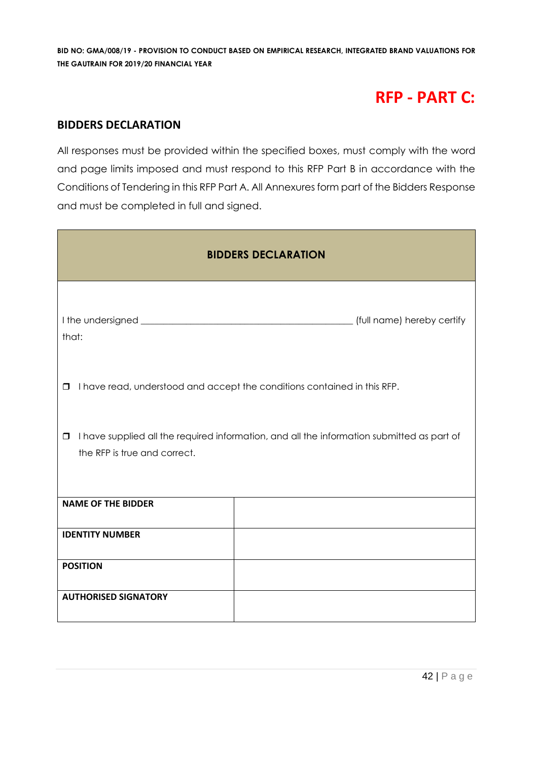## RFP - PART C:

### BIDDERS DECLARATION

All responses must be provided within the specified boxes, must comply with the word and page limits imposed and must respond to this RFP Part B in accordance with the Conditions of Tendering in this RFP Part A. All Annexures form part of the Bidders Response and must be completed in full and signed.

| BIDDERS DECLARATION | |
|---|---|
| I the undersigned _______________________________________ (full name) hereby certify that:<br><br>☐ I have read, understood and accept the conditions contained in this RFP.<br><br>☐ I have supplied all the required information, and all the information submitted as part of the RFP is true and correct. | |
| **NAME OF THE BIDDER** | |
| **IDENTITY NUMBER** | |
| **POSITION** | |
| **AUTHORISED SIGNATORY** | |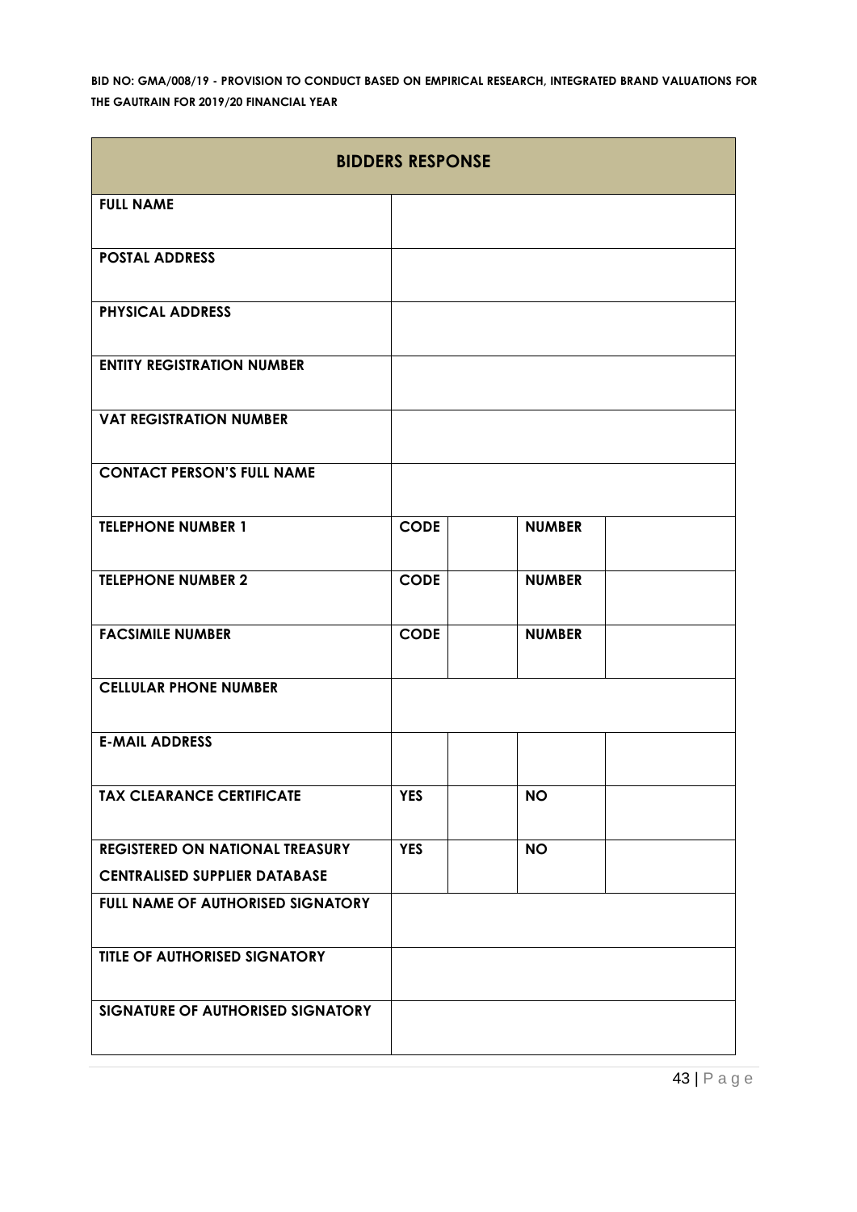**BID NO: GMA/008/19 - PROVISION TO CONDUCT BASED ON EMPIRICAL RESEARCH, INTEGRATED BRAND VALUATIONS FOR THE GAUTRAIN FOR 2019/20 FINANCIAL YEAR**

| **BIDDERS RESPONSE** | | | | |
|---|---|---|---|---|
| **FULL NAME** | | | | |
| **POSTAL ADDRESS** | | | | |
| **PHYSICAL ADDRESS** | | | | |
| **ENTITY REGISTRATION NUMBER** | | | | |
| **VAT REGISTRATION NUMBER** | | | | |
| **CONTACT PERSON'S FULL NAME** | | | | |
| **TELEPHONE NUMBER 1** | **CODE** | | **NUMBER** | |
| **TELEPHONE NUMBER 2** | **CODE** | | **NUMBER** | |
| **FACSIMILE NUMBER** | **CODE** | | **NUMBER** | |
| **CELLULAR PHONE NUMBER** | | | | |
| **E-MAIL ADDRESS** | | | | |
| **TAX CLEARANCE CERTIFICATE** | **YES** | | **NO** | |
| **REGISTERED ON NATIONAL TREASURY CENTRALISED SUPPLIER DATABASE** | **YES** | | **NO** | |
| **FULL NAME OF AUTHORISED SIGNATORY** | | | | |
| **TITLE OF AUTHORISED SIGNATORY** | | | | |
| **SIGNATURE OF AUTHORISED SIGNATORY** | | | | |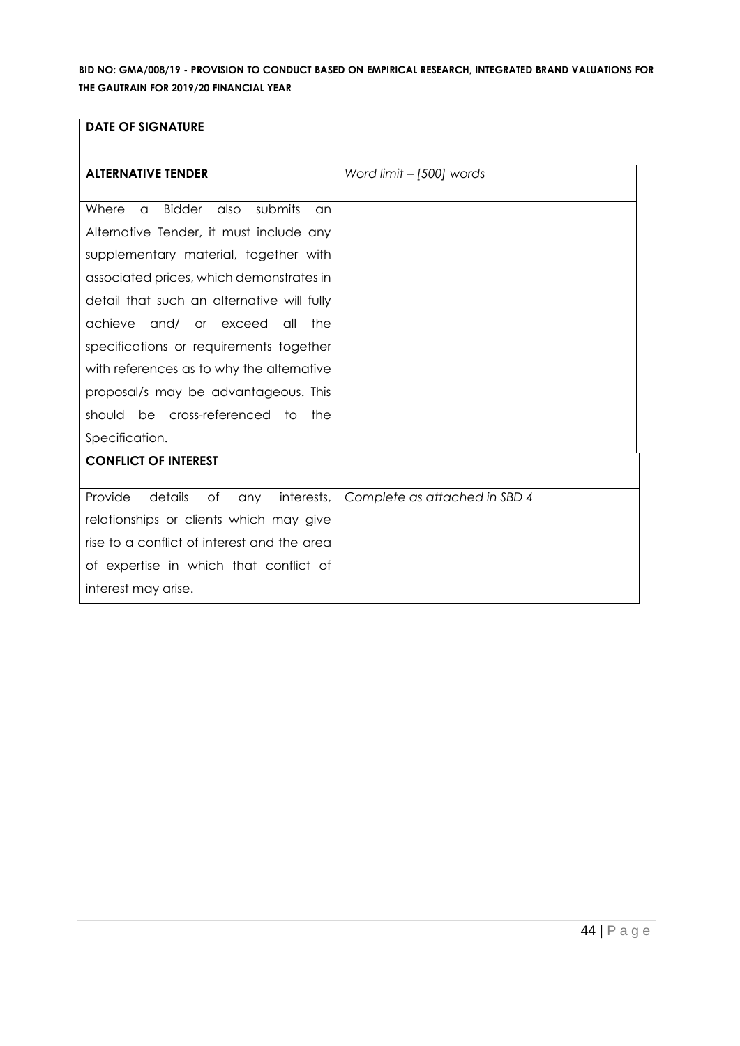| **DATE OF SIGNATURE** | |
|---|---|
| **ALTERNATIVE TENDER** | *Word limit – [500] words* |
| Where a Bidder also submits an Alternative Tender, it must include any supplementary material, together with associated prices, which demonstrates in detail that such an alternative will fully achieve and/ or exceed all the specifications or requirements together with references as to why the alternative proposal/s may be advantageous. This should be cross-referenced to the Specification. | |
| **CONFLICT OF INTEREST** | |
| Provide details of any interests, relationships or clients which may give rise to a conflict of interest and the area of expertise in which that conflict of interest may arise. | *Complete as attached in SBD 4* |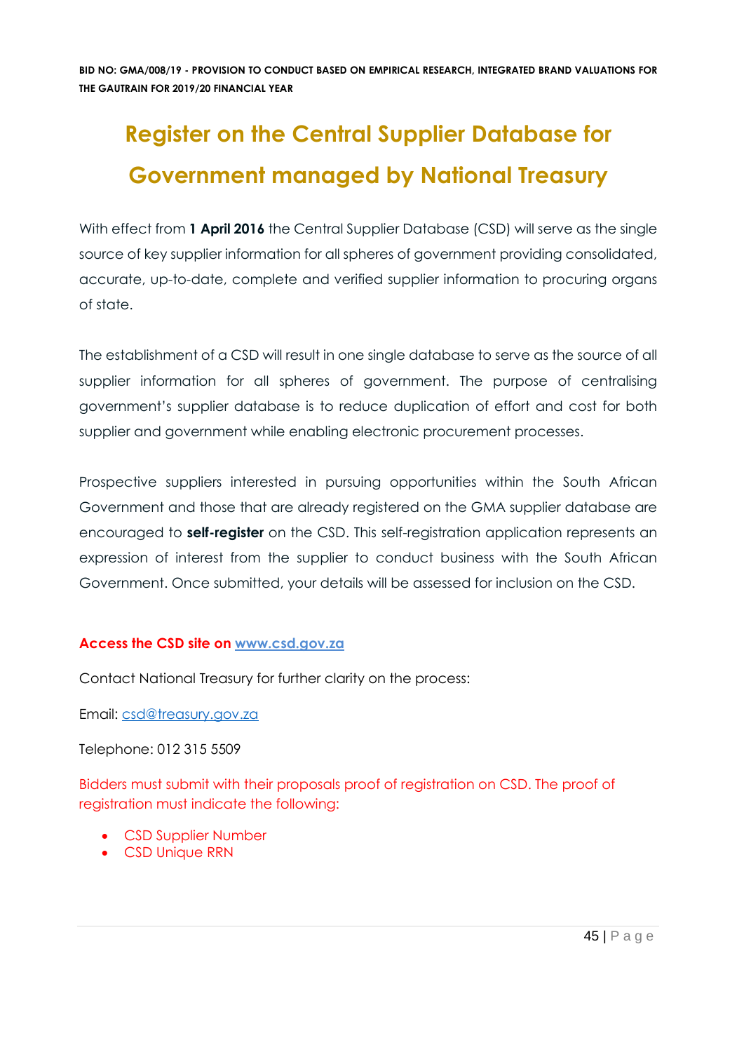# Register on the Central Supplier Database for Government managed by National Treasury

With effect from **1 April 2016** the Central Supplier Database (CSD) will serve as the single source of key supplier information for all spheres of government providing consolidated, accurate, up-to-date, complete and verified supplier information to procuring organs of state.

The establishment of a CSD will result in one single database to serve as the source of all supplier information for all spheres of government. The purpose of centralising government's supplier database is to reduce duplication of effort and cost for both supplier and government while enabling electronic procurement processes.

Prospective suppliers interested in pursuing opportunities within the South African Government and those that are already registered on the GMA supplier database are encouraged to **self-register** on the CSD. This self-registration application represents an expression of interest from the supplier to conduct business with the South African Government. Once submitted, your details will be assessed for inclusion on the CSD.

**Access the CSD site on www.csd.gov.za**

Contact National Treasury for further clarity on the process:

Email: csd@treasury.gov.za

Telephone: 012 315 5509

Bidders must submit with their proposals proof of registration on CSD. The proof of registration must indicate the following:

- CSD Supplier Number
- CSD Unique RRN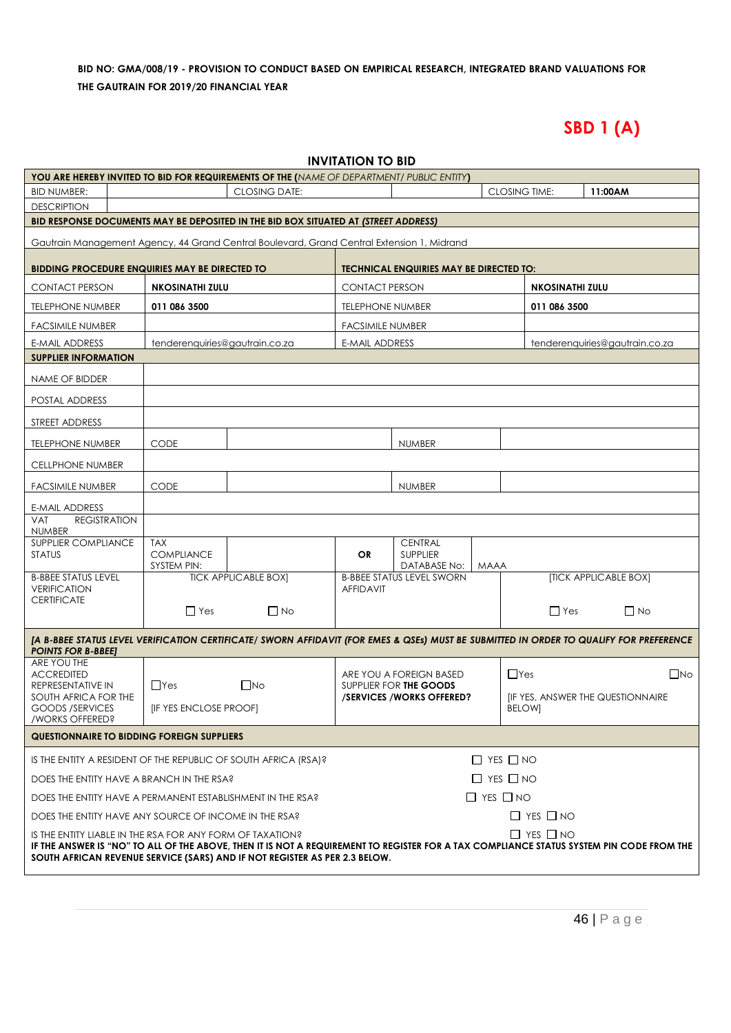**BID NO: GMA/008/19 - PROVISION TO CONDUCT BASED ON EMPIRICAL RESEARCH, INTEGRATED BRAND VALUATIONS FOR THE GAUTRAIN FOR 2019/20 FINANCIAL YEAR**

# SBD 1 (A)

## INVITATION TO BID

| **YOU ARE HEREBY INVITED TO BID FOR REQUIREMENTS OF THE (*NAME OF DEPARTMENT/ PUBLIC ENTITY*)** | | | | | |
|---|---|---|---|---|---|
| BID NUMBER: | | CLOSING DATE: | | CLOSING TIME: | **11:00AM** |
| DESCRIPTION | | | | | |
| **BID RESPONSE DOCUMENTS MAY BE DEPOSITED IN THE BID BOX SITUATED AT (*STREET ADDRESS*)** | | | | | |
| Gautrain Management Agency, 44 Grand Central Boulevard, Grand Central Extension 1, Midrand | | | | | |

| **BIDDING PROCEDURE ENQUIRIES MAY BE DIRECTED TO** | | **TECHNICAL ENQUIRIES MAY BE DIRECTED TO:** | |
|---|---|---|---|
| CONTACT PERSON | **NKOSINATHI ZULU** | CONTACT PERSON | **NKOSINATHI ZULU** |
| TELEPHONE NUMBER | **011 086 3500** | TELEPHONE NUMBER | **011 086 3500** |
| FACSIMILE NUMBER | | FACSIMILE NUMBER | |
| E-MAIL ADDRESS | tenderenquiries@gautrain.co.za | E-MAIL ADDRESS | tenderenquiries@gautrain.co.za |

| **SUPPLIER INFORMATION** | | | | | | |
|---|---|---|---|---|---|---|
| NAME OF BIDDER | | | | | | |
| POSTAL ADDRESS | | | | | | |
| STREET ADDRESS | | | | | | |
| TELEPHONE NUMBER | CODE | | | NUMBER | | |
| CELLPHONE NUMBER | | | | | | |
| FACSIMILE NUMBER | CODE | | | NUMBER | | |
| E-MAIL ADDRESS | | | | | | |
| VAT REGISTRATION NUMBER | | | | | | |
| SUPPLIER COMPLIANCE STATUS | TAX COMPLIANCE SYSTEM PIN: | | **OR** | CENTRAL SUPPLIER DATABASE No: | MAAA | |
| B-BBEE STATUS LEVEL VERIFICATION CERTIFICATE | [TICK APPLICABLE BOX] ☐ Yes ☐ No | | B-BBEE STATUS LEVEL SWORN AFFIDAVIT | | [TICK APPLICABLE BOX] ☐ Yes ☐ No | |
| ***[A B-BBEE STATUS LEVEL VERIFICATION CERTIFICATE/ SWORN AFFIDAVIT (FOR EMES & QSEs) MUST BE SUBMITTED IN ORDER TO QUALIFY FOR PREFERENCE POINTS FOR B-BBEE]*** | | | | | | |
| ARE YOU THE ACCREDITED REPRESENTATIVE IN SOUTH AFRICA FOR THE GOODS /SERVICES /WORKS OFFERED? | ☐Yes ☐No [IF YES ENCLOSE PROOF] | | ARE YOU A FOREIGN BASED SUPPLIER FOR **THE GOODS /SERVICES /WORKS OFFERED?** | | ☐Yes ☐No [IF YES, ANSWER THE QUESTIONNAIRE BELOW] | |

| **QUESTIONNAIRE TO BIDDING FOREIGN SUPPLIERS** | |
|---|---|
| IS THE ENTITY A RESIDENT OF THE REPUBLIC OF SOUTH AFRICA (RSA)? | ☐ YES ☐ NO |
| DOES THE ENTITY HAVE A BRANCH IN THE RSA? | ☐ YES ☐ NO |
| DOES THE ENTITY HAVE A PERMANENT ESTABLISHMENT IN THE RSA? | ☐ YES ☐ NO |
| DOES THE ENTITY HAVE ANY SOURCE OF INCOME IN THE RSA? | ☐ YES ☐ NO |
| IS THE ENTITY LIABLE IN THE RSA FOR ANY FORM OF TAXATION? | ☐ YES ☐ NO |

**IF THE ANSWER IS "NO" TO ALL OF THE ABOVE, THEN IT IS NOT A REQUIREMENT TO REGISTER FOR A TAX COMPLIANCE STATUS SYSTEM PIN CODE FROM THE SOUTH AFRICAN REVENUE SERVICE (SARS) AND IF NOT REGISTER AS PER 2.3 BELOW.**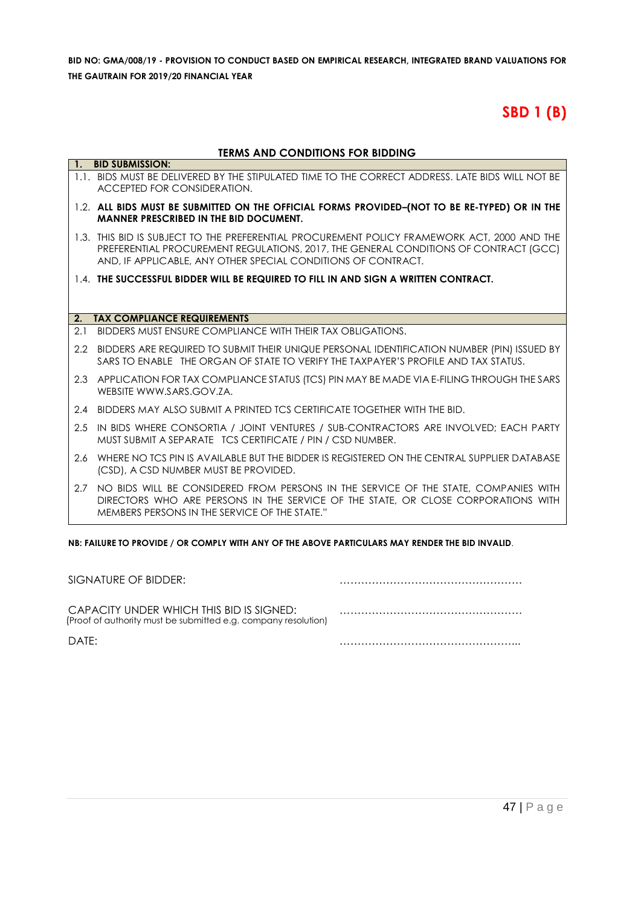**BID NO: GMA/008/19 - PROVISION TO CONDUCT BASED ON EMPIRICAL RESEARCH, INTEGRATED BRAND VALUATIONS FOR THE GAUTRAIN FOR 2019/20 FINANCIAL YEAR**

# SBD 1 (B)

## TERMS AND CONDITIONS FOR BIDDING

**1. BID SUBMISSION:**

1.1. BIDS MUST BE DELIVERED BY THE STIPULATED TIME TO THE CORRECT ADDRESS. LATE BIDS WILL NOT BE ACCEPTED FOR CONSIDERATION.

1.2. **ALL BIDS MUST BE SUBMITTED ON THE OFFICIAL FORMS PROVIDED–(NOT TO BE RE-TYPED) OR IN THE MANNER PRESCRIBED IN THE BID DOCUMENT.**

1.3. THIS BID IS SUBJECT TO THE PREFERENTIAL PROCUREMENT POLICY FRAMEWORK ACT, 2000 AND THE PREFERENTIAL PROCUREMENT REGULATIONS, 2017, THE GENERAL CONDITIONS OF CONTRACT (GCC) AND, IF APPLICABLE, ANY OTHER SPECIAL CONDITIONS OF CONTRACT.

1.4. **THE SUCCESSFUL BIDDER WILL BE REQUIRED TO FILL IN AND SIGN A WRITTEN CONTRACT.**

**2. TAX COMPLIANCE REQUIREMENTS**

2.1 BIDDERS MUST ENSURE COMPLIANCE WITH THEIR TAX OBLIGATIONS.

2.2 BIDDERS ARE REQUIRED TO SUBMIT THEIR UNIQUE PERSONAL IDENTIFICATION NUMBER (PIN) ISSUED BY SARS TO ENABLE THE ORGAN OF STATE TO VERIFY THE TAXPAYER'S PROFILE AND TAX STATUS.

2.3 APPLICATION FOR TAX COMPLIANCE STATUS (TCS) PIN MAY BE MADE VIA E-FILING THROUGH THE SARS WEBSITE WWW.SARS.GOV.ZA.

2.4 BIDDERS MAY ALSO SUBMIT A PRINTED TCS CERTIFICATE TOGETHER WITH THE BID.

2.5 IN BIDS WHERE CONSORTIA / JOINT VENTURES / SUB-CONTRACTORS ARE INVOLVED; EACH PARTY MUST SUBMIT A SEPARATE TCS CERTIFICATE / PIN / CSD NUMBER.

2.6 WHERE NO TCS PIN IS AVAILABLE BUT THE BIDDER IS REGISTERED ON THE CENTRAL SUPPLIER DATABASE (CSD), A CSD NUMBER MUST BE PROVIDED.

2.7 NO BIDS WILL BE CONSIDERED FROM PERSONS IN THE SERVICE OF THE STATE, COMPANIES WITH DIRECTORS WHO ARE PERSONS IN THE SERVICE OF THE STATE, OR CLOSE CORPORATIONS WITH MEMBERS PERSONS IN THE SERVICE OF THE STATE."

**NB: FAILURE TO PROVIDE / OR COMPLY WITH ANY OF THE ABOVE PARTICULARS MAY RENDER THE BID INVALID**.

SIGNATURE OF BIDDER: ……………………………………………

CAPACITY UNDER WHICH THIS BID IS SIGNED: ……………………………………………
(Proof of authority must be submitted e.g. company resolution)

DATE: ……………………………………………..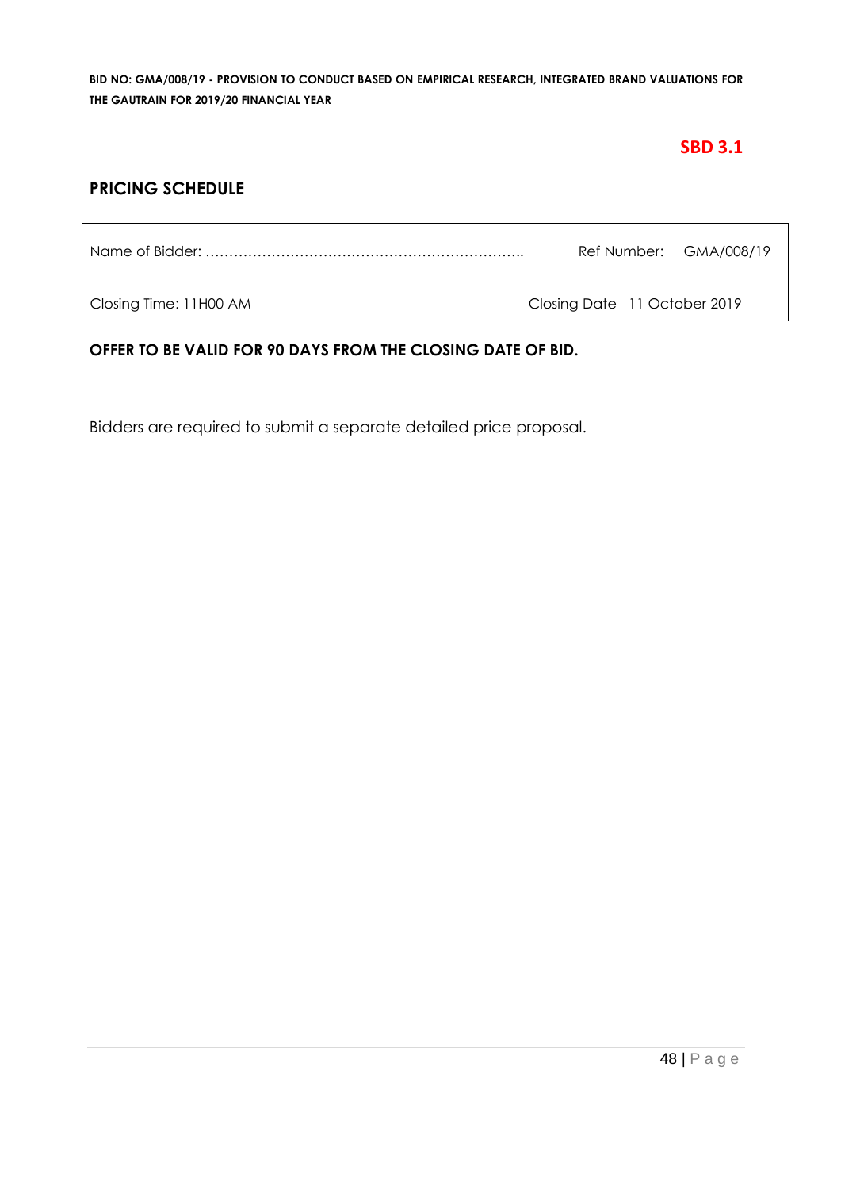SBD 3.1

## PRICING SCHEDULE

| Name of Bidder: ………………………………………………………….. | Ref Number: GMA/008/19 |
|---|---|
| Closing Time: 11H00 AM | Closing Date 11 October 2019 |

**OFFER TO BE VALID FOR 90 DAYS FROM THE CLOSING DATE OF BID.**

Bidders are required to submit a separate detailed price proposal.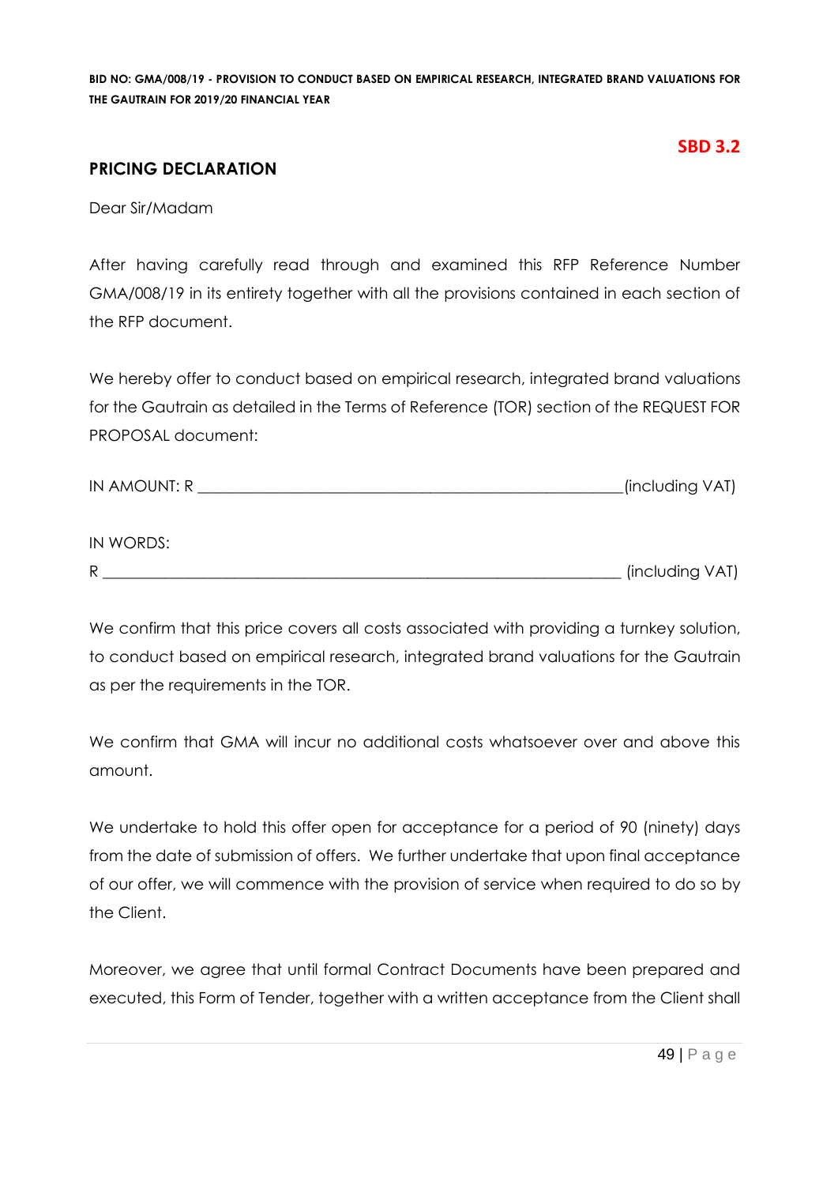**SBD 3.2**

## PRICING DECLARATION

Dear Sir/Madam

After having carefully read through and examined this RFP Reference Number GMA/008/19 in its entirety together with all the provisions contained in each section of the RFP document.

We hereby offer to conduct based on empirical research, integrated brand valuations for the Gautrain as detailed in the Terms of Reference (TOR) section of the REQUEST FOR PROPOSAL document:

IN AMOUNT: R ________________________________________________________(including VAT)

IN WORDS:

R _____________________________________________________________________ (including VAT)

We confirm that this price covers all costs associated with providing a turnkey solution, to conduct based on empirical research, integrated brand valuations for the Gautrain as per the requirements in the TOR.

We confirm that GMA will incur no additional costs whatsoever over and above this amount.

We undertake to hold this offer open for acceptance for a period of 90 (ninety) days from the date of submission of offers. We further undertake that upon final acceptance of our offer, we will commence with the provision of service when required to do so by the Client.

Moreover, we agree that until formal Contract Documents have been prepared and executed, this Form of Tender, together with a written acceptance from the Client shall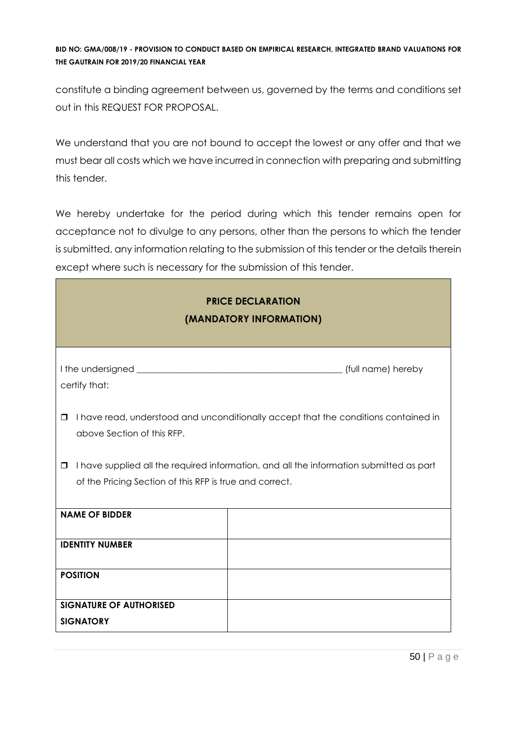constitute a binding agreement between us, governed by the terms and conditions set out in this REQUEST FOR PROPOSAL.

We understand that you are not bound to accept the lowest or any offer and that we must bear all costs which we have incurred in connection with preparing and submitting this tender.

We hereby undertake for the period during which this tender remains open for acceptance not to divulge to any persons, other than the persons to which the tender is submitted, any information relating to the submission of this tender or the details therein except where such is necessary for the submission of this tender.

**PRICE DECLARATION**
**(MANDATORY INFORMATION)**

I the undersigned _______________________________________________ (full name) hereby certify that:

- ❒ I have read, understood and unconditionally accept that the conditions contained in above Section of this RFP.
- ❒ I have supplied all the required information, and all the information submitted as part of the Pricing Section of this RFP is true and correct.

| | |
|---|---|
| **NAME OF BIDDER** | |
| **IDENTITY NUMBER** | |
| **POSITION** | |
| **SIGNATURE OF AUTHORISED SIGNATORY** | |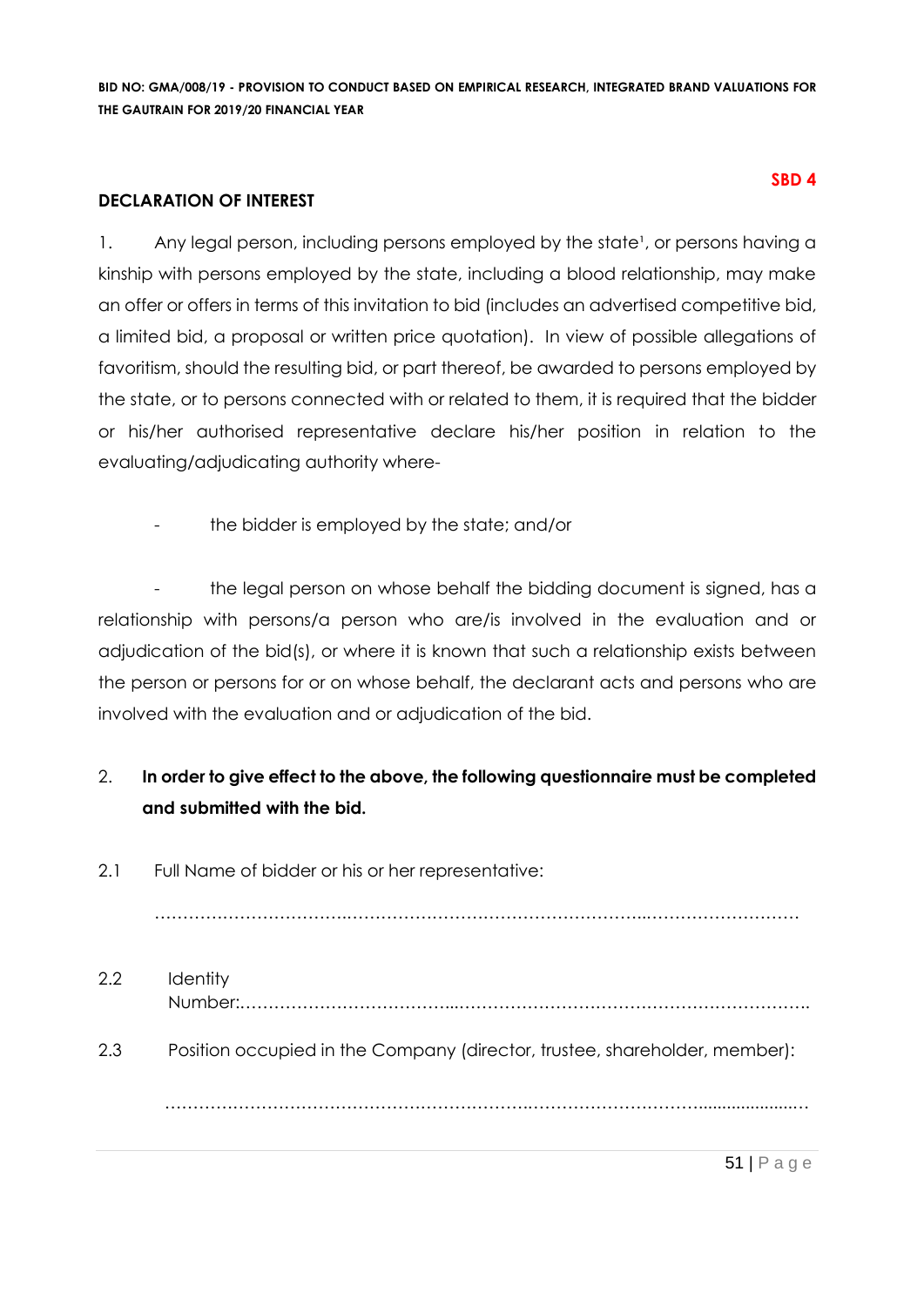**SBD 4**

**DECLARATION OF INTEREST**

1. Any legal person, including persons employed by the state[1], or persons having a kinship with persons employed by the state, including a blood relationship, may make an offer or offers in terms of this invitation to bid (includes an advertised competitive bid, a limited bid, a proposal or written price quotation). In view of possible allegations of favoritism, should the resulting bid, or part thereof, be awarded to persons employed by the state, or to persons connected with or related to them, it is required that the bidder or his/her authorised representative declare his/her position in relation to the evaluating/adjudicating authority where-

- the bidder is employed by the state; and/or

- the legal person on whose behalf the bidding document is signed, has a relationship with persons/a person who are/is involved in the evaluation and or adjudication of the bid(s), or where it is known that such a relationship exists between the person or persons for or on whose behalf, the declarant acts and persons who are involved with the evaluation and or adjudication of the bid.

2. **In order to give effect to the above, the following questionnaire must be completed and submitted with the bid.**

2.1 Full Name of bidder or his or her representative:

……………………………………………………………………………………………………

2.2 Identity Number:……………………………………………………………………………….

2.3 Position occupied in the Company (director, trustee, shareholder, member):

……………………………………………………………………………………………………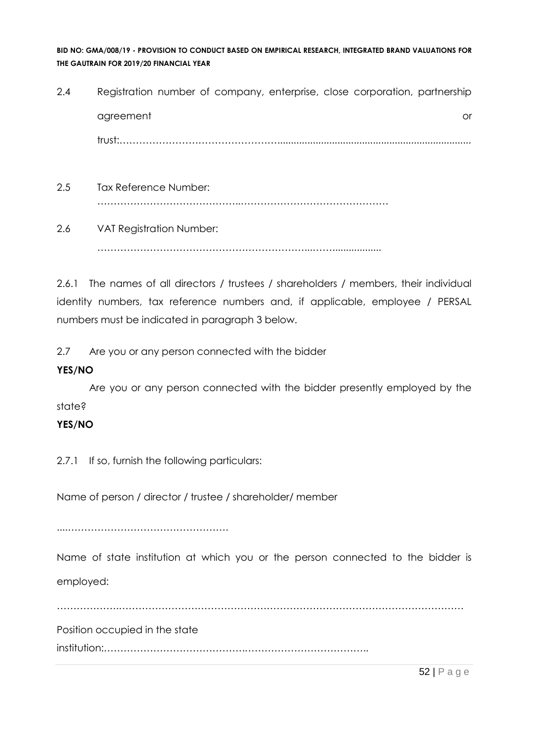2.4 Registration number of company, enterprise, close corporation, partnership agreement or trust:……………………………………………......................................................................

2.5 Tax Reference Number: ……………………………………..………………………………………

2.6 VAT Registration Number: ………………………………………………………...……..................

2.6.1 The names of all directors / trustees / shareholders / members, their individual identity numbers, tax reference numbers and, if applicable, employee / PERSAL numbers must be indicated in paragraph 3 below.

2.7 Are you or any person connected with the bidder

**YES/NO**

Are you or any person connected with the bidder presently employed by the state?

**YES/NO**

2.7.1 If so, furnish the following particulars:

Name of person / director / trustee / shareholder/ member

....……………………………………………

Name of state institution at which you or the person connected to the bidder is employed:

……………….……………………………………………………………………………………………

Position occupied in the state institution:……………………………………….……………………………….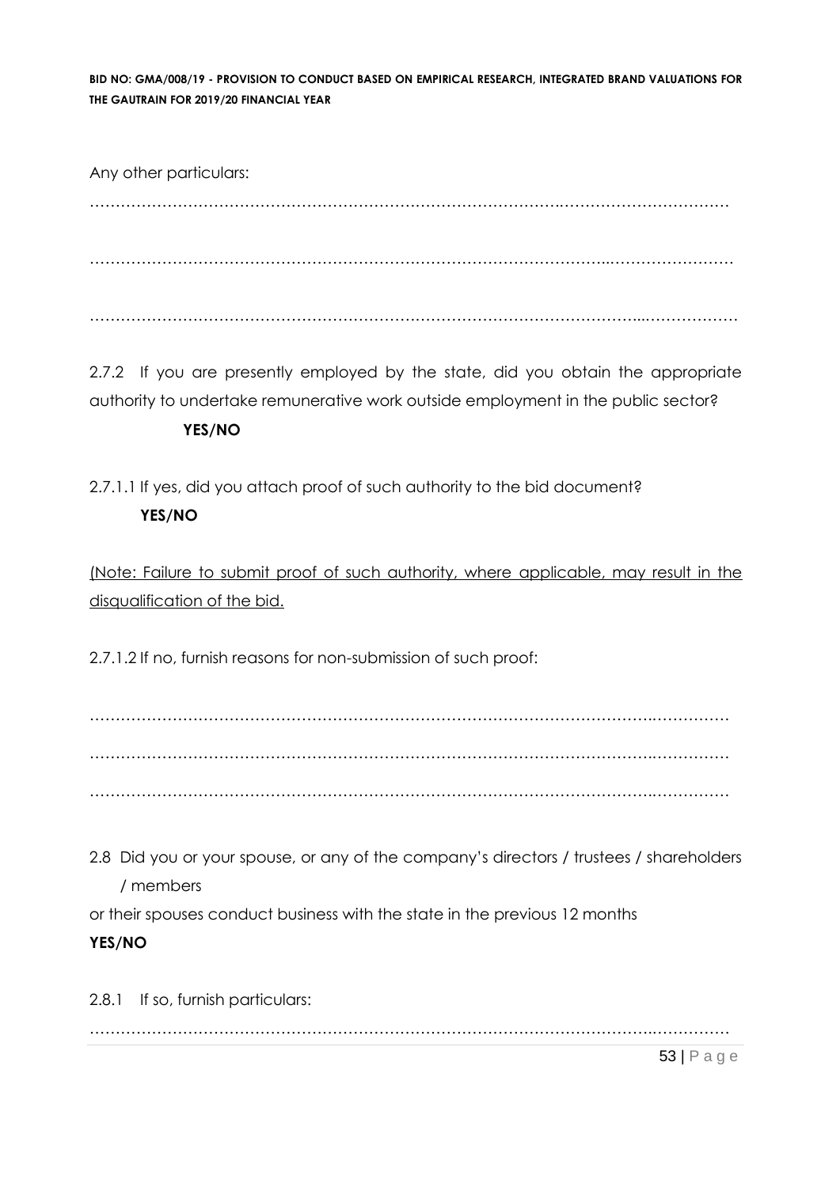Any other particulars:

………………………………………………………………………………………………………………

………………………………………………………………………………………………………………

………………………………………………………………………………………………………………

2.7.2 If you are presently employed by the state, did you obtain the appropriate authority to undertake remunerative work outside employment in the public sector? **YES/NO**

2.7.1.1 If yes, did you attach proof of such authority to the bid document? **YES/NO**

<u>(Note: Failure to submit proof of such authority, where applicable, may result in the disqualification of the bid.</u>

2.7.1.2 If no, furnish reasons for non-submission of such proof:

………………………………………………………………………………………………………………

………………………………………………………………………………………………………………

………………………………………………………………………………………………………………

2.8 Did you or your spouse, or any of the company's directors / trustees / shareholders / members or their spouses conduct business with the state in the previous 12 months **YES/NO**

2.8.1 If so, furnish particulars:

………………………………………………………………………………………………………………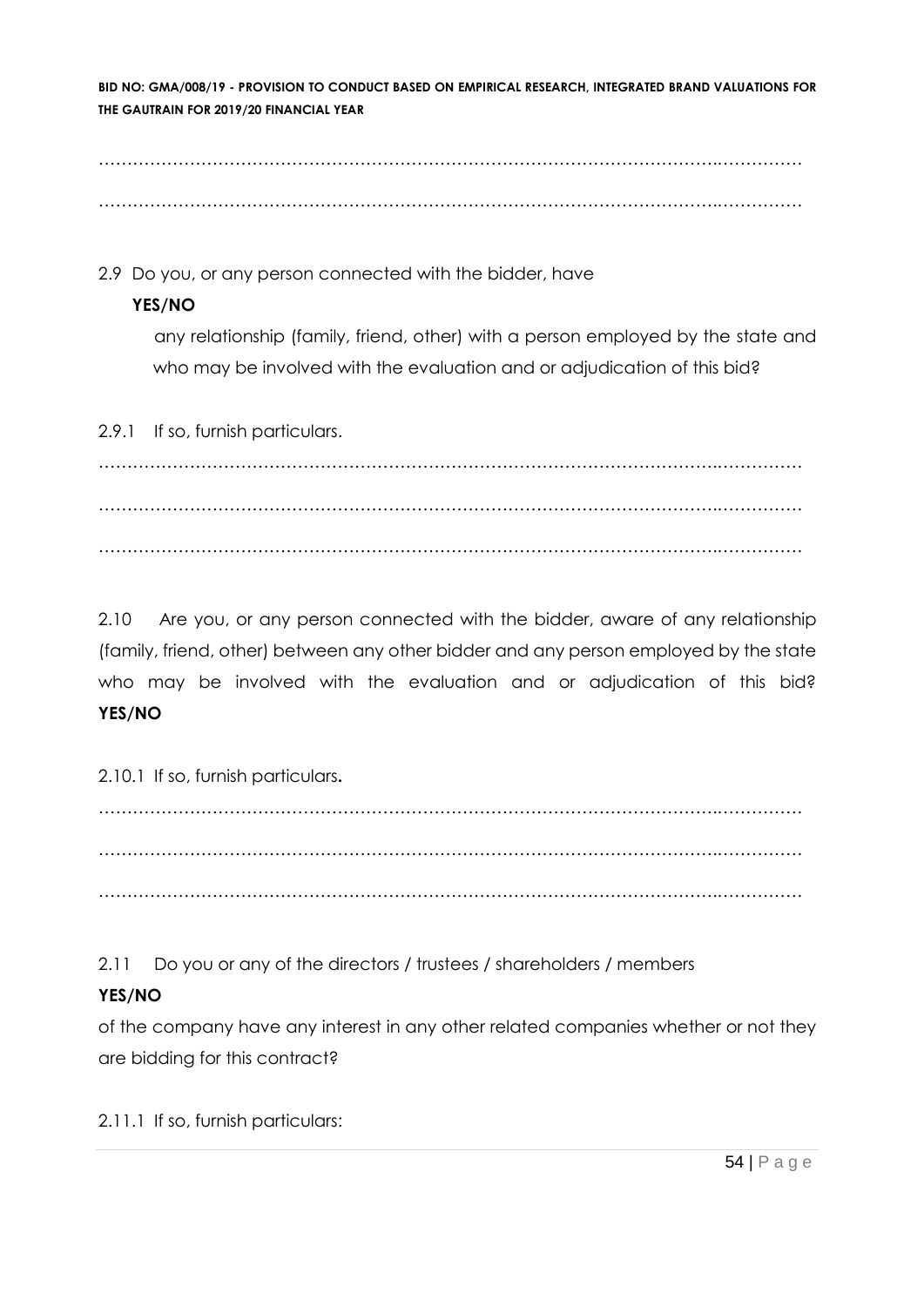…………………………………………………………………………………………………………

…………………………………………………………………………………………………………

2.9 Do you, or any person connected with the bidder, have **YES/NO**

any relationship (family, friend, other) with a person employed by the state and who may be involved with the evaluation and or adjudication of this bid?

2.9.1 If so, furnish particulars.

…………………………………………………………………………………………………………

…………………………………………………………………………………………………………

…………………………………………………………………………………………………………

2.10 Are you, or any person connected with the bidder, aware of any relationship (family, friend, other) between any other bidder and any person employed by the state who may be involved with the evaluation and or adjudication of this bid? **YES/NO**

2.10.1 If so, furnish particulars**.**

…………………………………………………………………………………………………………

…………………………………………………………………………………………………………

…………………………………………………………………………………………………………

2.11 Do you or any of the directors / trustees / shareholders / members **YES/NO**

of the company have any interest in any other related companies whether or not they are bidding for this contract?

2.11.1 If so, furnish particulars: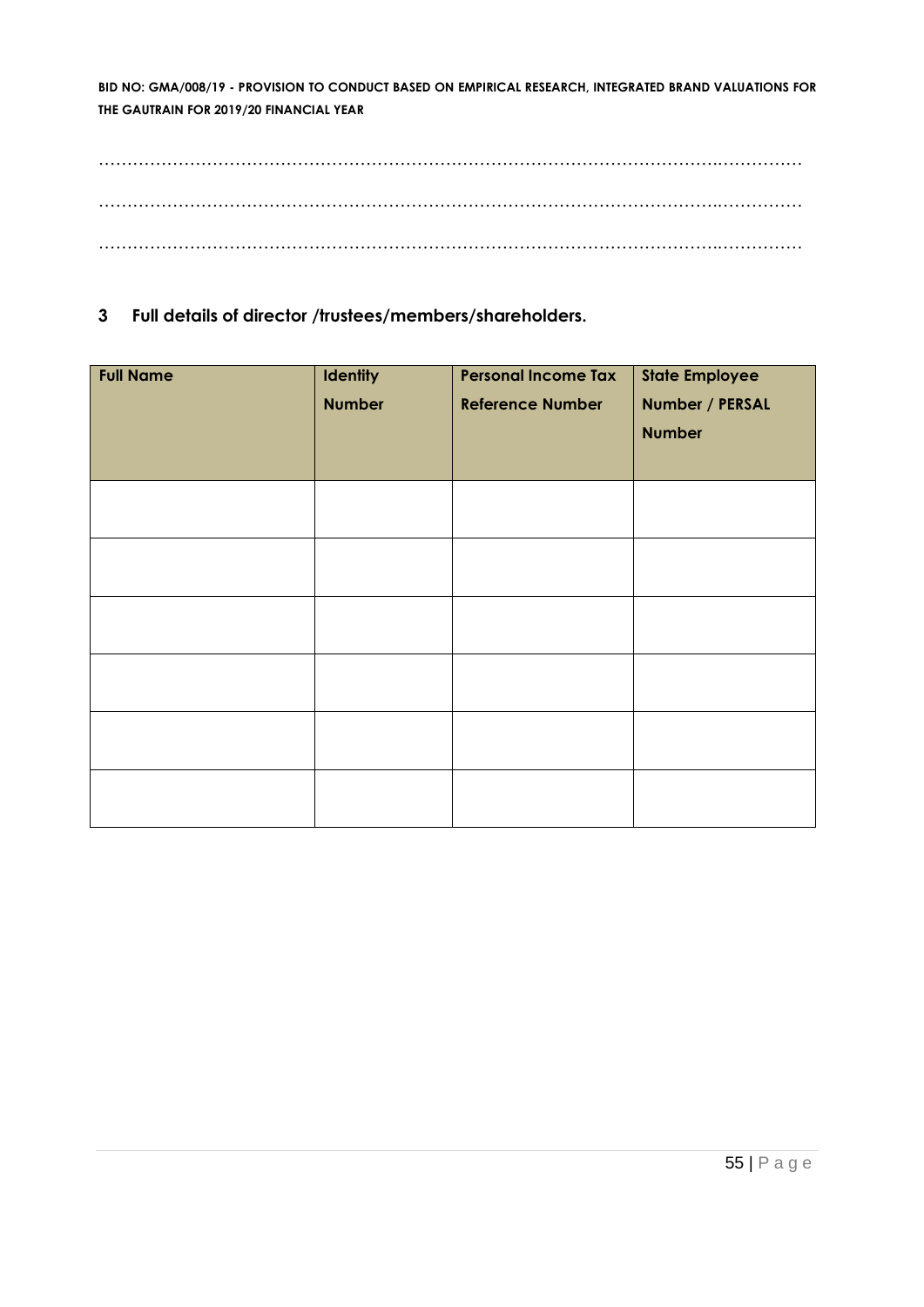…………………………………………………………………………………………………………………

…………………………………………………………………………………………………………………

…………………………………………………………………………………………………………………

## 3 Full details of director /trustees/members/shareholders.

| Full Name | Identity Number | Personal Income Tax Reference Number | State Employee Number / PERSAL Number |
|---|---|---|---|
| | | | |
| | | | |
| | | | |
| | | | |
| | | | |
| | | | |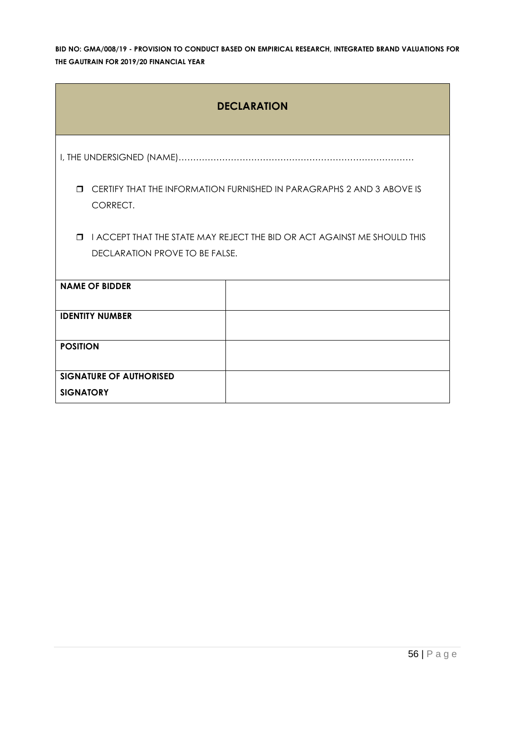## DECLARATION

I, THE UNDERSIGNED (NAME)……………………………………………………………………

- ❒ CERTIFY THAT THE INFORMATION FURNISHED IN PARAGRAPHS 2 AND 3 ABOVE IS CORRECT.
- ❒ I ACCEPT THAT THE STATE MAY REJECT THE BID OR ACT AGAINST ME SHOULD THIS DECLARATION PROVE TO BE FALSE.

| | |
|---|---|
| **NAME OF BIDDER** | |
| **IDENTITY NUMBER** | |
| **POSITION** | |
| **SIGNATURE OF AUTHORISED SIGNATORY** | |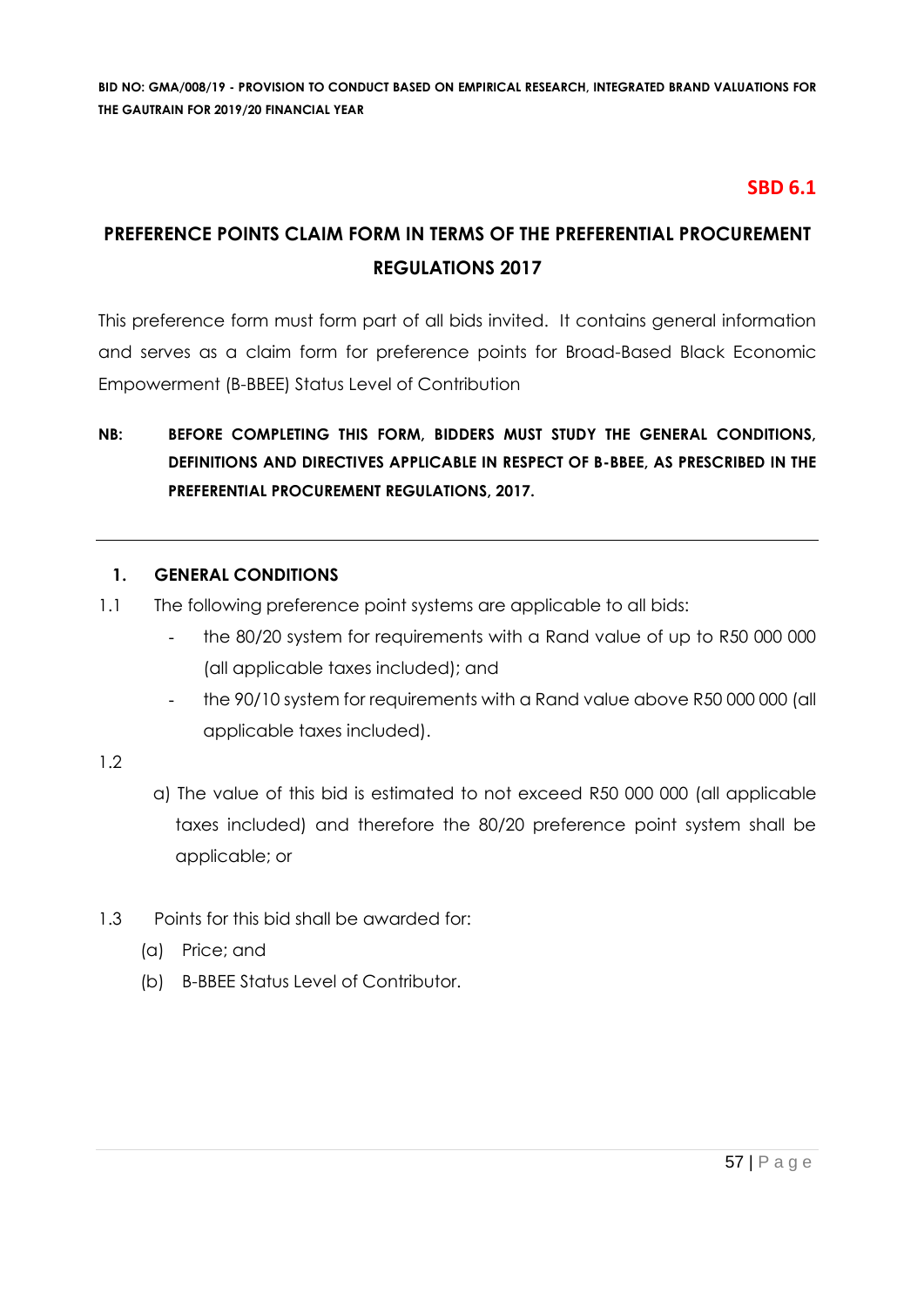**BID NO: GMA/008/19 - PROVISION TO CONDUCT BASED ON EMPIRICAL RESEARCH, INTEGRATED BRAND VALUATIONS FOR THE GAUTRAIN FOR 2019/20 FINANCIAL YEAR**

**SBD 6.1**

# PREFERENCE POINTS CLAIM FORM IN TERMS OF THE PREFERENTIAL PROCUREMENT REGULATIONS 2017

This preference form must form part of all bids invited. It contains general information and serves as a claim form for preference points for Broad-Based Black Economic Empowerment (B-BBEE) Status Level of Contribution

**NB: BEFORE COMPLETING THIS FORM, BIDDERS MUST STUDY THE GENERAL CONDITIONS, DEFINITIONS AND DIRECTIVES APPLICABLE IN RESPECT OF B-BBEE, AS PRESCRIBED IN THE PREFERENTIAL PROCUREMENT REGULATIONS, 2017.**

---

## 1. GENERAL CONDITIONS

1.1 The following preference point systems are applicable to all bids:

- the 80/20 system for requirements with a Rand value of up to R50 000 000 (all applicable taxes included); and
- the 90/10 system for requirements with a Rand value above R50 000 000 (all applicable taxes included).

1.2

a) The value of this bid is estimated to not exceed R50 000 000 (all applicable taxes included) and therefore the 80/20 preference point system shall be applicable; or

1.3 Points for this bid shall be awarded for:

(a) Price; and

(b) B-BBEE Status Level of Contributor.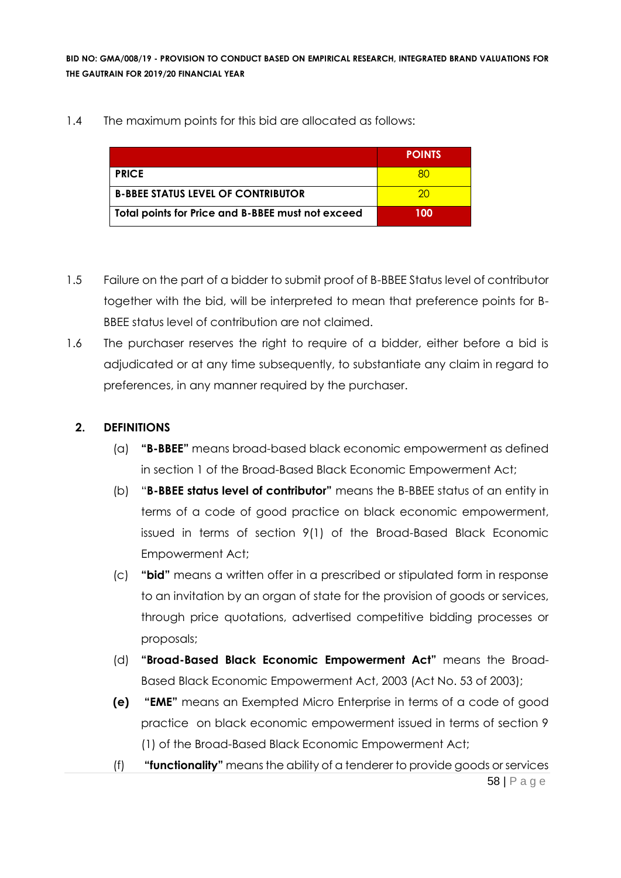1.4 The maximum points for this bid are allocated as follows:

| | POINTS |
|---|---|
| **PRICE** | 80 |
| **B-BBEE STATUS LEVEL OF CONTRIBUTOR** | 20 |
| **Total points for Price and B-BBEE must not exceed** | **100** |

1.5 Failure on the part of a bidder to submit proof of B-BBEE Status level of contributor together with the bid, will be interpreted to mean that preference points for B-BBEE status level of contribution are not claimed.

1.6 The purchaser reserves the right to require of a bidder, either before a bid is adjudicated or at any time subsequently, to substantiate any claim in regard to preferences, in any manner required by the purchaser.

## 2. DEFINITIONS

(a) **"B-BBEE"** means broad-based black economic empowerment as defined in section 1 of the Broad-Based Black Economic Empowerment Act;

(b) "**B-BBEE status level of contributor"** means the B-BBEE status of an entity in terms of a code of good practice on black economic empowerment, issued in terms of section 9(1) of the Broad-Based Black Economic Empowerment Act;

(c) **"bid"** means a written offer in a prescribed or stipulated form in response to an invitation by an organ of state for the provision of goods or services, through price quotations, advertised competitive bidding processes or proposals;

(d) **"Broad-Based Black Economic Empowerment Act"** means the Broad-Based Black Economic Empowerment Act, 2003 (Act No. 53 of 2003);

**(e)** **"EME"** means an Exempted Micro Enterprise in terms of a code of good practice on black economic empowerment issued in terms of section 9 (1) of the Broad-Based Black Economic Empowerment Act;

(f) **"functionality"** means the ability of a tenderer to provide goods or services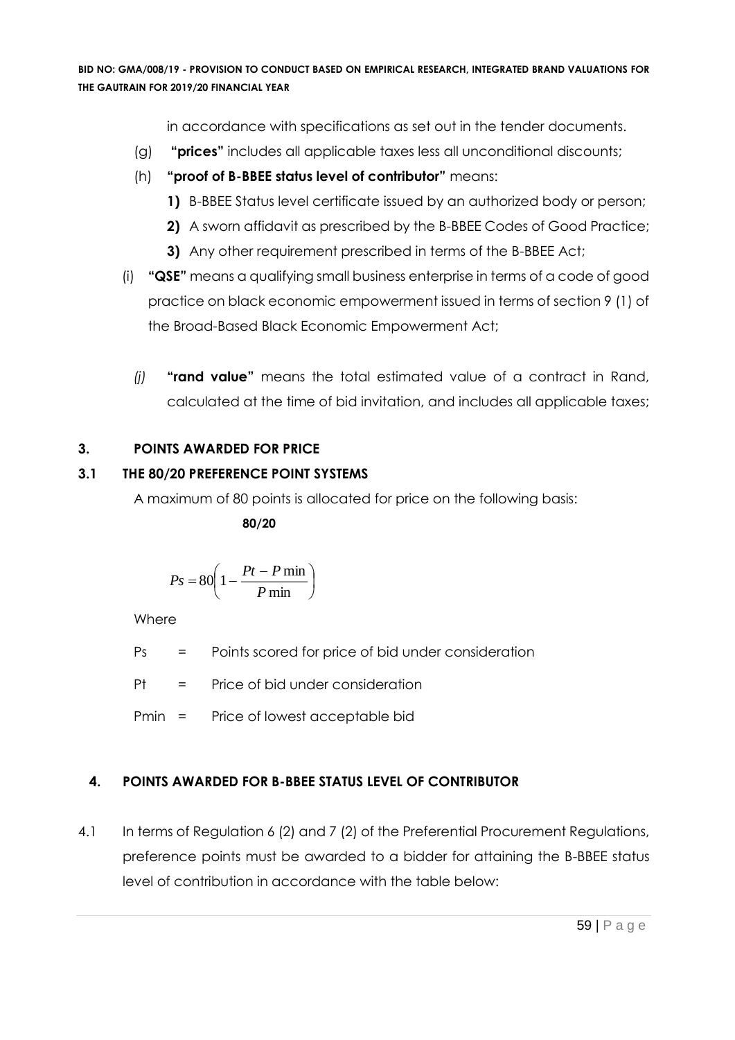in accordance with specifications as set out in the tender documents.

(g) **"prices"** includes all applicable taxes less all unconditional discounts;

(h) **"proof of B-BBEE status level of contributor"** means:

**1)** B-BBEE Status level certificate issued by an authorized body or person;

**2)** A sworn affidavit as prescribed by the B-BBEE Codes of Good Practice;

**3)** Any other requirement prescribed in terms of the B-BBEE Act;

(i) **"QSE"** means a qualifying small business enterprise in terms of a code of good practice on black economic empowerment issued in terms of section 9 (1) of the Broad-Based Black Economic Empowerment Act;

*(j)* **"rand value"** means the total estimated value of a contract in Rand, calculated at the time of bid invitation, and includes all applicable taxes;

## 3. POINTS AWARDED FOR PRICE

### 3.1 THE 80/20 PREFERENCE POINT SYSTEMS

A maximum of 80 points is allocated for price on the following basis:

**80/20**

$$Ps = 80\left(1 - \frac{Pt - P\min}{P\min}\right)$$

Where

Ps = Points scored for price of bid under consideration

Pt = Price of bid under consideration

Pmin = Price of lowest acceptable bid

## 4. POINTS AWARDED FOR B-BBEE STATUS LEVEL OF CONTRIBUTOR

4.1 In terms of Regulation 6 (2) and 7 (2) of the Preferential Procurement Regulations, preference points must be awarded to a bidder for attaining the B-BBEE status level of contribution in accordance with the table below: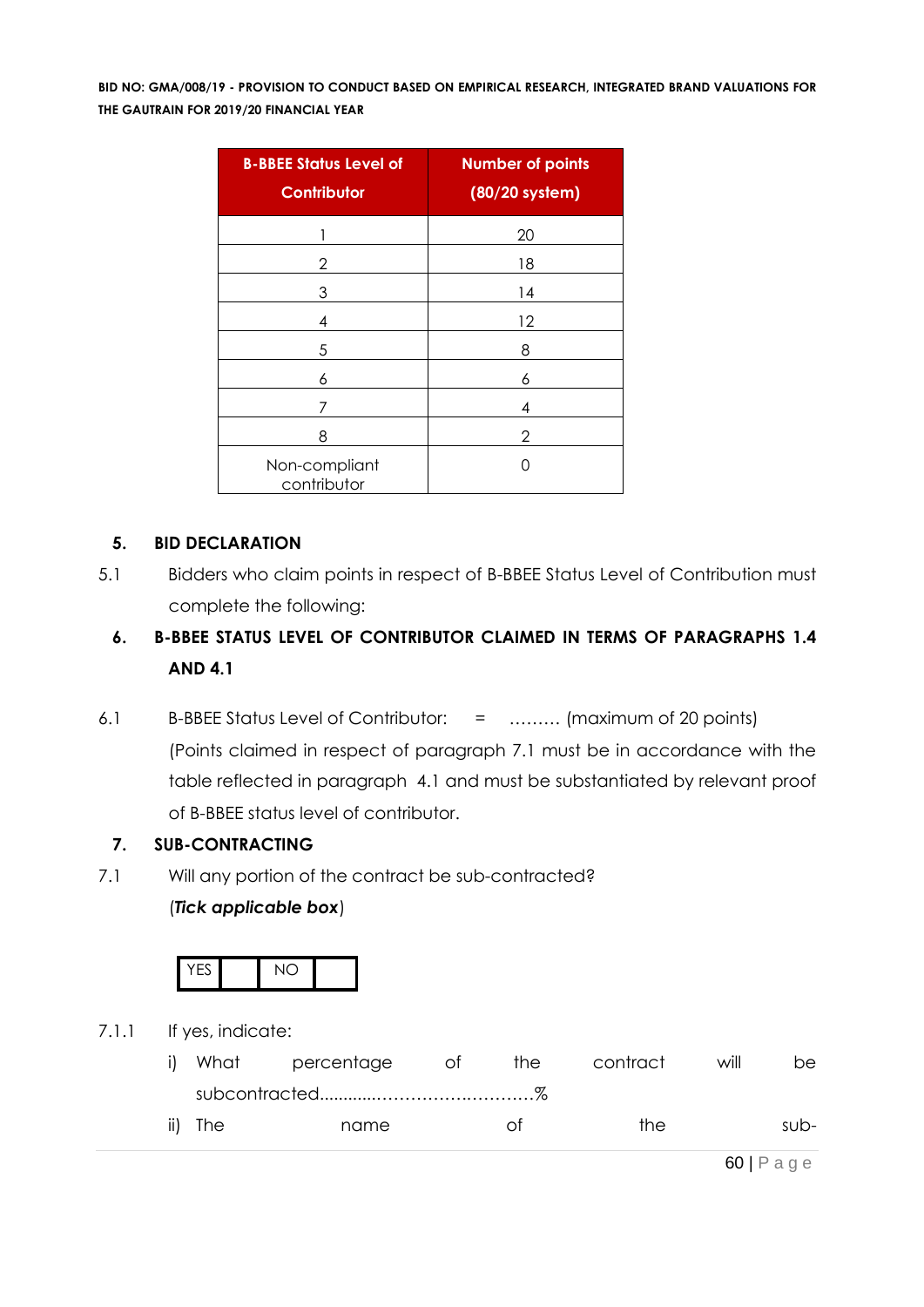| B-BBEE Status Level of Contributor | Number of points (80/20 system) |
|---|---|
| 1 | 20 |
| 2 | 18 |
| 3 | 14 |
| 4 | 12 |
| 5 | 8 |
| 6 | 6 |
| 7 | 4 |
| 8 | 2 |
| Non-compliant contributor | 0 |

## 5. BID DECLARATION

5.1 Bidders who claim points in respect of B-BBEE Status Level of Contribution must complete the following:

## 6. B-BBEE STATUS LEVEL OF CONTRIBUTOR CLAIMED IN TERMS OF PARAGRAPHS 1.4 AND 4.1

6.1 B-BBEE Status Level of Contributor: = ……… (maximum of 20 points)

(Points claimed in respect of paragraph 7.1 must be in accordance with the table reflected in paragraph 4.1 and must be substantiated by relevant proof of B-BBEE status level of contributor.

## 7. SUB-CONTRACTING

7.1 Will any portion of the contract be sub-contracted?

(***Tick applicable box***)

| YES | | NO | |
|---|---|---|---|

7.1.1 If yes, indicate:

i) What percentage of the contract will be subcontracted............……………….…………%

ii) The name of the sub-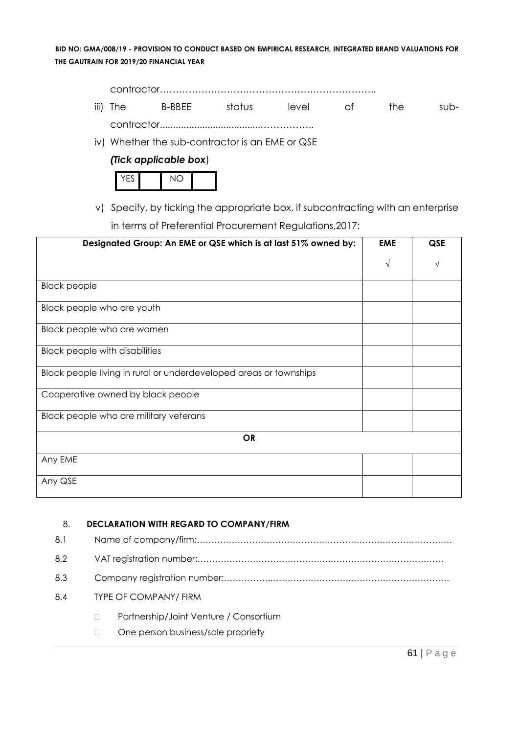contractor……………………………………………………………..

iii) The B-BBEE status level of the sub-contractor......................................……………..

iv) Whether the sub-contractor is an EME or QSE

*(Tick applicable box*)

| YES | | NO | |
|---|---|---|---|

v) Specify, by ticking the appropriate box, if subcontracting with an enterprise in terms of Preferential Procurement Regulations,2017:

| Designated Group: An EME or QSE which is at last 51% owned by: | EME | QSE |
|---|---|---|
| | √ | √ |
| Black people | | |
| Black people who are youth | | |
| Black people who are women | | |
| Black people with disabilities | | |
| Black people living in rural or underdeveloped areas or townships | | |
| Cooperative owned by black people | | |
| Black people who are military veterans | | |
| **OR** | | |
| Any EME | | |
| Any QSE | | |

8. **DECLARATION WITH REGARD TO COMPANY/FIRM**

8.1 Name of company/firm:……………………………………………………………………………

8.2 VAT registration number:……………………………………..……………………………………

8.3 Company registration number:…………….……………………….…………………………….

8.4 TYPE OF COMPANY/ FIRM

- Partnership/Joint Venture / Consortium
- One person business/sole propriety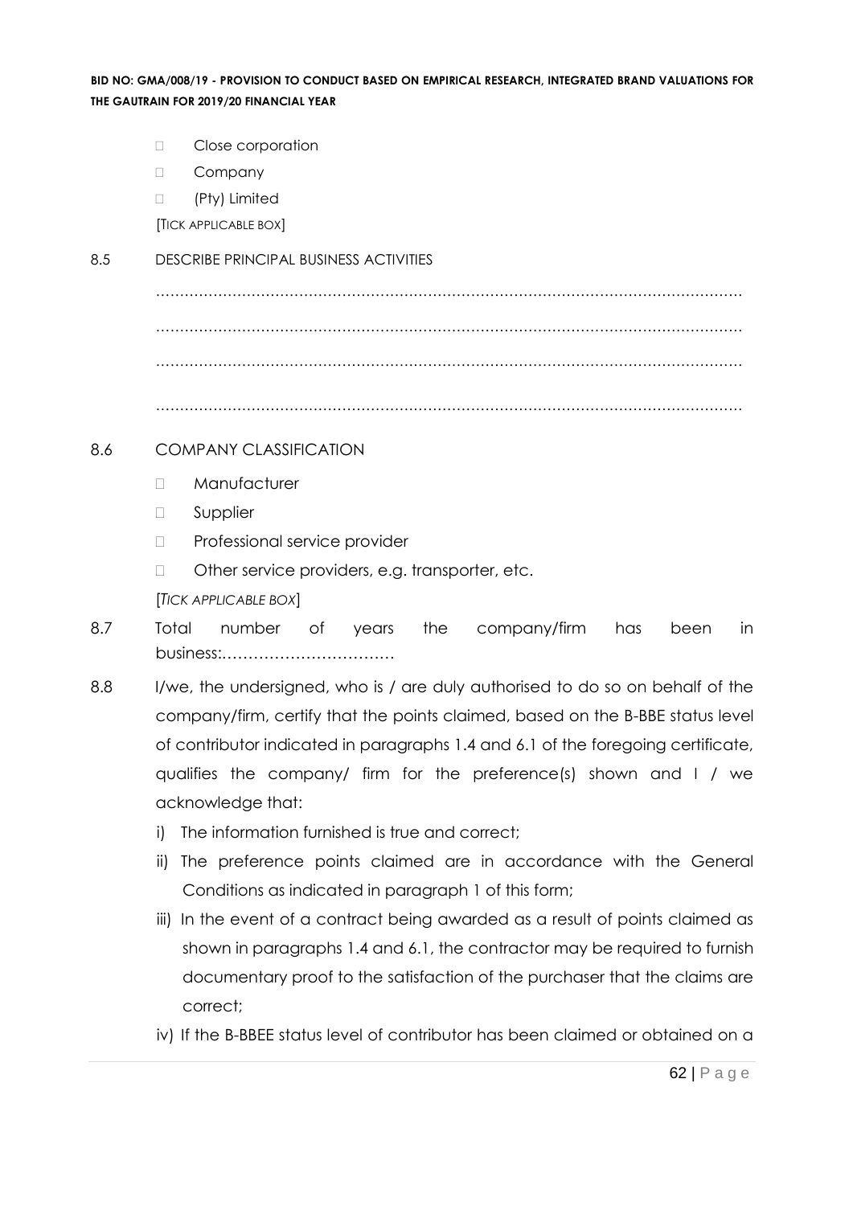- Close corporation
- Company
- (Pty) Limited

[TICK APPLICABLE BOX]

8.5 DESCRIBE PRINCIPAL BUSINESS ACTIVITIES

……………………………………………………………………………………………………………

……………………………………………………………………………………………………………

……………………………………………………………………………………………………………

……………………………………………………………………………………………………………

8.6 COMPANY CLASSIFICATION

- Manufacturer
- Supplier
- Professional service provider
- Other service providers, e.g. transporter, etc.

[*TICK APPLICABLE BOX*]

8.7 Total number of years the company/firm has been in business:……………………………

8.8 I/we, the undersigned, who is / are duly authorised to do so on behalf of the company/firm, certify that the points claimed, based on the B-BBE status level of contributor indicated in paragraphs 1.4 and 6.1 of the foregoing certificate, qualifies the company/ firm for the preference(s) shown and I / we acknowledge that:

i) The information furnished is true and correct;

ii) The preference points claimed are in accordance with the General Conditions as indicated in paragraph 1 of this form;

iii) In the event of a contract being awarded as a result of points claimed as shown in paragraphs 1.4 and 6.1, the contractor may be required to furnish documentary proof to the satisfaction of the purchaser that the claims are correct;

iv) If the B-BBEE status level of contributor has been claimed or obtained on a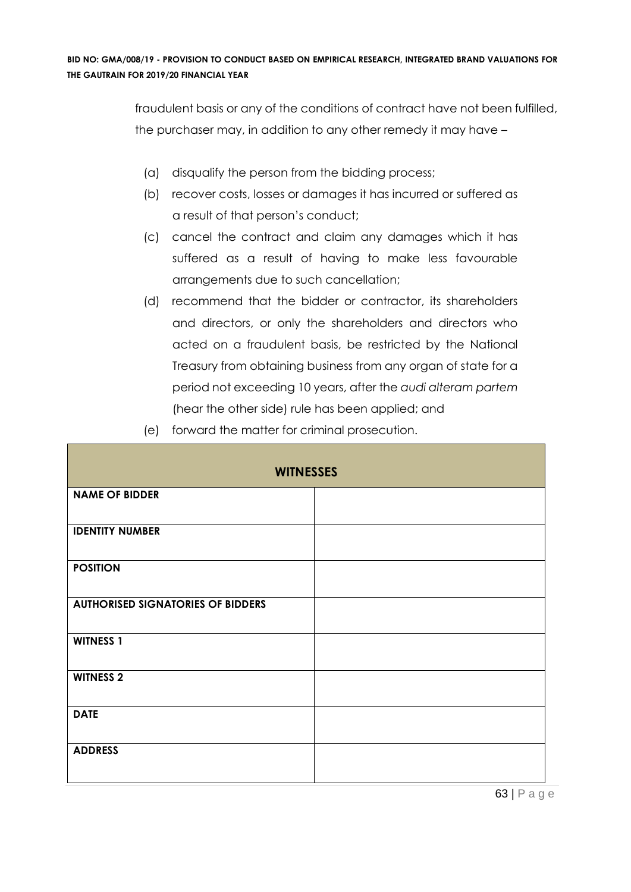fraudulent basis or any of the conditions of contract have not been fulfilled, the purchaser may, in addition to any other remedy it may have –

(a) disqualify the person from the bidding process;

(b) recover costs, losses or damages it has incurred or suffered as a result of that person's conduct;

(c) cancel the contract and claim any damages which it has suffered as a result of having to make less favourable arrangements due to such cancellation;

(d) recommend that the bidder or contractor, its shareholders and directors, or only the shareholders and directors who acted on a fraudulent basis, be restricted by the National Treasury from obtaining business from any organ of state for a period not exceeding 10 years, after the *audi alteram partem* (hear the other side) rule has been applied; and

(e) forward the matter for criminal prosecution.

| **WITNESSES** | |
|---|---|
| **NAME OF BIDDER** | |
| **IDENTITY NUMBER** | |
| **POSITION** | |
| **AUTHORISED SIGNATORIES OF BIDDERS** | |
| **WITNESS 1** | |
| **WITNESS 2** | |
| **DATE** | |
| **ADDRESS** | |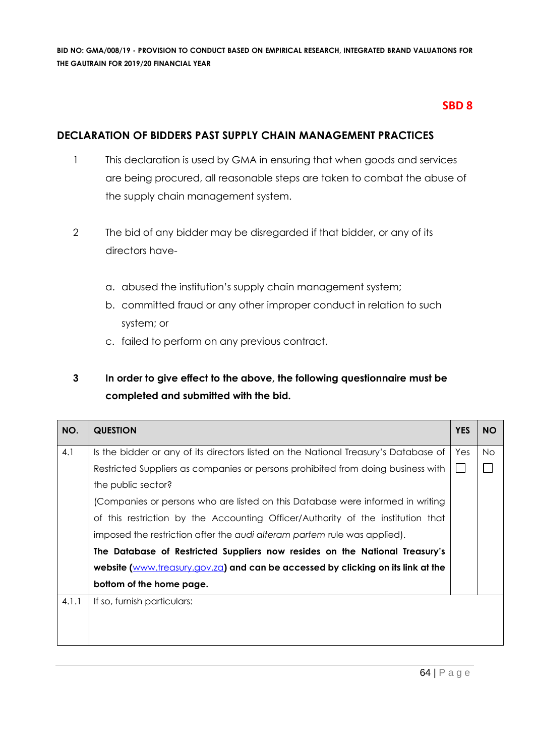**SBD 8**

## DECLARATION OF BIDDERS PAST SUPPLY CHAIN MANAGEMENT PRACTICES

1. This declaration is used by GMA in ensuring that when goods and services are being procured, all reasonable steps are taken to combat the abuse of the supply chain management system.

2. The bid of any bidder may be disregarded if that bidder, or any of its directors have-

   a. abused the institution's supply chain management system;
   b. committed fraud or any other improper conduct in relation to such system; or
   c. failed to perform on any previous contract.

3. **In order to give effect to the above, the following questionnaire must be completed and submitted with the bid.**

| NO. | QUESTION | YES | NO |
|---|---|---|---|
| 4.1 | Is the bidder or any of its directors listed on the National Treasury's Database of Restricted Suppliers as companies or persons prohibited from doing business with the public sector?<br>(Companies or persons who are listed on this Database were informed in writing of this restriction by the Accounting Officer/Authority of the institution that imposed the restriction after the *audi alteram partem* rule was applied).<br>**The Database of Restricted Suppliers now resides on the National Treasury's website (www.treasury.gov.za) and can be accessed by clicking on its link at the bottom of the home page.** | Yes ☐ | No ☐ |
| 4.1.1 | If so, furnish particulars: | | |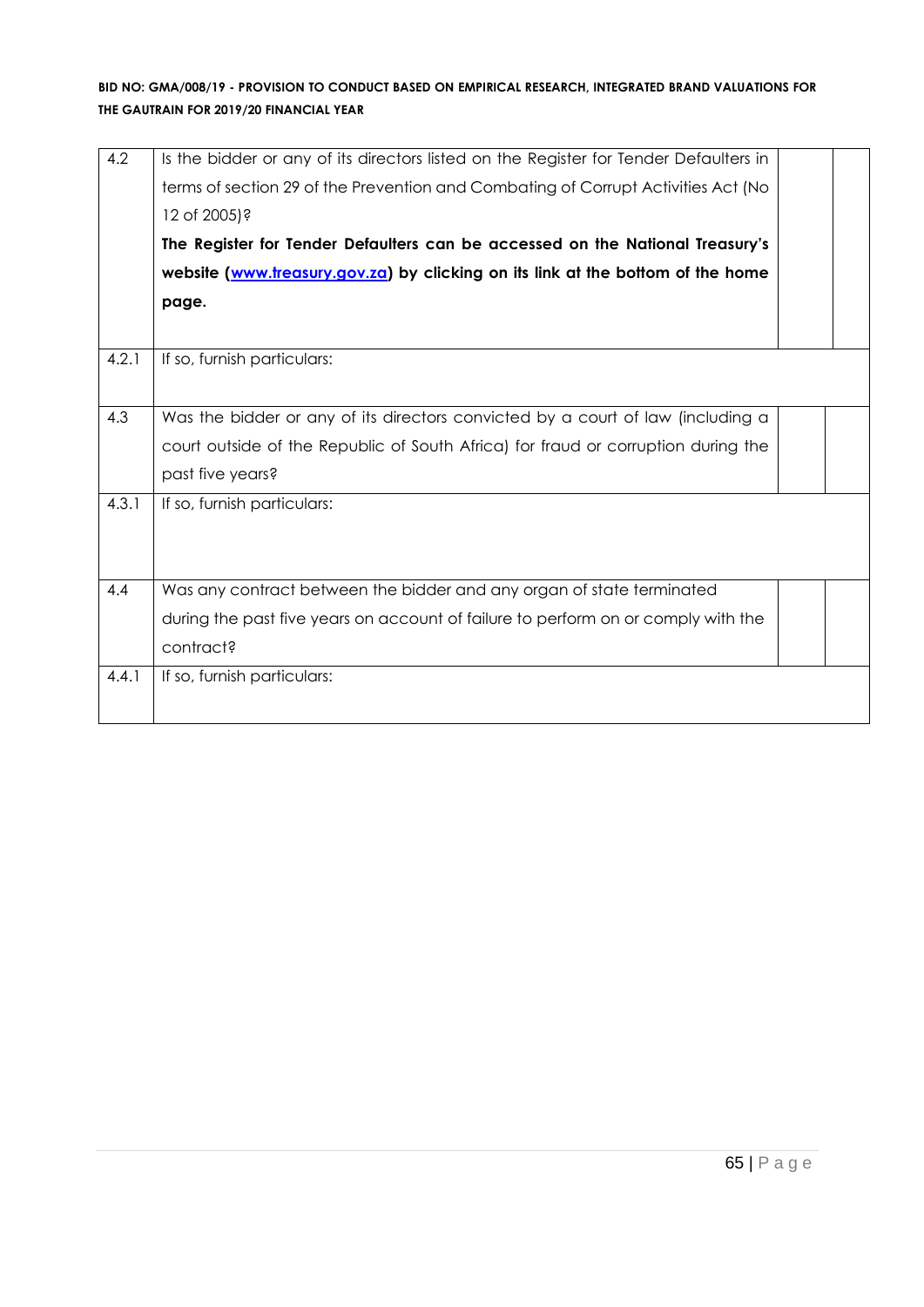| | | | |
|---|---|---|---|
| 4.2 | Is the bidder or any of its directors listed on the Register for Tender Defaulters in terms of section 29 of the Prevention and Combating of Corrupt Activities Act (No 12 of 2005)?<br>**The Register for Tender Defaulters can be accessed on the National Treasury's website ([www.treasury.gov.za](http://www.treasury.gov.za)) by clicking on its link at the bottom of the home page.** | | |
| 4.2.1 | If so, furnish particulars: | | |
| 4.3 | Was the bidder or any of its directors convicted by a court of law (including a court outside of the Republic of South Africa) for fraud or corruption during the past five years? | | |
| 4.3.1 | If so, furnish particulars: | | |
| 4.4 | Was any contract between the bidder and any organ of state terminated during the past five years on account of failure to perform on or comply with the contract? | | |
| 4.4.1 | If so, furnish particulars: | | |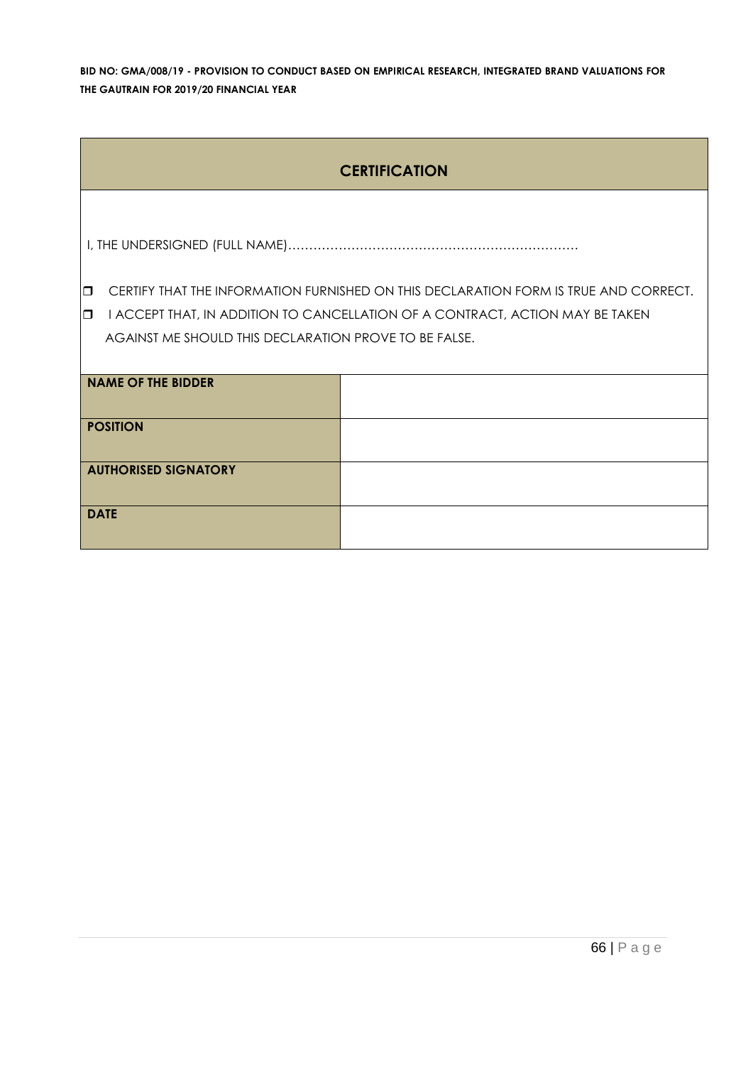## CERTIFICATION

I, THE UNDERSIGNED (FULL NAME)……………………………………………………………

- ❒ CERTIFY THAT THE INFORMATION FURNISHED ON THIS DECLARATION FORM IS TRUE AND CORRECT.
- ❒ I ACCEPT THAT, IN ADDITION TO CANCELLATION OF A CONTRACT, ACTION MAY BE TAKEN AGAINST ME SHOULD THIS DECLARATION PROVE TO BE FALSE.

| | |
|---|---|
| **NAME OF THE BIDDER** | |
| **POSITION** | |
| **AUTHORISED SIGNATORY** | |
| **DATE** | |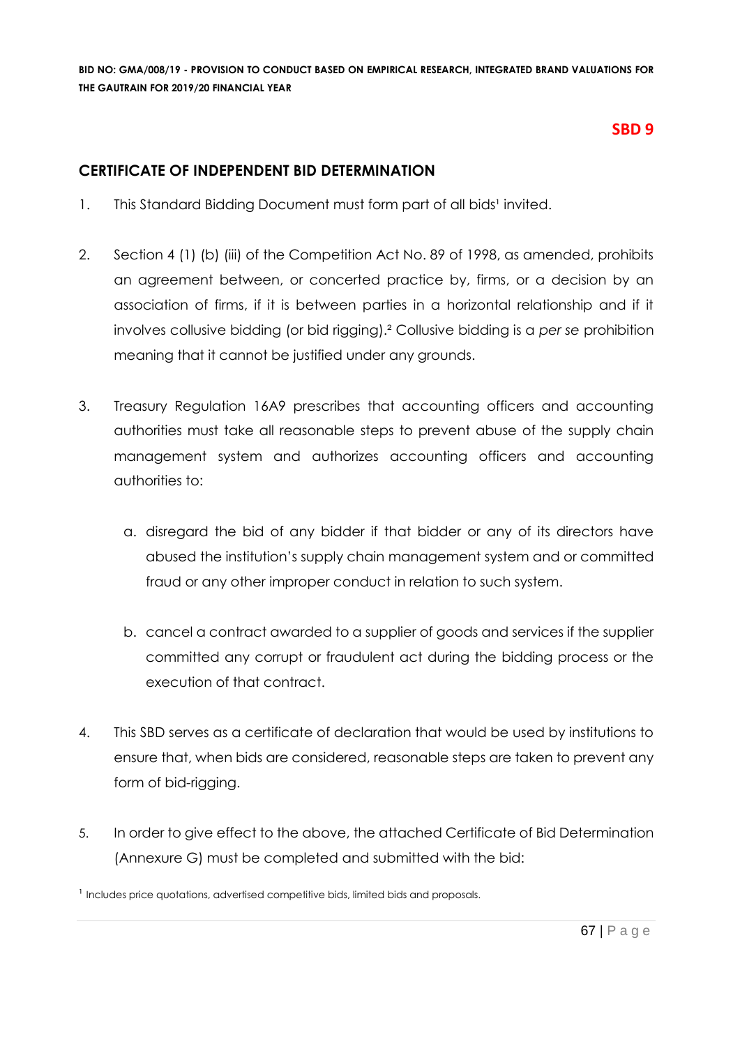**SBD 9**

## CERTIFICATE OF INDEPENDENT BID DETERMINATION

1. This Standard Bidding Document must form part of all bids[1] invited.

2. Section 4 (1) (b) (iii) of the Competition Act No. 89 of 1998, as amended, prohibits an agreement between, or concerted practice by, firms, or a decision by an association of firms, if it is between parties in a horizontal relationship and if it involves collusive bidding (or bid rigging).[2] Collusive bidding is a *per se* prohibition meaning that it cannot be justified under any grounds.

3. Treasury Regulation 16A9 prescribes that accounting officers and accounting authorities must take all reasonable steps to prevent abuse of the supply chain management system and authorizes accounting officers and accounting authorities to:

   a. disregard the bid of any bidder if that bidder or any of its directors have abused the institution's supply chain management system and or committed fraud or any other improper conduct in relation to such system.

   b. cancel a contract awarded to a supplier of goods and services if the supplier committed any corrupt or fraudulent act during the bidding process or the execution of that contract.

4. This SBD serves as a certificate of declaration that would be used by institutions to ensure that, when bids are considered, reasonable steps are taken to prevent any form of bid-rigging.

5. In order to give effect to the above, the attached Certificate of Bid Determination (Annexure G) must be completed and submitted with the bid:

[1] Includes price quotations, advertised competitive bids, limited bids and proposals.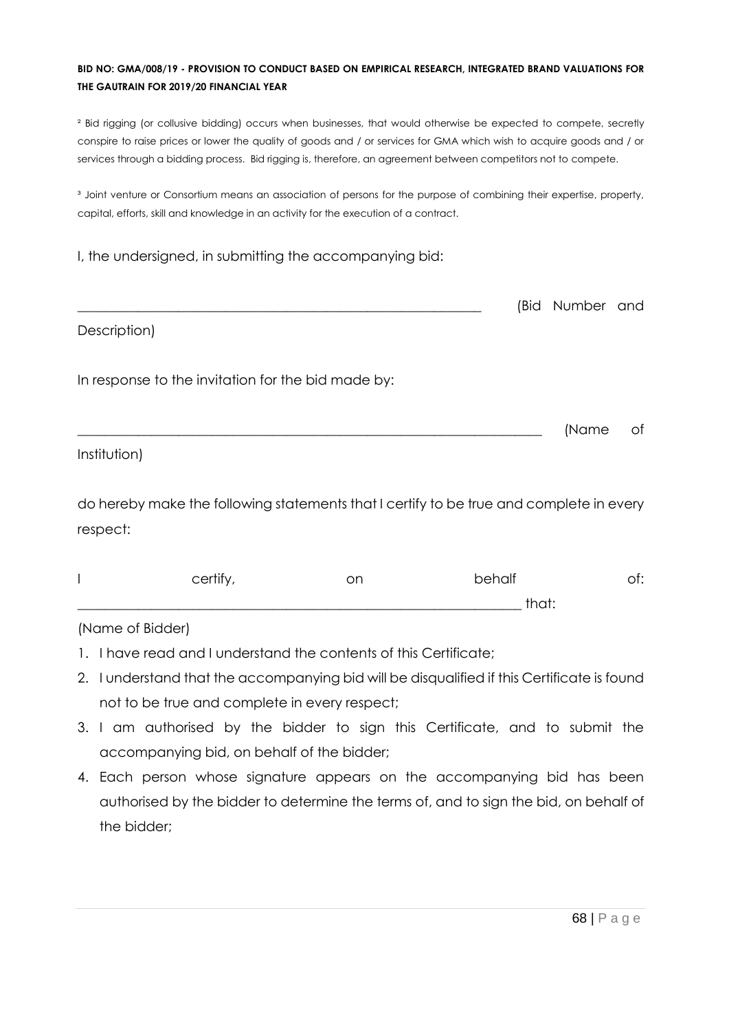**BID NO: GMA/008/19 - PROVISION TO CONDUCT BASED ON EMPIRICAL RESEARCH, INTEGRATED BRAND VALUATIONS FOR THE GAUTRAIN FOR 2019/20 FINANCIAL YEAR**

[2] Bid rigging (or collusive bidding) occurs when businesses, that would otherwise be expected to compete, secretly conspire to raise prices or lower the quality of goods and / or services for GMA which wish to acquire goods and / or services through a bidding process. Bid rigging is, therefore, an agreement between competitors not to compete.

[3] Joint venture or Consortium means an association of persons for the purpose of combining their expertise, property, capital, efforts, skill and knowledge in an activity for the execution of a contract.

I, the undersigned, in submitting the accompanying bid:

_____________________________________________________________ (Bid Number and Description)

In response to the invitation for the bid made by:

______________________________________________________________________ (Name of Institution)

do hereby make the following statements that I certify to be true and complete in every respect:

I certify, on behalf of: _________________________________________________________________ that:

(Name of Bidder)

1. I have read and I understand the contents of this Certificate;
2. I understand that the accompanying bid will be disqualified if this Certificate is found not to be true and complete in every respect;
3. I am authorised by the bidder to sign this Certificate, and to submit the accompanying bid, on behalf of the bidder;
4. Each person whose signature appears on the accompanying bid has been authorised by the bidder to determine the terms of, and to sign the bid, on behalf of the bidder;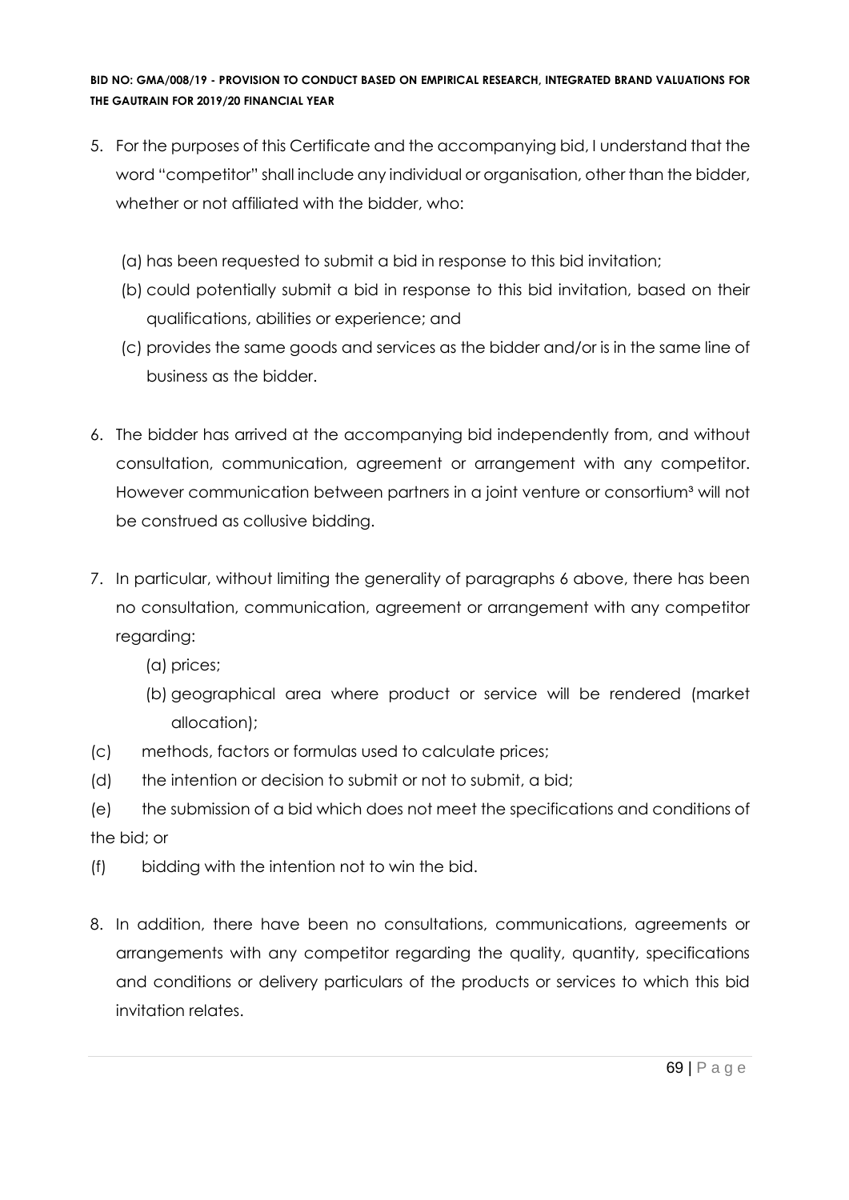5. For the purposes of this Certificate and the accompanying bid, I understand that the word "competitor" shall include any individual or organisation, other than the bidder, whether or not affiliated with the bidder, who:

   (a) has been requested to submit a bid in response to this bid invitation;
   
   (b) could potentially submit a bid in response to this bid invitation, based on their qualifications, abilities or experience; and
   
   (c) provides the same goods and services as the bidder and/or is in the same line of business as the bidder.

6. The bidder has arrived at the accompanying bid independently from, and without consultation, communication, agreement or arrangement with any competitor. However communication between partners in a joint venture or consortium[3] will not be construed as collusive bidding.

7. In particular, without limiting the generality of paragraphs 6 above, there has been no consultation, communication, agreement or arrangement with any competitor regarding:

   (a) prices;
   
   (b) geographical area where product or service will be rendered (market allocation);

(c) methods, factors or formulas used to calculate prices;

(d) the intention or decision to submit or not to submit, a bid;

(e) the submission of a bid which does not meet the specifications and conditions of the bid; or

(f) bidding with the intention not to win the bid.

8. In addition, there have been no consultations, communications, agreements or arrangements with any competitor regarding the quality, quantity, specifications and conditions or delivery particulars of the products or services to which this bid invitation relates.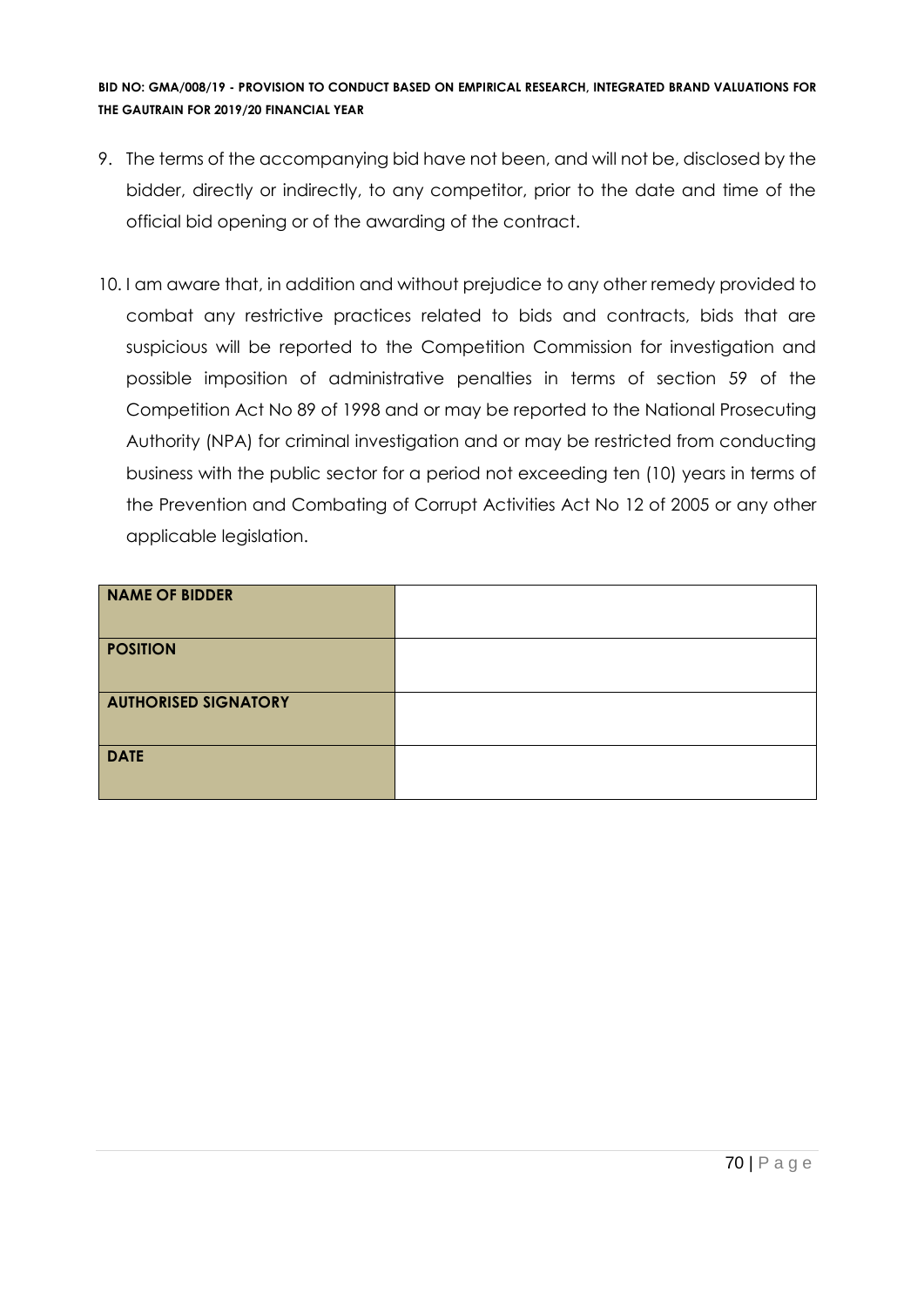9. The terms of the accompanying bid have not been, and will not be, disclosed by the bidder, directly or indirectly, to any competitor, prior to the date and time of the official bid opening or of the awarding of the contract.

10. I am aware that, in addition and without prejudice to any other remedy provided to combat any restrictive practices related to bids and contracts, bids that are suspicious will be reported to the Competition Commission for investigation and possible imposition of administrative penalties in terms of section 59 of the Competition Act No 89 of 1998 and or may be reported to the National Prosecuting Authority (NPA) for criminal investigation and or may be restricted from conducting business with the public sector for a period not exceeding ten (10) years in terms of the Prevention and Combating of Corrupt Activities Act No 12 of 2005 or any other applicable legislation.

| **NAME OF BIDDER** | |
|---|---|
| **POSITION** | |
| **AUTHORISED SIGNATORY** | |
| **DATE** | |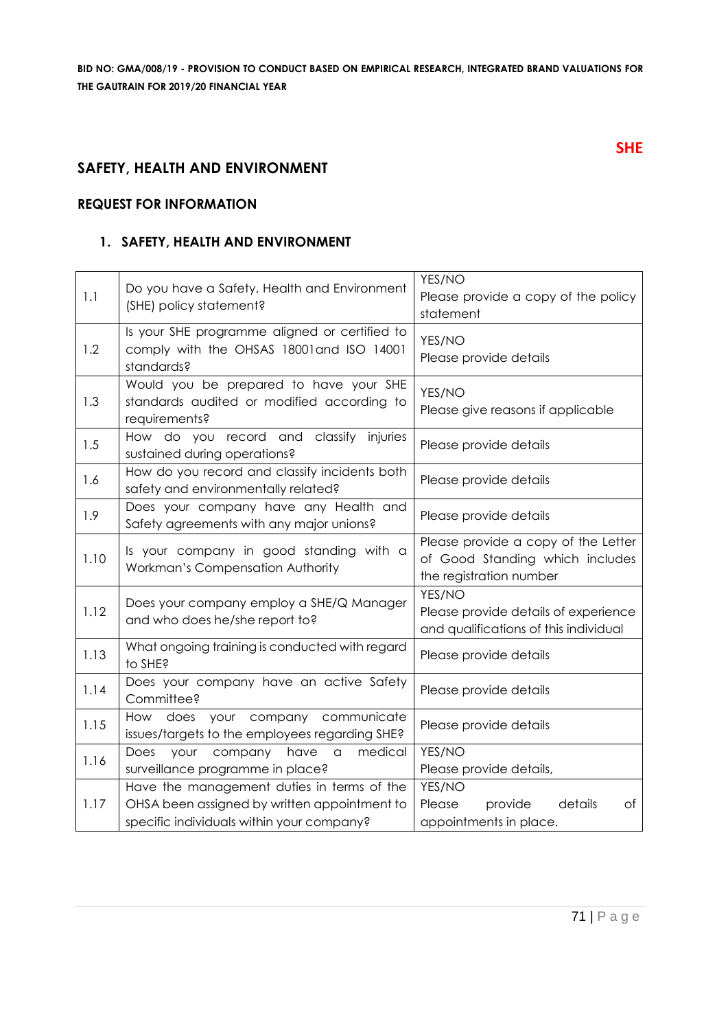**SHE**

## SAFETY, HEALTH AND ENVIRONMENT

### REQUEST FOR INFORMATION

### 1. SAFETY, HEALTH AND ENVIRONMENT

| | | |
|---|---|---|
| 1.1 | Do you have a Safety, Health and Environment (SHE) policy statement? | YES/NO<br>Please provide a copy of the policy statement |
| 1.2 | Is your SHE programme aligned or certified to comply with the OHSAS 18001and ISO 14001 standards? | YES/NO<br>Please provide details |
| 1.3 | Would you be prepared to have your SHE standards audited or modified according to requirements? | YES/NO<br>Please give reasons if applicable |
| 1.5 | How do you record and classify injuries sustained during operations? | Please provide details |
| 1.6 | How do you record and classify incidents both safety and environmentally related? | Please provide details |
| 1.9 | Does your company have any Health and Safety agreements with any major unions? | Please provide details |
| 1.10 | Is your company in good standing with a Workman's Compensation Authority | Please provide a copy of the Letter of Good Standing which includes the registration number |
| 1.12 | Does your company employ a SHE/Q Manager and who does he/she report to? | YES/NO<br>Please provide details of experience and qualifications of this individual |
| 1.13 | What ongoing training is conducted with regard to SHE? | Please provide details |
| 1.14 | Does your company have an active Safety Committee? | Please provide details |
| 1.15 | How does your company communicate issues/targets to the employees regarding SHE? | Please provide details |
| 1.16 | Does your company have a medical surveillance programme in place? | YES/NO<br>Please provide details, |
| 1.17 | Have the management duties in terms of the OHSA been assigned by written appointment to specific individuals within your company? | YES/NO<br>Please provide details of appointments in place. |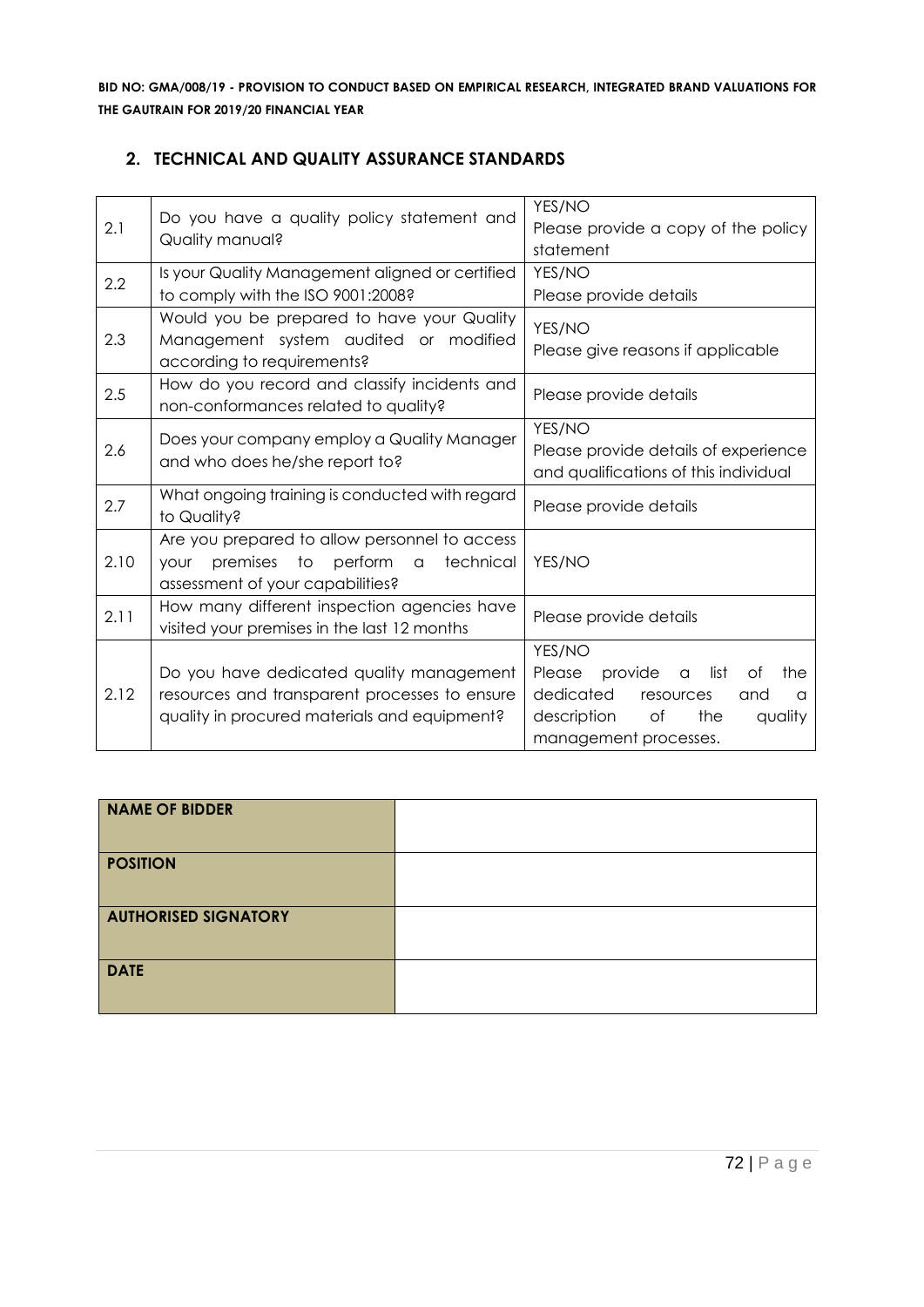**BID NO: GMA/008/19 - PROVISION TO CONDUCT BASED ON EMPIRICAL RESEARCH, INTEGRATED BRAND VALUATIONS FOR THE GAUTRAIN FOR 2019/20 FINANCIAL YEAR**

## 2. TECHNICAL AND QUALITY ASSURANCE STANDARDS

| | | |
|---|---|---|
| 2.1 | Do you have a quality policy statement and Quality manual? | YES/NO<br>Please provide a copy of the policy statement |
| 2.2 | Is your Quality Management aligned or certified to comply with the ISO 9001:2008? | YES/NO<br>Please provide details |
| 2.3 | Would you be prepared to have your Quality Management system audited or modified according to requirements? | YES/NO<br>Please give reasons if applicable |
| 2.5 | How do you record and classify incidents and non-conformances related to quality? | Please provide details |
| 2.6 | Does your company employ a Quality Manager and who does he/she report to? | YES/NO<br>Please provide details of experience and qualifications of this individual |
| 2.7 | What ongoing training is conducted with regard to Quality? | Please provide details |
| 2.10 | Are you prepared to allow personnel to access your premises to perform a technical assessment of your capabilities? | YES/NO |
| 2.11 | How many different inspection agencies have visited your premises in the last 12 months | Please provide details |
| 2.12 | Do you have dedicated quality management resources and transparent processes to ensure quality in procured materials and equipment? | YES/NO<br>Please provide a list of the dedicated resources and a description of the quality management processes. |

| | |
|---|---|
| **NAME OF BIDDER** | |
| **POSITION** | |
| **AUTHORISED SIGNATORY** | |
| **DATE** | |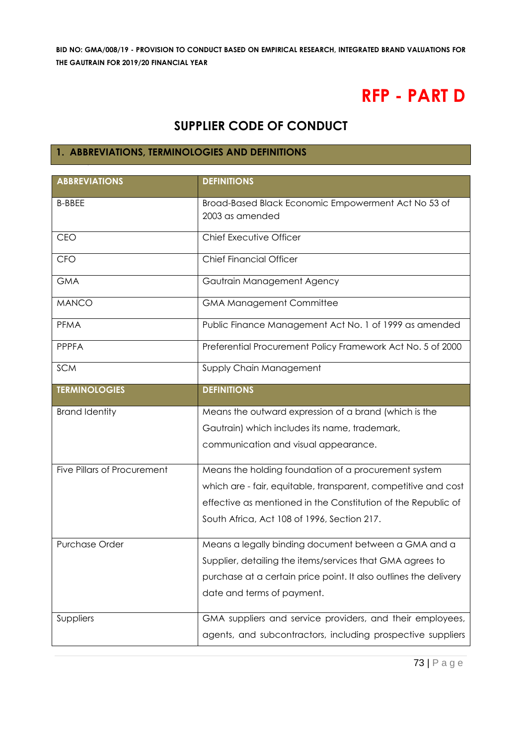# RFP - PART D

## SUPPLIER CODE OF CONDUCT

### 1. ABBREVIATIONS, TERMINOLOGIES AND DEFINITIONS

| ABBREVIATIONS | DEFINITIONS |
|---|---|
| B-BBEE | Broad-Based Black Economic Empowerment Act No 53 of 2003 as amended |
| CEO | Chief Executive Officer |
| CFO | Chief Financial Officer |
| GMA | Gautrain Management Agency |
| MANCO | GMA Management Committee |
| PFMA | Public Finance Management Act No. 1 of 1999 as amended |
| PPPFA | Preferential Procurement Policy Framework Act No. 5 of 2000 |
| SCM | Supply Chain Management |
| **TERMINOLOGIES** | **DEFINITIONS** |
| Brand Identity | Means the outward expression of a brand (which is the Gautrain) which includes its name, trademark, communication and visual appearance. |
| Five Pillars of Procurement | Means the holding foundation of a procurement system which are - fair, equitable, transparent, competitive and cost effective as mentioned in the Constitution of the Republic of South Africa, Act 108 of 1996, Section 217. |
| Purchase Order | Means a legally binding document between a GMA and a Supplier, detailing the items/services that GMA agrees to purchase at a certain price point. It also outlines the delivery date and terms of payment. |
| Suppliers | GMA suppliers and service providers, and their employees, agents, and subcontractors, including prospective suppliers |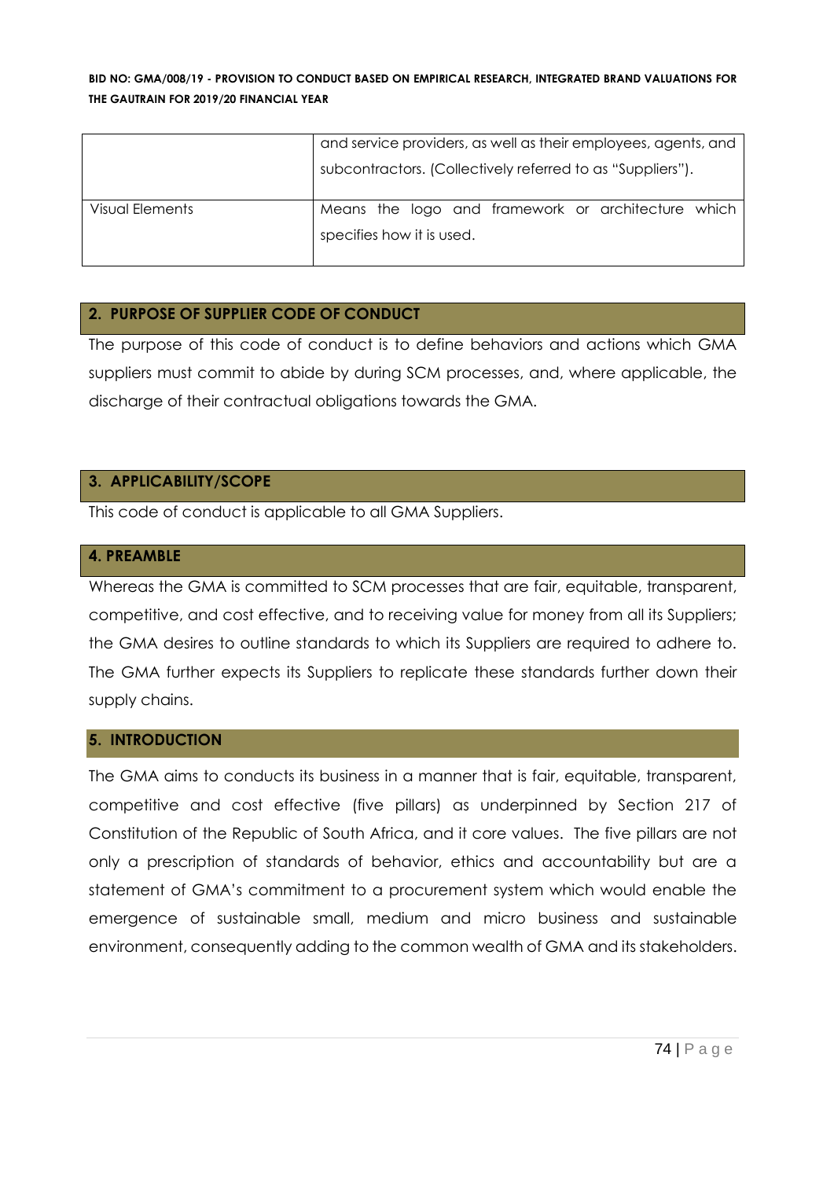|  |  |
| --- | --- |
|  | and service providers, as well as their employees, agents, and subcontractors. (Collectively referred to as "Suppliers"). |
| Visual Elements | Means the logo and framework or architecture which specifies how it is used. |

## 2. PURPOSE OF SUPPLIER CODE OF CONDUCT

The purpose of this code of conduct is to define behaviors and actions which GMA suppliers must commit to abide by during SCM processes, and, where applicable, the discharge of their contractual obligations towards the GMA.

## 3. APPLICABILITY/SCOPE

This code of conduct is applicable to all GMA Suppliers.

## 4. PREAMBLE

Whereas the GMA is committed to SCM processes that are fair, equitable, transparent, competitive, and cost effective, and to receiving value for money from all its Suppliers; the GMA desires to outline standards to which its Suppliers are required to adhere to. The GMA further expects its Suppliers to replicate these standards further down their supply chains.

## 5. INTRODUCTION

The GMA aims to conducts its business in a manner that is fair, equitable, transparent, competitive and cost effective (five pillars) as underpinned by Section 217 of Constitution of the Republic of South Africa, and it core values. The five pillars are not only a prescription of standards of behavior, ethics and accountability but are a statement of GMA's commitment to a procurement system which would enable the emergence of sustainable small, medium and micro business and sustainable environment, consequently adding to the common wealth of GMA and its stakeholders.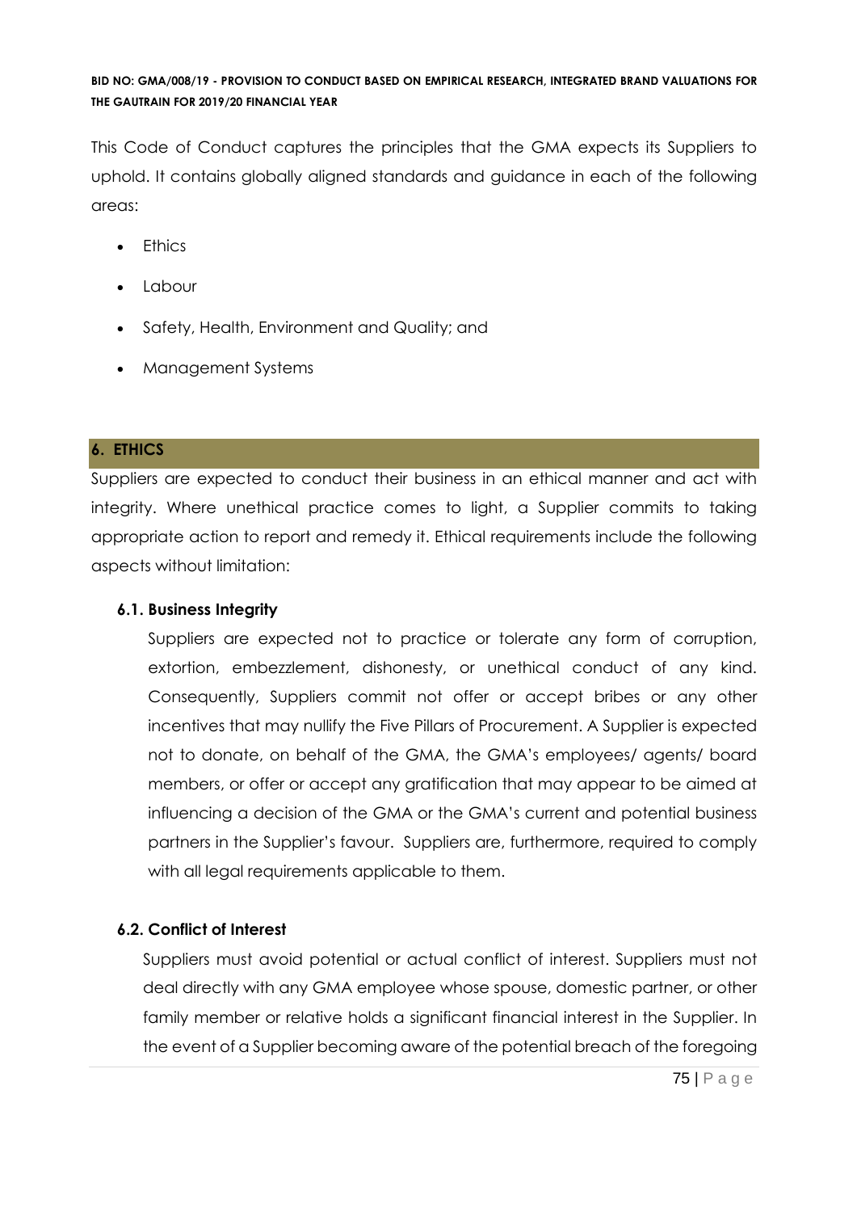This Code of Conduct captures the principles that the GMA expects its Suppliers to uphold. It contains globally aligned standards and guidance in each of the following areas:

- Ethics
- Labour
- Safety, Health, Environment and Quality; and
- Management Systems

## 6. ETHICS

Suppliers are expected to conduct their business in an ethical manner and act with integrity. Where unethical practice comes to light, a Supplier commits to taking appropriate action to report and remedy it. Ethical requirements include the following aspects without limitation:

### 6.1. Business Integrity

Suppliers are expected not to practice or tolerate any form of corruption, extortion, embezzlement, dishonesty, or unethical conduct of any kind. Consequently, Suppliers commit not offer or accept bribes or any other incentives that may nullify the Five Pillars of Procurement. A Supplier is expected not to donate, on behalf of the GMA, the GMA's employees/ agents/ board members, or offer or accept any gratification that may appear to be aimed at influencing a decision of the GMA or the GMA's current and potential business partners in the Supplier's favour. Suppliers are, furthermore, required to comply with all legal requirements applicable to them.

### 6.2. Conflict of Interest

Suppliers must avoid potential or actual conflict of interest. Suppliers must not deal directly with any GMA employee whose spouse, domestic partner, or other family member or relative holds a significant financial interest in the Supplier. In the event of a Supplier becoming aware of the potential breach of the foregoing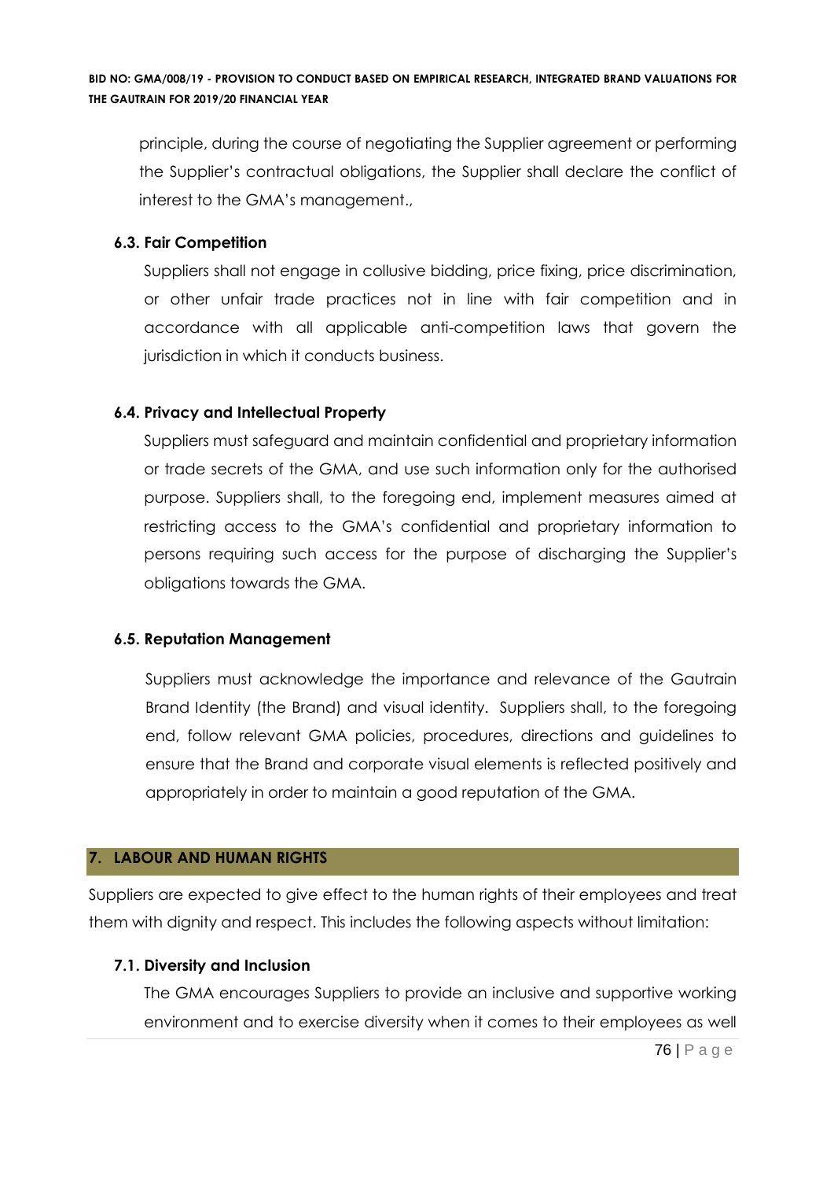principle, during the course of negotiating the Supplier agreement or performing the Supplier's contractual obligations, the Supplier shall declare the conflict of interest to the GMA's management.,

### 6.3. Fair Competition

Suppliers shall not engage in collusive bidding, price fixing, price discrimination, or other unfair trade practices not in line with fair competition and in accordance with all applicable anti-competition laws that govern the jurisdiction in which it conducts business.

### 6.4. Privacy and Intellectual Property

Suppliers must safeguard and maintain confidential and proprietary information or trade secrets of the GMA, and use such information only for the authorised purpose. Suppliers shall, to the foregoing end, implement measures aimed at restricting access to the GMA's confidential and proprietary information to persons requiring such access for the purpose of discharging the Supplier's obligations towards the GMA.

### 6.5. Reputation Management

Suppliers must acknowledge the importance and relevance of the Gautrain Brand Identity (the Brand) and visual identity. Suppliers shall, to the foregoing end, follow relevant GMA policies, procedures, directions and guidelines to ensure that the Brand and corporate visual elements is reflected positively and appropriately in order to maintain a good reputation of the GMA.

## 7. LABOUR AND HUMAN RIGHTS

Suppliers are expected to give effect to the human rights of their employees and treat them with dignity and respect. This includes the following aspects without limitation:

### 7.1. Diversity and Inclusion

The GMA encourages Suppliers to provide an inclusive and supportive working environment and to exercise diversity when it comes to their employees as well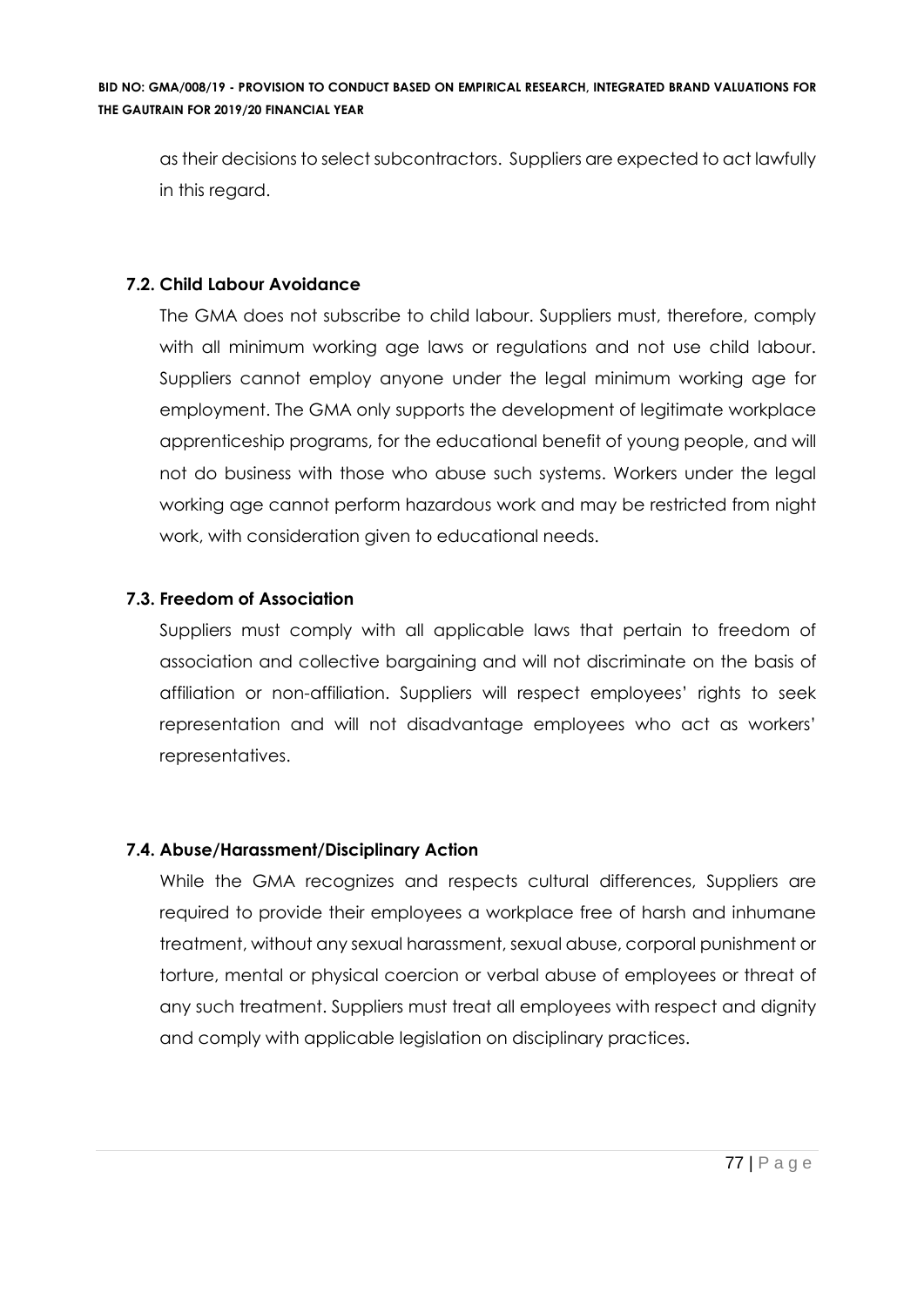as their decisions to select subcontractors. Suppliers are expected to act lawfully in this regard.

### 7.2. Child Labour Avoidance

The GMA does not subscribe to child labour. Suppliers must, therefore, comply with all minimum working age laws or regulations and not use child labour. Suppliers cannot employ anyone under the legal minimum working age for employment. The GMA only supports the development of legitimate workplace apprenticeship programs, for the educational benefit of young people, and will not do business with those who abuse such systems. Workers under the legal working age cannot perform hazardous work and may be restricted from night work, with consideration given to educational needs.

### 7.3. Freedom of Association

Suppliers must comply with all applicable laws that pertain to freedom of association and collective bargaining and will not discriminate on the basis of affiliation or non-affiliation. Suppliers will respect employees' rights to seek representation and will not disadvantage employees who act as workers' representatives.

### 7.4. Abuse/Harassment/Disciplinary Action

While the GMA recognizes and respects cultural differences, Suppliers are required to provide their employees a workplace free of harsh and inhumane treatment, without any sexual harassment, sexual abuse, corporal punishment or torture, mental or physical coercion or verbal abuse of employees or threat of any such treatment. Suppliers must treat all employees with respect and dignity and comply with applicable legislation on disciplinary practices.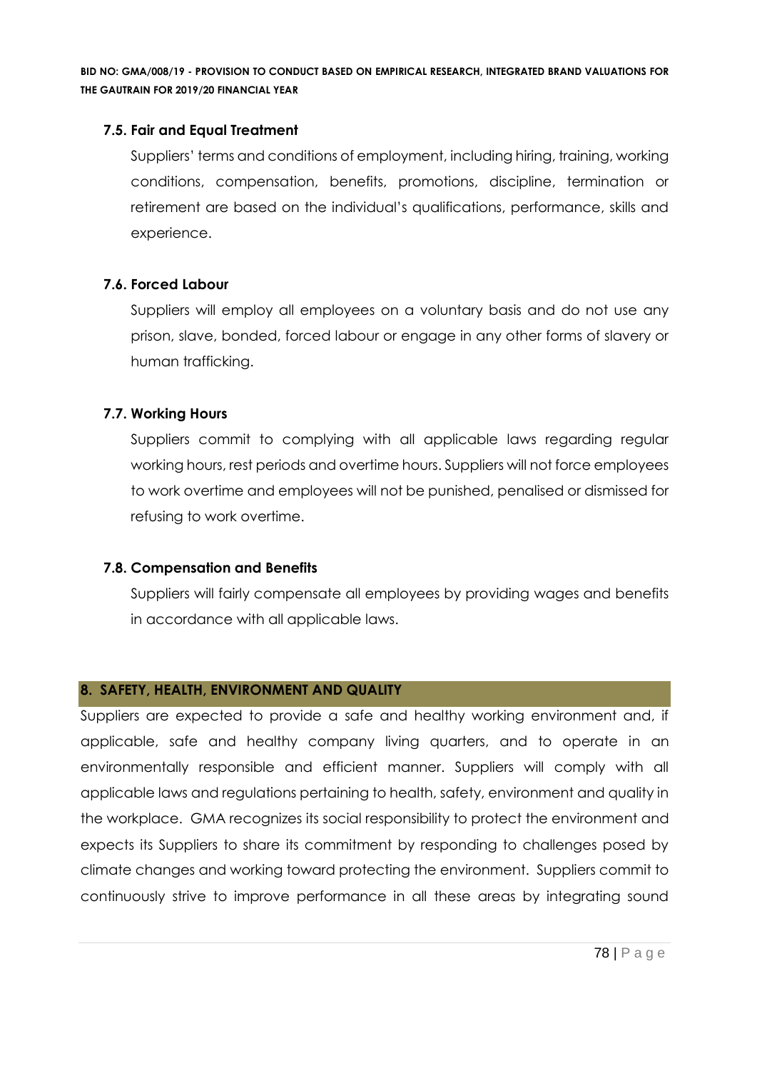### 7.5. Fair and Equal Treatment

Suppliers' terms and conditions of employment, including hiring, training, working conditions, compensation, benefits, promotions, discipline, termination or retirement are based on the individual's qualifications, performance, skills and experience.

### 7.6. Forced Labour

Suppliers will employ all employees on a voluntary basis and do not use any prison, slave, bonded, forced labour or engage in any other forms of slavery or human trafficking.

### 7.7. Working Hours

Suppliers commit to complying with all applicable laws regarding regular working hours, rest periods and overtime hours. Suppliers will not force employees to work overtime and employees will not be punished, penalised or dismissed for refusing to work overtime.

### 7.8. Compensation and Benefits

Suppliers will fairly compensate all employees by providing wages and benefits in accordance with all applicable laws.

## 8. SAFETY, HEALTH, ENVIRONMENT AND QUALITY

Suppliers are expected to provide a safe and healthy working environment and, if applicable, safe and healthy company living quarters, and to operate in an environmentally responsible and efficient manner. Suppliers will comply with all applicable laws and regulations pertaining to health, safety, environment and quality in the workplace. GMA recognizes its social responsibility to protect the environment and expects its Suppliers to share its commitment by responding to challenges posed by climate changes and working toward protecting the environment. Suppliers commit to continuously strive to improve performance in all these areas by integrating sound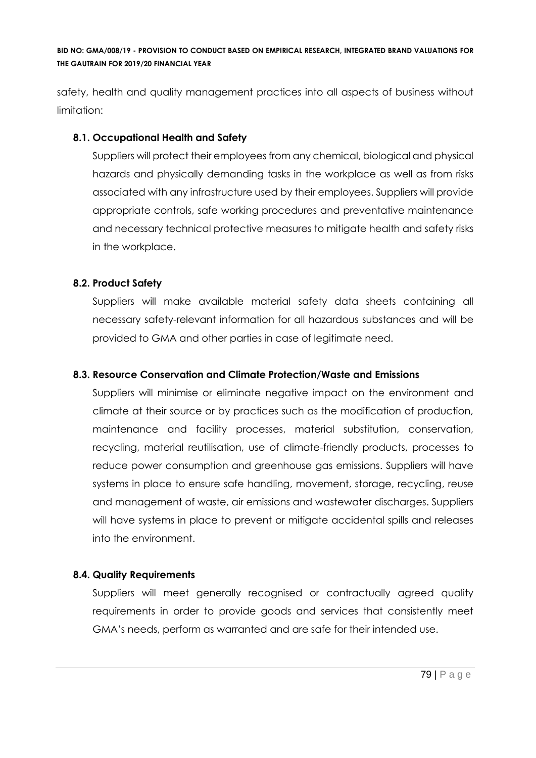safety, health and quality management practices into all aspects of business without limitation:

### 8.1. Occupational Health and Safety

Suppliers will protect their employees from any chemical, biological and physical hazards and physically demanding tasks in the workplace as well as from risks associated with any infrastructure used by their employees. Suppliers will provide appropriate controls, safe working procedures and preventative maintenance and necessary technical protective measures to mitigate health and safety risks in the workplace.

### 8.2. Product Safety

Suppliers will make available material safety data sheets containing all necessary safety-relevant information for all hazardous substances and will be provided to GMA and other parties in case of legitimate need.

### 8.3. Resource Conservation and Climate Protection/Waste and Emissions

Suppliers will minimise or eliminate negative impact on the environment and climate at their source or by practices such as the modification of production, maintenance and facility processes, material substitution, conservation, recycling, material reutilisation, use of climate-friendly products, processes to reduce power consumption and greenhouse gas emissions. Suppliers will have systems in place to ensure safe handling, movement, storage, recycling, reuse and management of waste, air emissions and wastewater discharges. Suppliers will have systems in place to prevent or mitigate accidental spills and releases into the environment.

### 8.4. Quality Requirements

Suppliers will meet generally recognised or contractually agreed quality requirements in order to provide goods and services that consistently meet GMA's needs, perform as warranted and are safe for their intended use.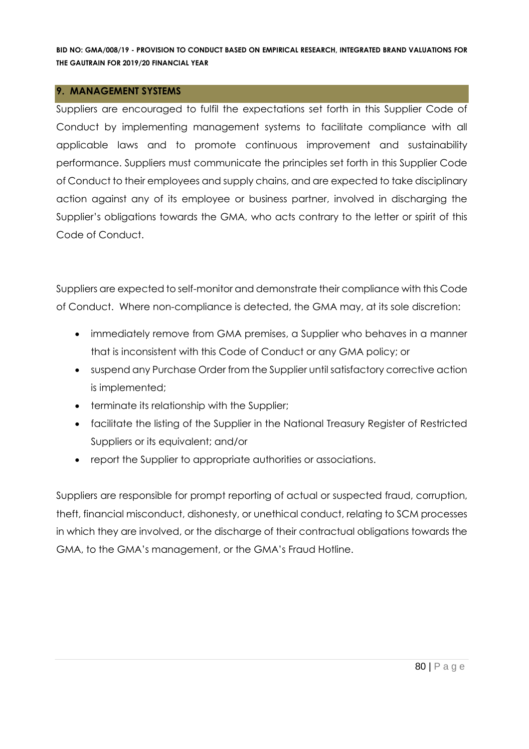## 9. MANAGEMENT SYSTEMS

Suppliers are encouraged to fulfil the expectations set forth in this Supplier Code of Conduct by implementing management systems to facilitate compliance with all applicable laws and to promote continuous improvement and sustainability performance. Suppliers must communicate the principles set forth in this Supplier Code of Conduct to their employees and supply chains, and are expected to take disciplinary action against any of its employee or business partner, involved in discharging the Supplier's obligations towards the GMA, who acts contrary to the letter or spirit of this Code of Conduct.

Suppliers are expected to self-monitor and demonstrate their compliance with this Code of Conduct. Where non-compliance is detected, the GMA may, at its sole discretion:

- immediately remove from GMA premises, a Supplier who behaves in a manner that is inconsistent with this Code of Conduct or any GMA policy; or
- suspend any Purchase Order from the Supplier until satisfactory corrective action is implemented;
- terminate its relationship with the Supplier;
- facilitate the listing of the Supplier in the National Treasury Register of Restricted Suppliers or its equivalent; and/or
- report the Supplier to appropriate authorities or associations.

Suppliers are responsible for prompt reporting of actual or suspected fraud, corruption, theft, financial misconduct, dishonesty, or unethical conduct, relating to SCM processes in which they are involved, or the discharge of their contractual obligations towards the GMA, to the GMA's management, or the GMA's Fraud Hotline.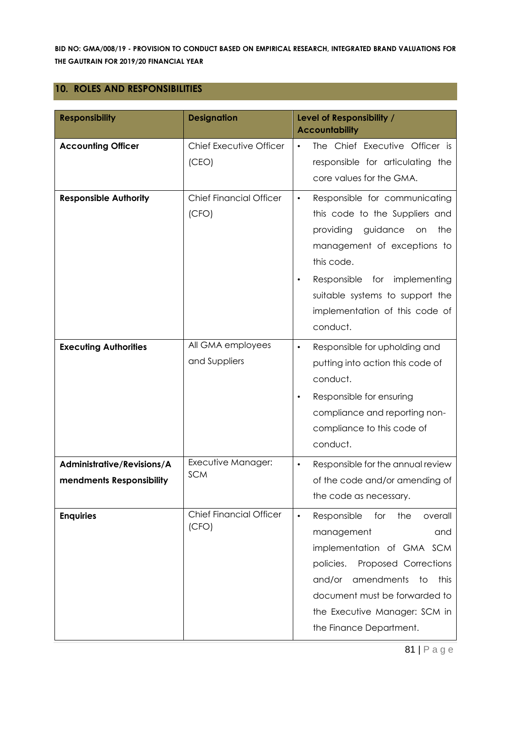## 10. ROLES AND RESPONSIBILITIES

| Responsibility | Designation | Level of Responsibility / Accountability |
|---|---|---|
| **Accounting Officer** | Chief Executive Officer (CEO) | • The Chief Executive Officer is responsible for articulating the core values for the GMA. |
| **Responsible Authority** | Chief Financial Officer (CFO) | • Responsible for communicating this code to the Suppliers and providing guidance on the management of exceptions to this code.<br>• Responsible for implementing suitable systems to support the implementation of this code of conduct. |
| **Executing Authorities** | All GMA employees and Suppliers | • Responsible for upholding and putting into action this code of conduct.<br>• Responsible for ensuring compliance and reporting non-compliance to this code of conduct. |
| **Administrative/Revisions/Amendments Responsibility** | Executive Manager: SCM | • Responsible for the annual review of the code and/or amending of the code as necessary. |
| **Enquiries** | Chief Financial Officer (CFO) | • Responsible for the overall management and implementation of GMA SCM policies. Proposed Corrections and/or amendments to this document must be forwarded to the Executive Manager: SCM in the Finance Department. |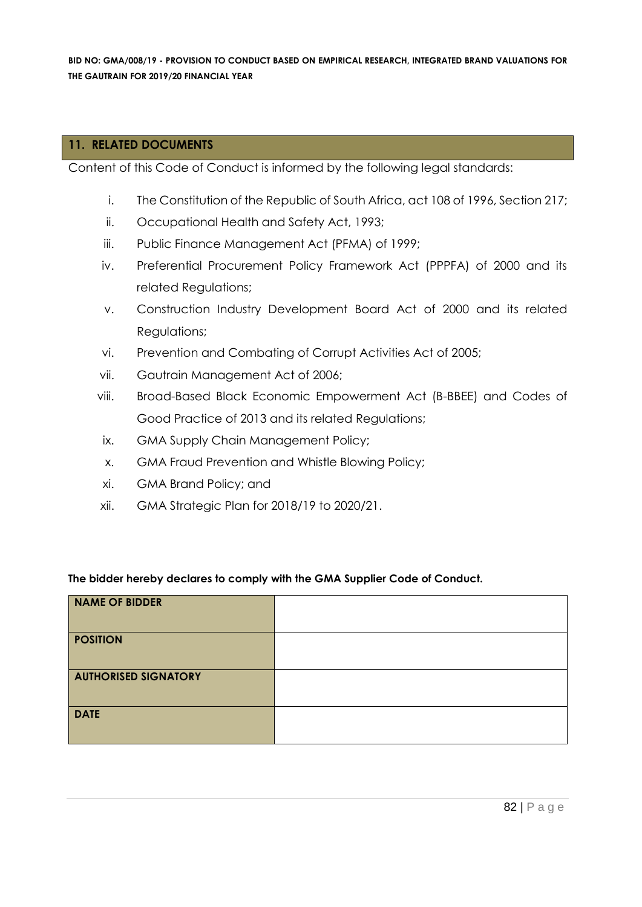## 11. RELATED DOCUMENTS

Content of this Code of Conduct is informed by the following legal standards:

i. The Constitution of the Republic of South Africa, act 108 of 1996, Section 217;
ii. Occupational Health and Safety Act, 1993;
iii. Public Finance Management Act (PFMA) of 1999;
iv. Preferential Procurement Policy Framework Act (PPPFA) of 2000 and its related Regulations;
v. Construction Industry Development Board Act of 2000 and its related Regulations;
vi. Prevention and Combating of Corrupt Activities Act of 2005;
vii. Gautrain Management Act of 2006;
viii. Broad-Based Black Economic Empowerment Act (B-BBEE) and Codes of Good Practice of 2013 and its related Regulations;
ix. GMA Supply Chain Management Policy;
x. GMA Fraud Prevention and Whistle Blowing Policy;
xi. GMA Brand Policy; and
xii. GMA Strategic Plan for 2018/19 to 2020/21.

**The bidder hereby declares to comply with the GMA Supplier Code of Conduct.**

| | |
|---|---|
| **NAME OF BIDDER** | |
| **POSITION** | |
| **AUTHORISED SIGNATORY** | |
| **DATE** | |